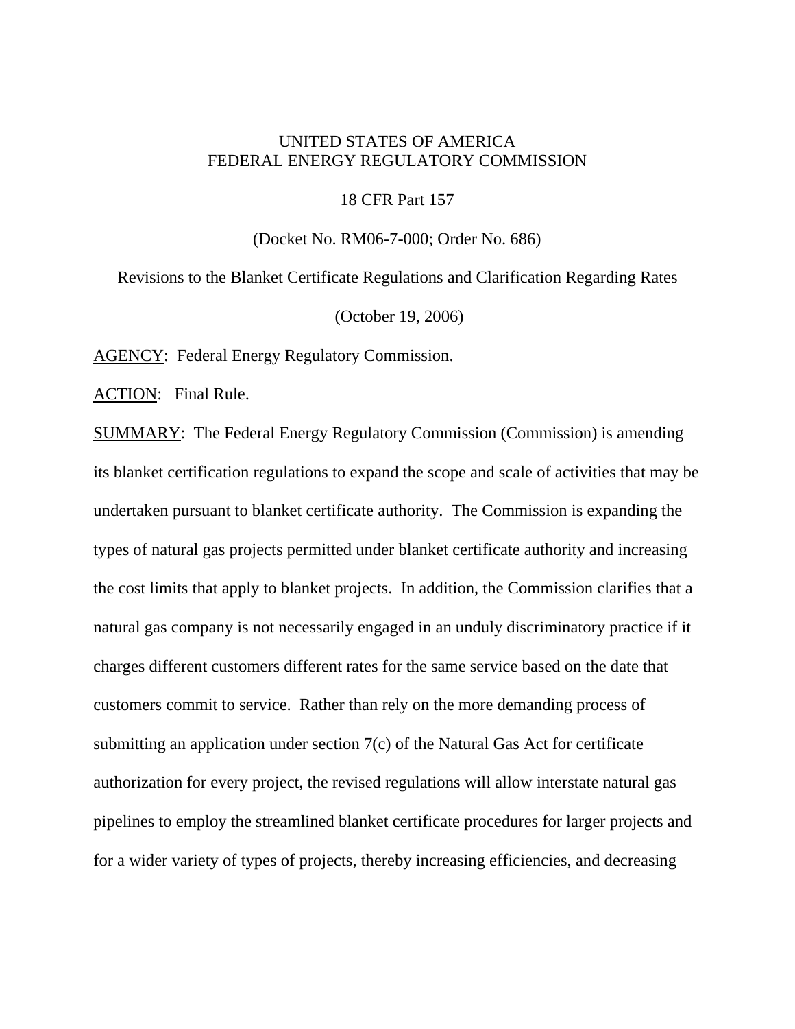UNITED STATES OF AMERICA
FEDERAL ENERGY REGULATORY COMMISSION

18 CFR Part 157

(Docket No. RM06-7-000; Order No. 686)

Revisions to the Blanket Certificate Regulations and Clarification Regarding Rates

(October 19, 2006)

AGENCY: Federal Energy Regulatory Commission.

ACTION: Final Rule.

SUMMARY: The Federal Energy Regulatory Commission (Commission) is amending its blanket certification regulations to expand the scope and scale of activities that may be undertaken pursuant to blanket certificate authority. The Commission is expanding the types of natural gas projects permitted under blanket certificate authority and increasing the cost limits that apply to blanket projects. In addition, the Commission clarifies that a natural gas company is not necessarily engaged in an unduly discriminatory practice if it charges different customers different rates for the same service based on the date that customers commit to service. Rather than rely on the more demanding process of submitting an application under section 7(c) of the Natural Gas Act for certificate authorization for every project, the revised regulations will allow interstate natural gas pipelines to employ the streamlined blanket certificate procedures for larger projects and for a wider variety of types of projects, thereby increasing efficiencies, and decreasing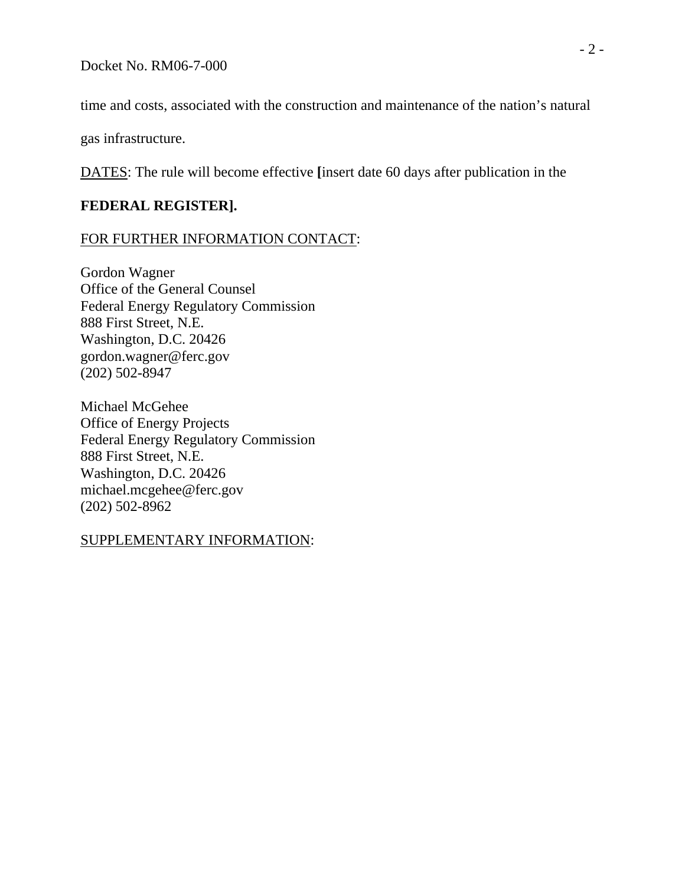time and costs, associated with the construction and maintenance of the nation's natural gas infrastructure.

DATES: The rule will become effective **[**insert date 60 days after publication in the **FEDERAL REGISTER].**

FOR FURTHER INFORMATION CONTACT:

Gordon Wagner
Office of the General Counsel
Federal Energy Regulatory Commission
888 First Street, N.E.
Washington, D.C. 20426
gordon.wagner@ferc.gov
(202) 502-8947

Michael McGehee
Office of Energy Projects
Federal Energy Regulatory Commission
888 First Street, N.E.
Washington, D.C. 20426
michael.mcgehee@ferc.gov
(202) 502-8962

SUPPLEMENTARY INFORMATION: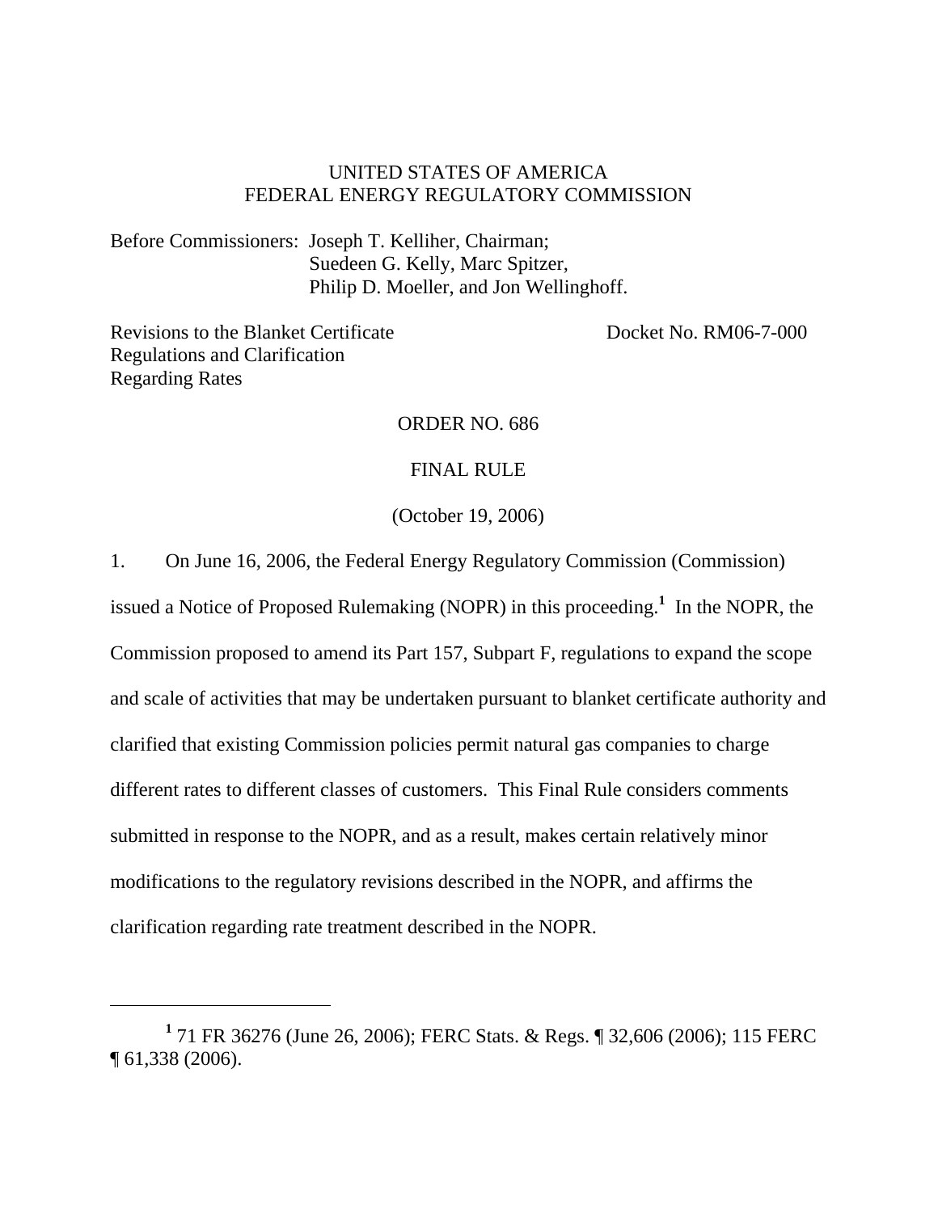UNITED STATES OF AMERICA
FEDERAL ENERGY REGULATORY COMMISSION

Before Commissioners: Joseph T. Kelliher, Chairman;
Suedeen G. Kelly, Marc Spitzer,
Philip D. Moeller, and Jon Wellinghoff.

Revisions to the Blanket Certificate Regulations and Clarification Regarding Rates — Docket No. RM06-7-000

ORDER NO. 686

FINAL RULE

(October 19, 2006)

1. On June 16, 2006, the Federal Energy Regulatory Commission (Commission) issued a Notice of Proposed Rulemaking (NOPR) in this proceeding.[1] In the NOPR, the Commission proposed to amend its Part 157, Subpart F, regulations to expand the scope and scale of activities that may be undertaken pursuant to blanket certificate authority and clarified that existing Commission policies permit natural gas companies to charge different rates to different classes of customers. This Final Rule considers comments submitted in response to the NOPR, and as a result, makes certain relatively minor modifications to the regulatory revisions described in the NOPR, and affirms the clarification regarding rate treatment described in the NOPR.

---

[1] 71 FR 36276 (June 26, 2006); FERC Stats. & Regs. ¶ 32,606 (2006); 115 FERC ¶ 61,338 (2006).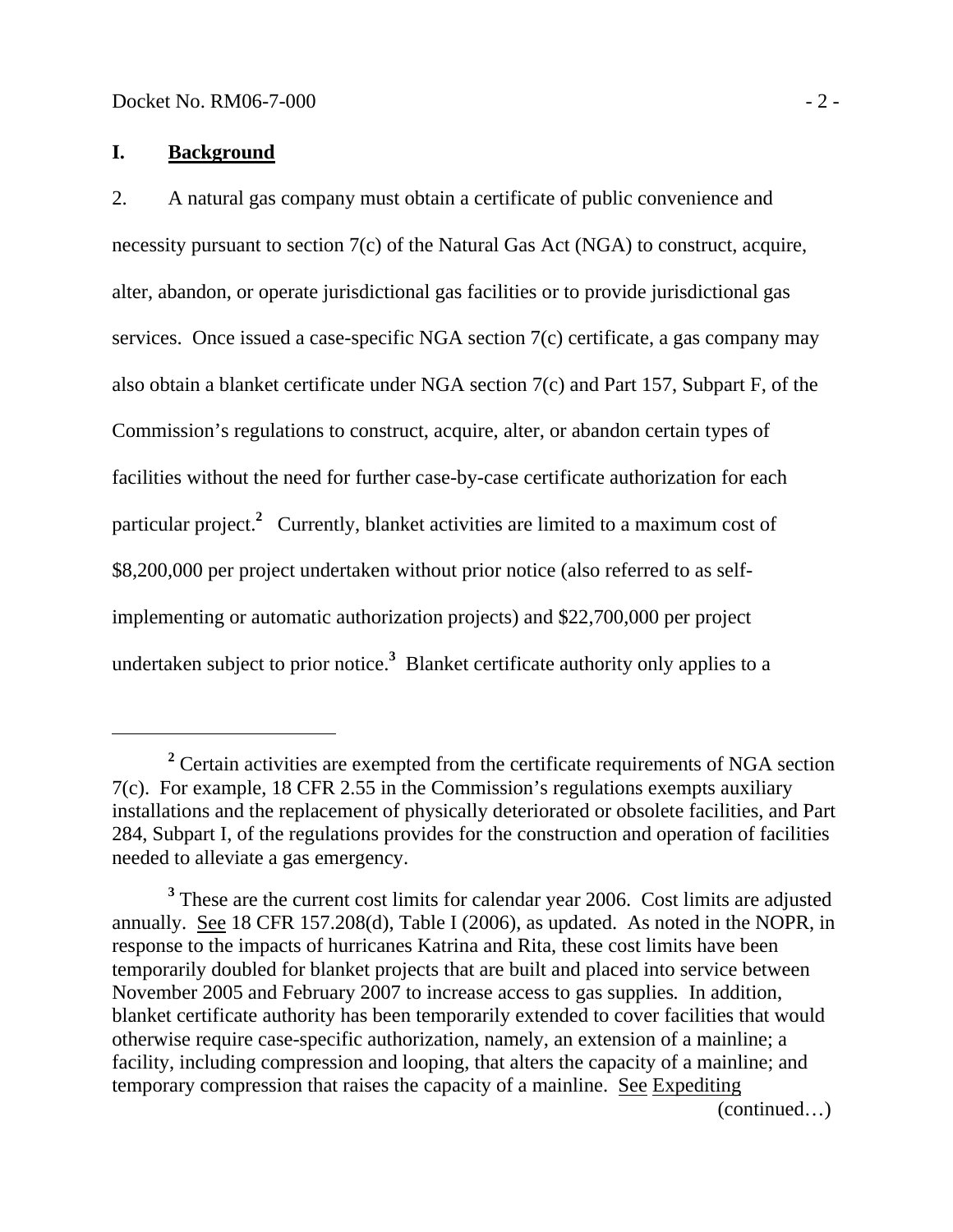## I. Background

2. A natural gas company must obtain a certificate of public convenience and necessity pursuant to section 7(c) of the Natural Gas Act (NGA) to construct, acquire, alter, abandon, or operate jurisdictional gas facilities or to provide jurisdictional gas services. Once issued a case-specific NGA section 7(c) certificate, a gas company may also obtain a blanket certificate under NGA section 7(c) and Part 157, Subpart F, of the Commission's regulations to construct, acquire, alter, or abandon certain types of facilities without the need for further case-by-case certificate authorization for each particular project.[2] Currently, blanket activities are limited to a maximum cost of $8,200,000 per project undertaken without prior notice (also referred to as self-implementing or automatic authorization projects) and $22,700,000 per project undertaken subject to prior notice.[3] Blanket certificate authority only applies to a

---

[2] Certain activities are exempted from the certificate requirements of NGA section 7(c). For example, 18 CFR 2.55 in the Commission's regulations exempts auxiliary installations and the replacement of physically deteriorated or obsolete facilities, and Part 284, Subpart I, of the regulations provides for the construction and operation of facilities needed to alleviate a gas emergency.

[3] These are the current cost limits for calendar year 2006. Cost limits are adjusted annually. See 18 CFR 157.208(d), Table I (2006), as updated. As noted in the NOPR, in response to the impacts of hurricanes Katrina and Rita, these cost limits have been temporarily doubled for blanket projects that are built and placed into service between November 2005 and February 2007 to increase access to gas supplies. In addition, blanket certificate authority has been temporarily extended to cover facilities that would otherwise require case-specific authorization, namely, an extension of a mainline; a facility, including compression and looping, that alters the capacity of a mainline; and temporary compression that raises the capacity of a mainline. See Expediting

(continued…)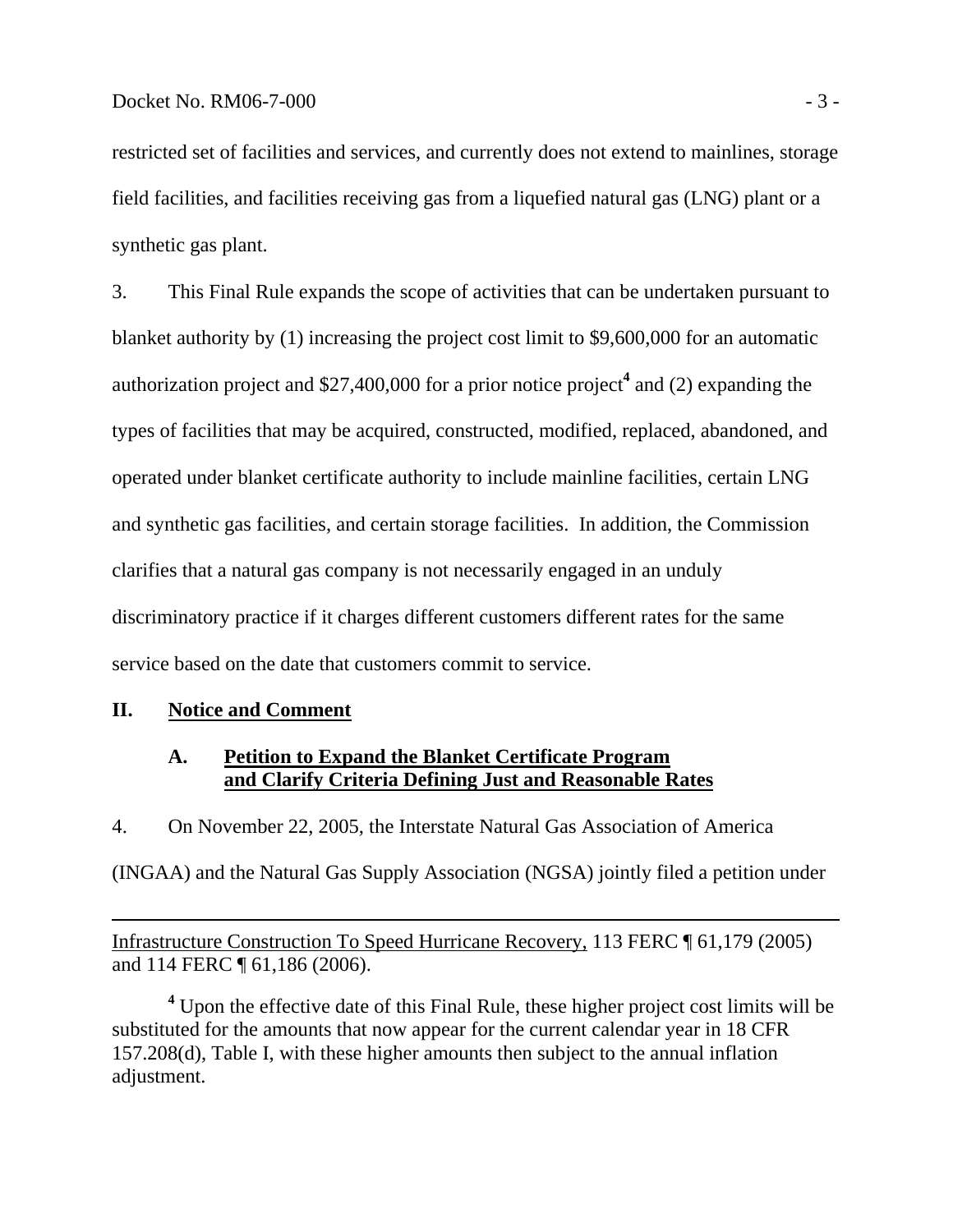restricted set of facilities and services, and currently does not extend to mainlines, storage field facilities, and facilities receiving gas from a liquefied natural gas (LNG) plant or a synthetic gas plant.

3. This Final Rule expands the scope of activities that can be undertaken pursuant to blanket authority by (1) increasing the project cost limit to $9,600,000 for an automatic authorization project and $27,400,000 for a prior notice project[4] and (2) expanding the types of facilities that may be acquired, constructed, modified, replaced, abandoned, and operated under blanket certificate authority to include mainline facilities, certain LNG and synthetic gas facilities, and certain storage facilities. In addition, the Commission clarifies that a natural gas company is not necessarily engaged in an unduly discriminatory practice if it charges different customers different rates for the same service based on the date that customers commit to service.

## II. Notice and Comment

### A. Petition to Expand the Blanket Certificate Program and Clarify Criteria Defining Just and Reasonable Rates

4. On November 22, 2005, the Interstate Natural Gas Association of America (INGAA) and the Natural Gas Supply Association (NGSA) jointly filed a petition under

---

Infrastructure Construction To Speed Hurricane Recovery, 113 FERC ¶ 61,179 (2005) and 114 FERC ¶ 61,186 (2006).

[4] Upon the effective date of this Final Rule, these higher project cost limits will be substituted for the amounts that now appear for the current calendar year in 18 CFR 157.208(d), Table I, with these higher amounts then subject to the annual inflation adjustment.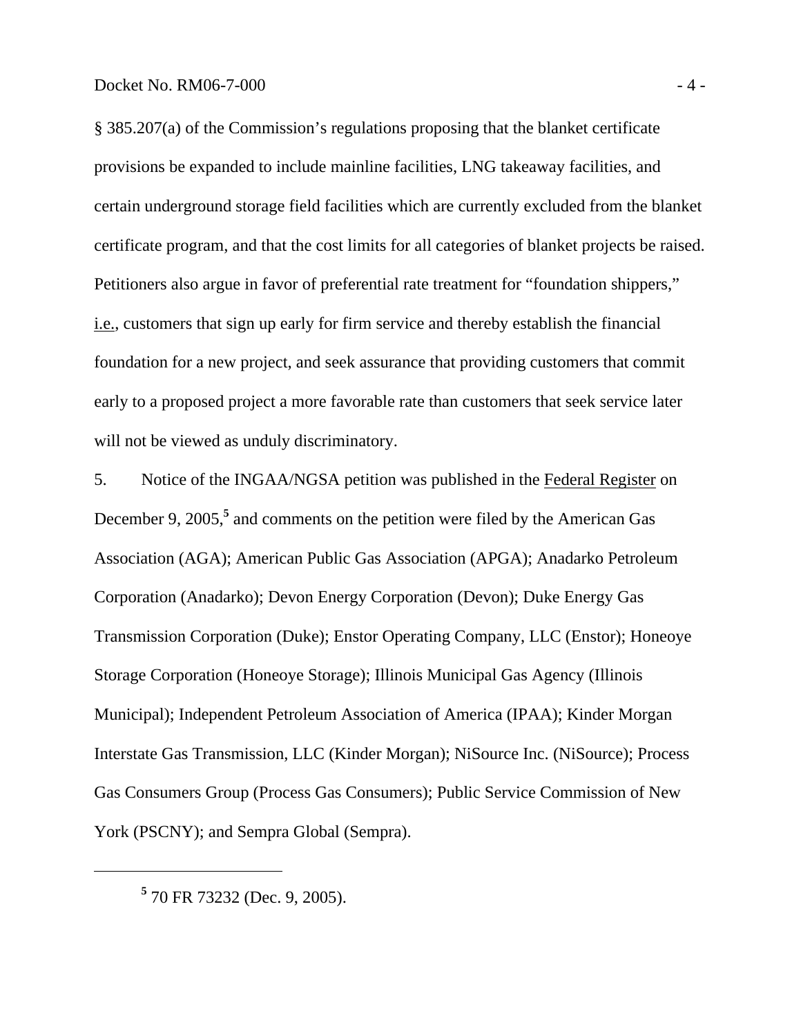§ 385.207(a) of the Commission's regulations proposing that the blanket certificate provisions be expanded to include mainline facilities, LNG takeaway facilities, and certain underground storage field facilities which are currently excluded from the blanket certificate program, and that the cost limits for all categories of blanket projects be raised. Petitioners also argue in favor of preferential rate treatment for "foundation shippers," i.e., customers that sign up early for firm service and thereby establish the financial foundation for a new project, and seek assurance that providing customers that commit early to a proposed project a more favorable rate than customers that seek service later will not be viewed as unduly discriminatory.

5. Notice of the INGAA/NGSA petition was published in the Federal Register on December 9, 2005,[5] and comments on the petition were filed by the American Gas Association (AGA); American Public Gas Association (APGA); Anadarko Petroleum Corporation (Anadarko); Devon Energy Corporation (Devon); Duke Energy Gas Transmission Corporation (Duke); Enstor Operating Company, LLC (Enstor); Honeoye Storage Corporation (Honeoye Storage); Illinois Municipal Gas Agency (Illinois Municipal); Independent Petroleum Association of America (IPAA); Kinder Morgan Interstate Gas Transmission, LLC (Kinder Morgan); NiSource Inc. (NiSource); Process Gas Consumers Group (Process Gas Consumers); Public Service Commission of New York (PSCNY); and Sempra Global (Sempra).

---

[5] 70 FR 73232 (Dec. 9, 2005).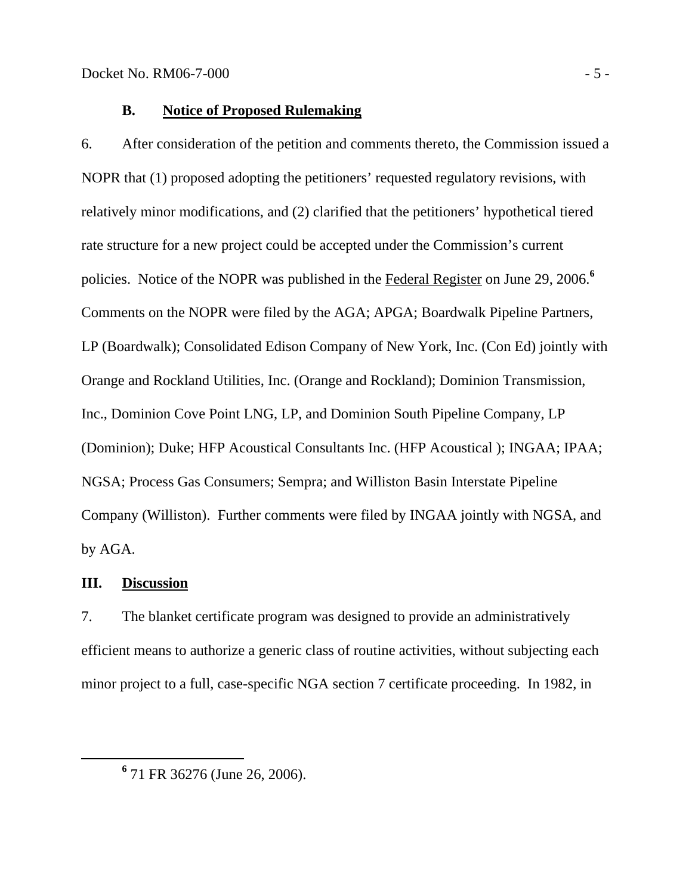### B. Notice of Proposed Rulemaking

6. After consideration of the petition and comments thereto, the Commission issued a NOPR that (1) proposed adopting the petitioners' requested regulatory revisions, with relatively minor modifications, and (2) clarified that the petitioners' hypothetical tiered rate structure for a new project could be accepted under the Commission's current policies. Notice of the NOPR was published in the Federal Register on June 29, 2006.[6] Comments on the NOPR were filed by the AGA; APGA; Boardwalk Pipeline Partners, LP (Boardwalk); Consolidated Edison Company of New York, Inc. (Con Ed) jointly with Orange and Rockland Utilities, Inc. (Orange and Rockland); Dominion Transmission, Inc., Dominion Cove Point LNG, LP, and Dominion South Pipeline Company, LP (Dominion); Duke; HFP Acoustical Consultants Inc. (HFP Acoustical ); INGAA; IPAA; NGSA; Process Gas Consumers; Sempra; and Williston Basin Interstate Pipeline Company (Williston). Further comments were filed by INGAA jointly with NGSA, and by AGA.

## III. Discussion

7. The blanket certificate program was designed to provide an administratively efficient means to authorize a generic class of routine activities, without subjecting each minor project to a full, case-specific NGA section 7 certificate proceeding. In 1982, in

---

[6] 71 FR 36276 (June 26, 2006).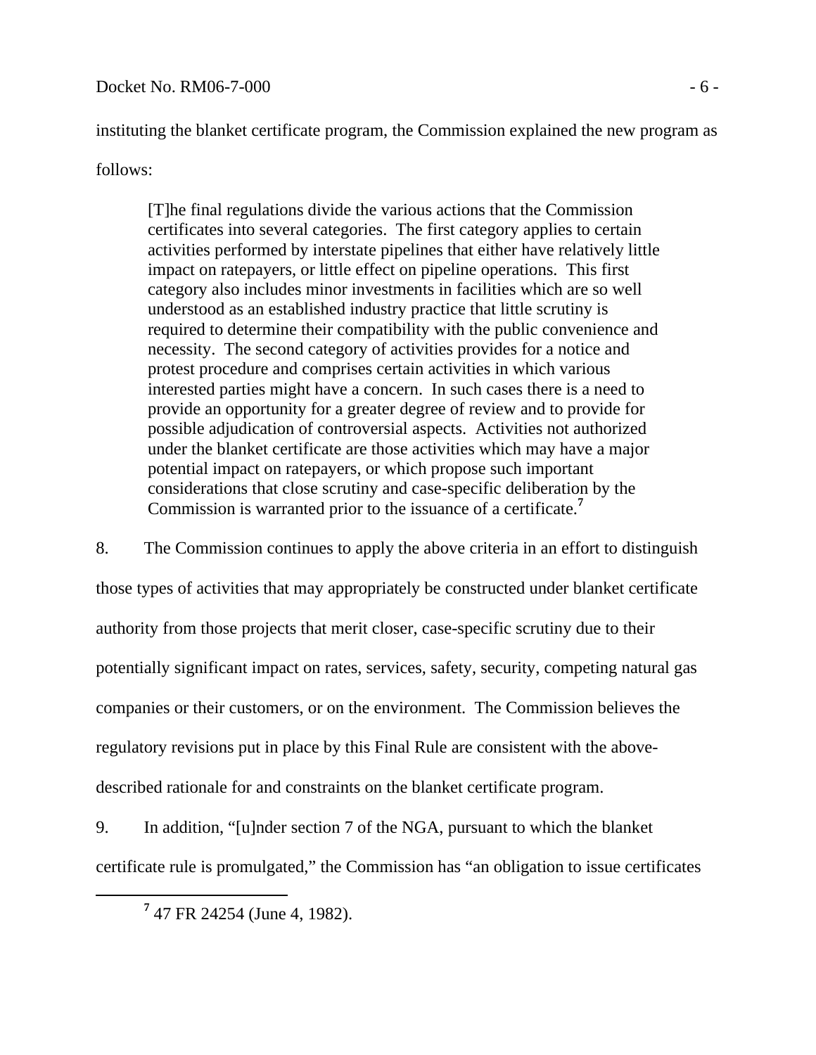instituting the blanket certificate program, the Commission explained the new program as follows:

> [T]he final regulations divide the various actions that the Commission certificates into several categories. The first category applies to certain activities performed by interstate pipelines that either have relatively little impact on ratepayers, or little effect on pipeline operations. This first category also includes minor investments in facilities which are so well understood as an established industry practice that little scrutiny is required to determine their compatibility with the public convenience and necessity. The second category of activities provides for a notice and protest procedure and comprises certain activities in which various interested parties might have a concern. In such cases there is a need to provide an opportunity for a greater degree of review and to provide for possible adjudication of controversial aspects. Activities not authorized under the blanket certificate are those activities which may have a major potential impact on ratepayers, or which propose such important considerations that close scrutiny and case-specific deliberation by the Commission is warranted prior to the issuance of a certificate.[7]

8. The Commission continues to apply the above criteria in an effort to distinguish those types of activities that may appropriately be constructed under blanket certificate authority from those projects that merit closer, case-specific scrutiny due to their potentially significant impact on rates, services, safety, security, competing natural gas companies or their customers, or on the environment. The Commission believes the regulatory revisions put in place by this Final Rule are consistent with the above-described rationale for and constraints on the blanket certificate program.

9. In addition, "[u]nder section 7 of the NGA, pursuant to which the blanket certificate rule is promulgated," the Commission has "an obligation to issue certificates

[7] 47 FR 24254 (June 4, 1982).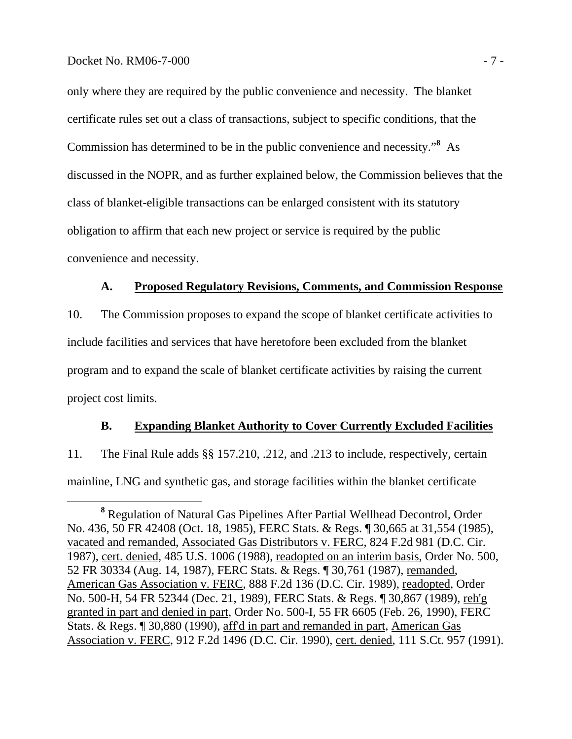only where they are required by the public convenience and necessity. The blanket certificate rules set out a class of transactions, subject to specific conditions, that the Commission has determined to be in the public convenience and necessity."[8] As discussed in the NOPR, and as further explained below, the Commission believes that the class of blanket-eligible transactions can be enlarged consistent with its statutory obligation to affirm that each new project or service is required by the public convenience and necessity.

### A. Proposed Regulatory Revisions, Comments, and Commission Response

10. The Commission proposes to expand the scope of blanket certificate activities to include facilities and services that have heretofore been excluded from the blanket program and to expand the scale of blanket certificate activities by raising the current project cost limits.

### B. Expanding Blanket Authority to Cover Currently Excluded Facilities

11. The Final Rule adds §§ 157.210, .212, and .213 to include, respectively, certain mainline, LNG and synthetic gas, and storage facilities within the blanket certificate

---

[8] Regulation of Natural Gas Pipelines After Partial Wellhead Decontrol, Order No. 436, 50 FR 42408 (Oct. 18, 1985), FERC Stats. & Regs. ¶ 30,665 at 31,554 (1985), vacated and remanded, Associated Gas Distributors v. FERC, 824 F.2d 981 (D.C. Cir. 1987), cert. denied, 485 U.S. 1006 (1988), readopted on an interim basis, Order No. 500, 52 FR 30334 (Aug. 14, 1987), FERC Stats. & Regs. ¶ 30,761 (1987), remanded, American Gas Association v. FERC, 888 F.2d 136 (D.C. Cir. 1989), readopted, Order No. 500-H, 54 FR 52344 (Dec. 21, 1989), FERC Stats. & Regs. ¶ 30,867 (1989), reh'g granted in part and denied in part, Order No. 500-I, 55 FR 6605 (Feb. 26, 1990), FERC Stats. & Regs. ¶ 30,880 (1990), aff'd in part and remanded in part, American Gas Association v. FERC, 912 F.2d 1496 (D.C. Cir. 1990), cert. denied, 111 S.Ct. 957 (1991).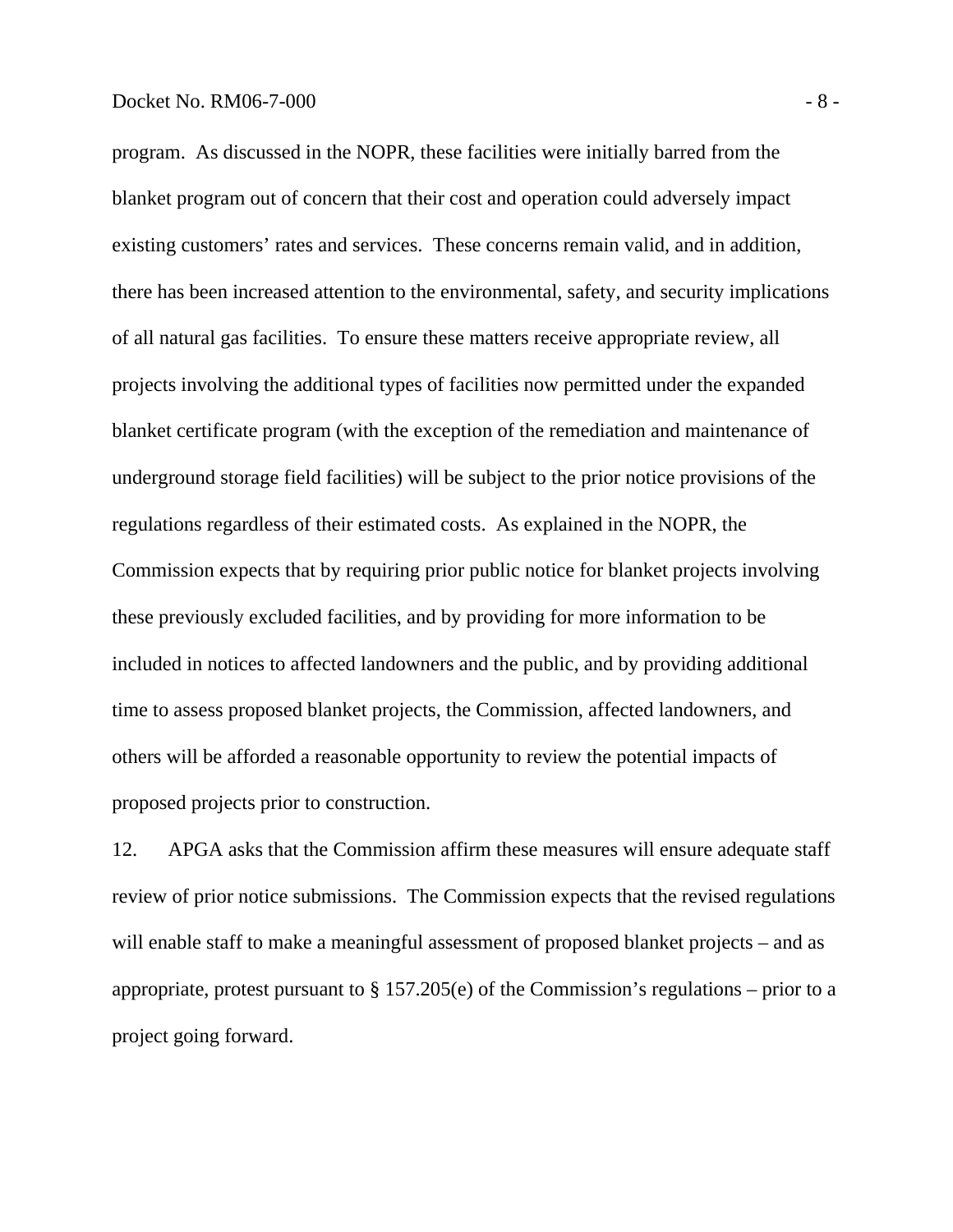program. As discussed in the NOPR, these facilities were initially barred from the blanket program out of concern that their cost and operation could adversely impact existing customers' rates and services. These concerns remain valid, and in addition, there has been increased attention to the environmental, safety, and security implications of all natural gas facilities. To ensure these matters receive appropriate review, all projects involving the additional types of facilities now permitted under the expanded blanket certificate program (with the exception of the remediation and maintenance of underground storage field facilities) will be subject to the prior notice provisions of the regulations regardless of their estimated costs. As explained in the NOPR, the Commission expects that by requiring prior public notice for blanket projects involving these previously excluded facilities, and by providing for more information to be included in notices to affected landowners and the public, and by providing additional time to assess proposed blanket projects, the Commission, affected landowners, and others will be afforded a reasonable opportunity to review the potential impacts of proposed projects prior to construction.

12. APGA asks that the Commission affirm these measures will ensure adequate staff review of prior notice submissions. The Commission expects that the revised regulations will enable staff to make a meaningful assessment of proposed blanket projects – and as appropriate, protest pursuant to § 157.205(e) of the Commission's regulations – prior to a project going forward.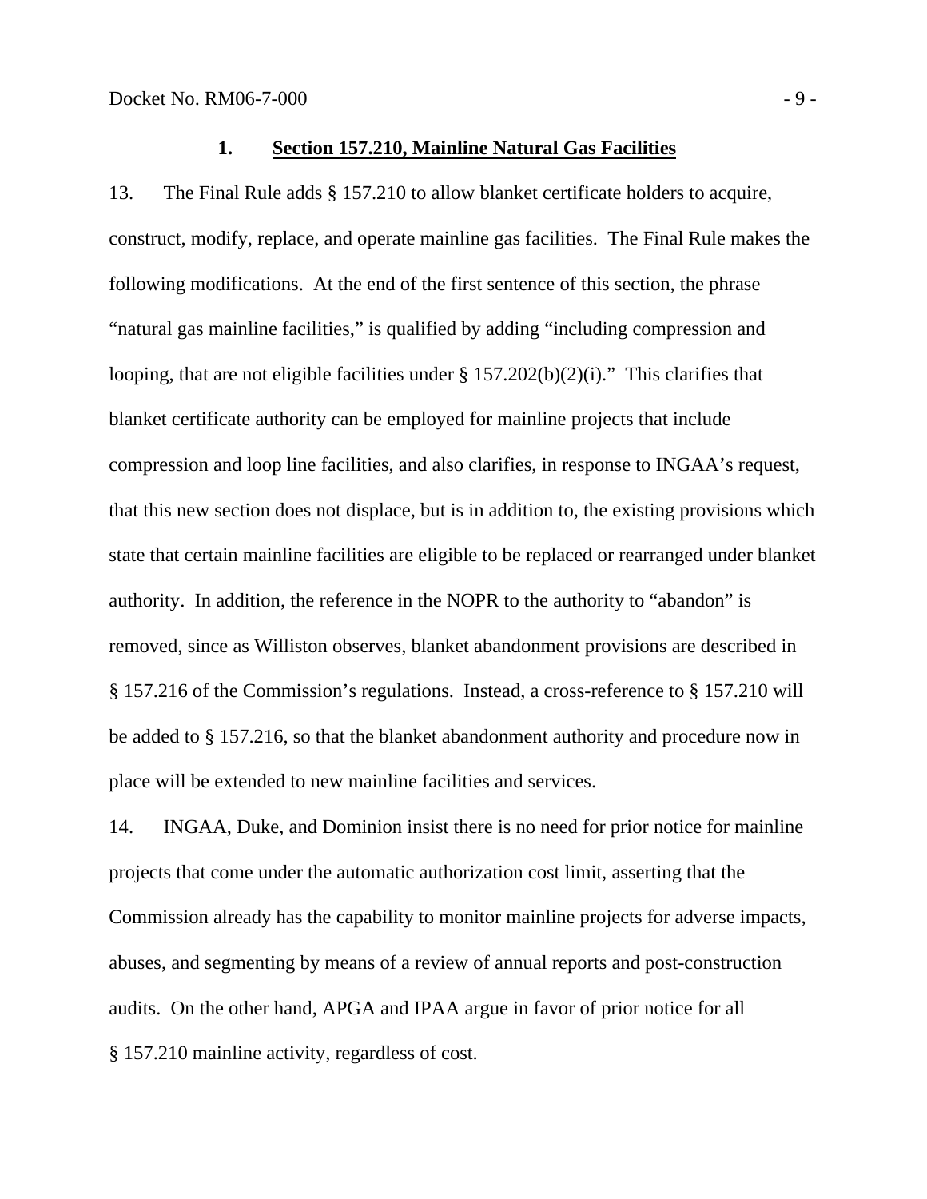### 1. Section 157.210, Mainline Natural Gas Facilities

13. The Final Rule adds § 157.210 to allow blanket certificate holders to acquire, construct, modify, replace, and operate mainline gas facilities. The Final Rule makes the following modifications. At the end of the first sentence of this section, the phrase "natural gas mainline facilities," is qualified by adding "including compression and looping, that are not eligible facilities under § 157.202(b)(2)(i)." This clarifies that blanket certificate authority can be employed for mainline projects that include compression and loop line facilities, and also clarifies, in response to INGAA's request, that this new section does not displace, but is in addition to, the existing provisions which state that certain mainline facilities are eligible to be replaced or rearranged under blanket authority. In addition, the reference in the NOPR to the authority to "abandon" is removed, since as Williston observes, blanket abandonment provisions are described in § 157.216 of the Commission's regulations. Instead, a cross-reference to § 157.210 will be added to § 157.216, so that the blanket abandonment authority and procedure now in place will be extended to new mainline facilities and services.

14. INGAA, Duke, and Dominion insist there is no need for prior notice for mainline projects that come under the automatic authorization cost limit, asserting that the Commission already has the capability to monitor mainline projects for adverse impacts, abuses, and segmenting by means of a review of annual reports and post-construction audits. On the other hand, APGA and IPAA argue in favor of prior notice for all § 157.210 mainline activity, regardless of cost.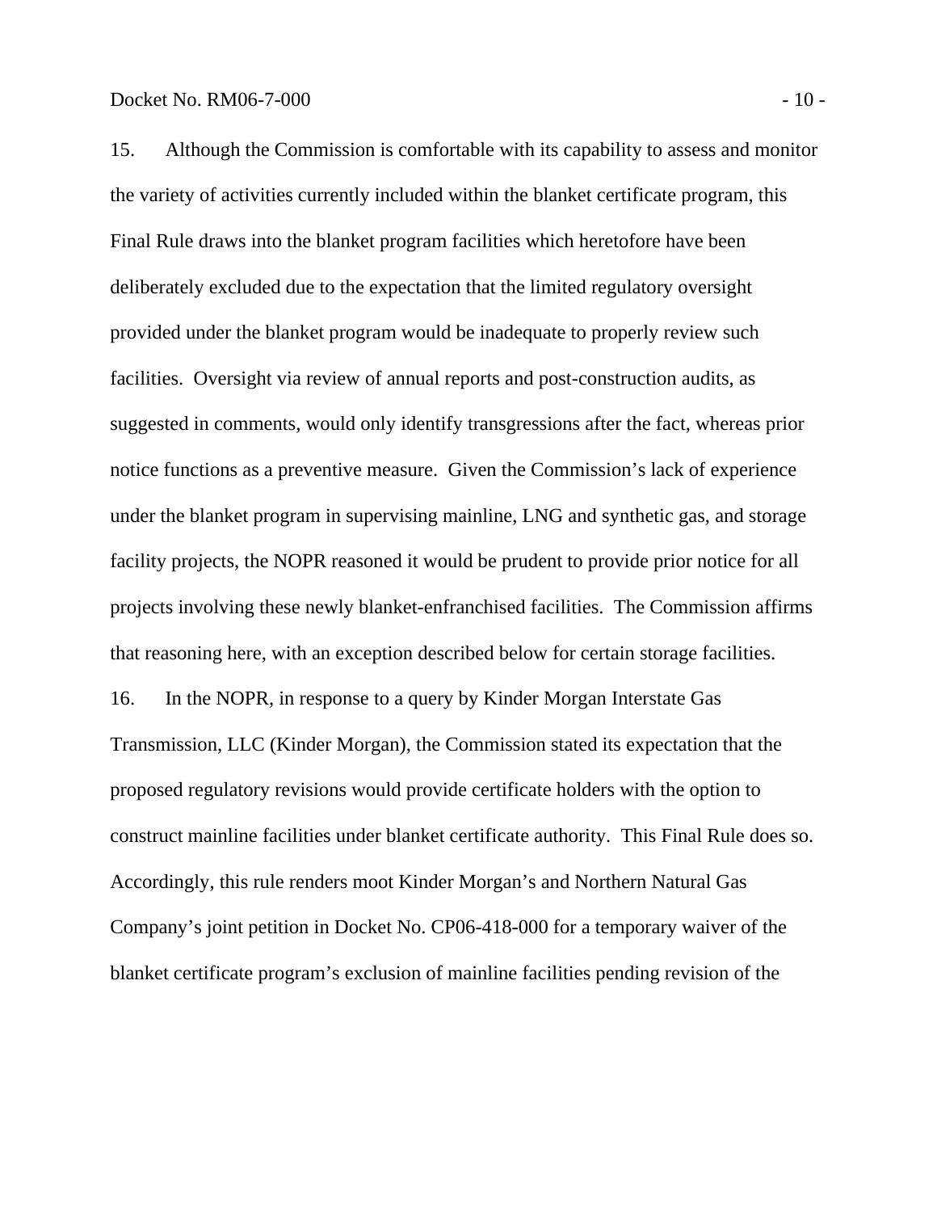15. Although the Commission is comfortable with its capability to assess and monitor the variety of activities currently included within the blanket certificate program, this Final Rule draws into the blanket program facilities which heretofore have been deliberately excluded due to the expectation that the limited regulatory oversight provided under the blanket program would be inadequate to properly review such facilities. Oversight via review of annual reports and post-construction audits, as suggested in comments, would only identify transgressions after the fact, whereas prior notice functions as a preventive measure. Given the Commission's lack of experience under the blanket program in supervising mainline, LNG and synthetic gas, and storage facility projects, the NOPR reasoned it would be prudent to provide prior notice for all projects involving these newly blanket-enfranchised facilities. The Commission affirms that reasoning here, with an exception described below for certain storage facilities.

16. In the NOPR, in response to a query by Kinder Morgan Interstate Gas Transmission, LLC (Kinder Morgan), the Commission stated its expectation that the proposed regulatory revisions would provide certificate holders with the option to construct mainline facilities under blanket certificate authority. This Final Rule does so. Accordingly, this rule renders moot Kinder Morgan's and Northern Natural Gas Company's joint petition in Docket No. CP06-418-000 for a temporary waiver of the blanket certificate program's exclusion of mainline facilities pending revision of the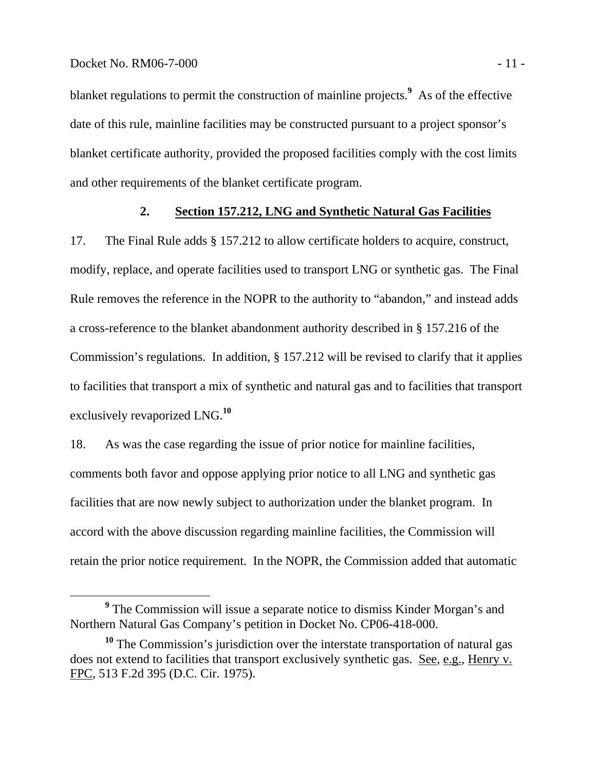blanket regulations to permit the construction of mainline projects.[9] As of the effective date of this rule, mainline facilities may be constructed pursuant to a project sponsor's blanket certificate authority, provided the proposed facilities comply with the cost limits and other requirements of the blanket certificate program.

### 2. Section 157.212, LNG and Synthetic Natural Gas Facilities

17. The Final Rule adds § 157.212 to allow certificate holders to acquire, construct, modify, replace, and operate facilities used to transport LNG or synthetic gas. The Final Rule removes the reference in the NOPR to the authority to "abandon," and instead adds a cross-reference to the blanket abandonment authority described in § 157.216 of the Commission's regulations. In addition, § 157.212 will be revised to clarify that it applies to facilities that transport a mix of synthetic and natural gas and to facilities that transport exclusively revaporized LNG.[10]

18. As was the case regarding the issue of prior notice for mainline facilities, comments both favor and oppose applying prior notice to all LNG and synthetic gas facilities that are now newly subject to authorization under the blanket program. In accord with the above discussion regarding mainline facilities, the Commission will retain the prior notice requirement. In the NOPR, the Commission added that automatic

[9] The Commission will issue a separate notice to dismiss Kinder Morgan's and Northern Natural Gas Company's petition in Docket No. CP06-418-000.

[10] The Commission's jurisdiction over the interstate transportation of natural gas does not extend to facilities that transport exclusively synthetic gas. See, e.g., Henry v. FPC, 513 F.2d 395 (D.C. Cir. 1975).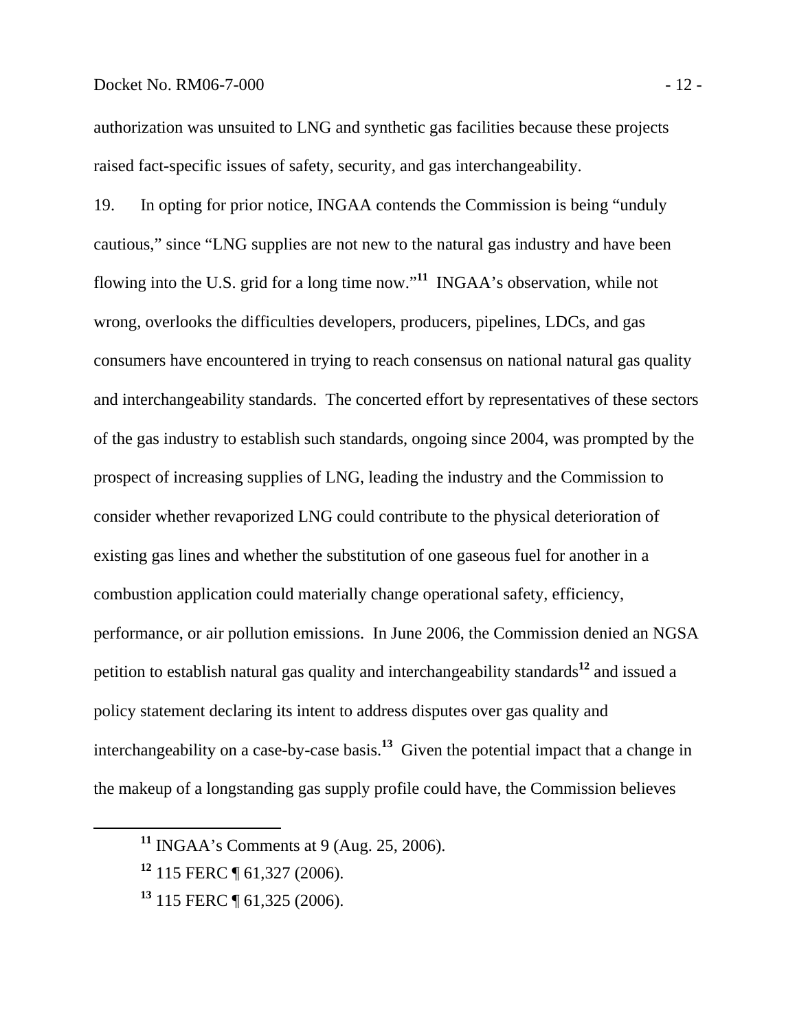authorization was unsuited to LNG and synthetic gas facilities because these projects raised fact-specific issues of safety, security, and gas interchangeability.

19. In opting for prior notice, INGAA contends the Commission is being "unduly cautious," since "LNG supplies are not new to the natural gas industry and have been flowing into the U.S. grid for a long time now."[11] INGAA's observation, while not wrong, overlooks the difficulties developers, producers, pipelines, LDCs, and gas consumers have encountered in trying to reach consensus on national natural gas quality and interchangeability standards. The concerted effort by representatives of these sectors of the gas industry to establish such standards, ongoing since 2004, was prompted by the prospect of increasing supplies of LNG, leading the industry and the Commission to consider whether revaporized LNG could contribute to the physical deterioration of existing gas lines and whether the substitution of one gaseous fuel for another in a combustion application could materially change operational safety, efficiency, performance, or air pollution emissions. In June 2006, the Commission denied an NGSA petition to establish natural gas quality and interchangeability standards[12] and issued a policy statement declaring its intent to address disputes over gas quality and interchangeability on a case-by-case basis.[13] Given the potential impact that a change in the makeup of a longstanding gas supply profile could have, the Commission believes

[11] INGAA's Comments at 9 (Aug. 25, 2006).

[12] 115 FERC ¶ 61,327 (2006).

[13] 115 FERC ¶ 61,325 (2006).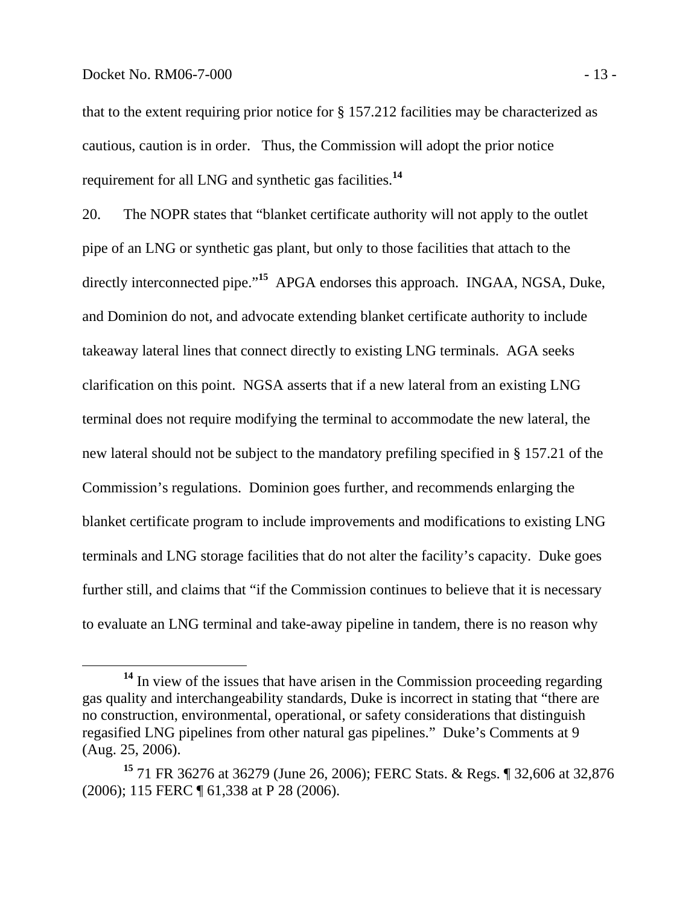that to the extent requiring prior notice for § 157.212 facilities may be characterized as cautious, caution is in order. Thus, the Commission will adopt the prior notice requirement for all LNG and synthetic gas facilities.[14]

20. The NOPR states that "blanket certificate authority will not apply to the outlet pipe of an LNG or synthetic gas plant, but only to those facilities that attach to the directly interconnected pipe."[15] APGA endorses this approach. INGAA, NGSA, Duke, and Dominion do not, and advocate extending blanket certificate authority to include takeaway lateral lines that connect directly to existing LNG terminals. AGA seeks clarification on this point. NGSA asserts that if a new lateral from an existing LNG terminal does not require modifying the terminal to accommodate the new lateral, the new lateral should not be subject to the mandatory prefiling specified in § 157.21 of the Commission's regulations. Dominion goes further, and recommends enlarging the blanket certificate program to include improvements and modifications to existing LNG terminals and LNG storage facilities that do not alter the facility's capacity. Duke goes further still, and claims that "if the Commission continues to believe that it is necessary to evaluate an LNG terminal and take-away pipeline in tandem, there is no reason why

---

[14] In view of the issues that have arisen in the Commission proceeding regarding gas quality and interchangeability standards, Duke is incorrect in stating that "there are no construction, environmental, operational, or safety considerations that distinguish regasified LNG pipelines from other natural gas pipelines." Duke's Comments at 9 (Aug. 25, 2006).

[15] 71 FR 36276 at 36279 (June 26, 2006); FERC Stats. & Regs. ¶ 32,606 at 32,876 (2006); 115 FERC ¶ 61,338 at P 28 (2006).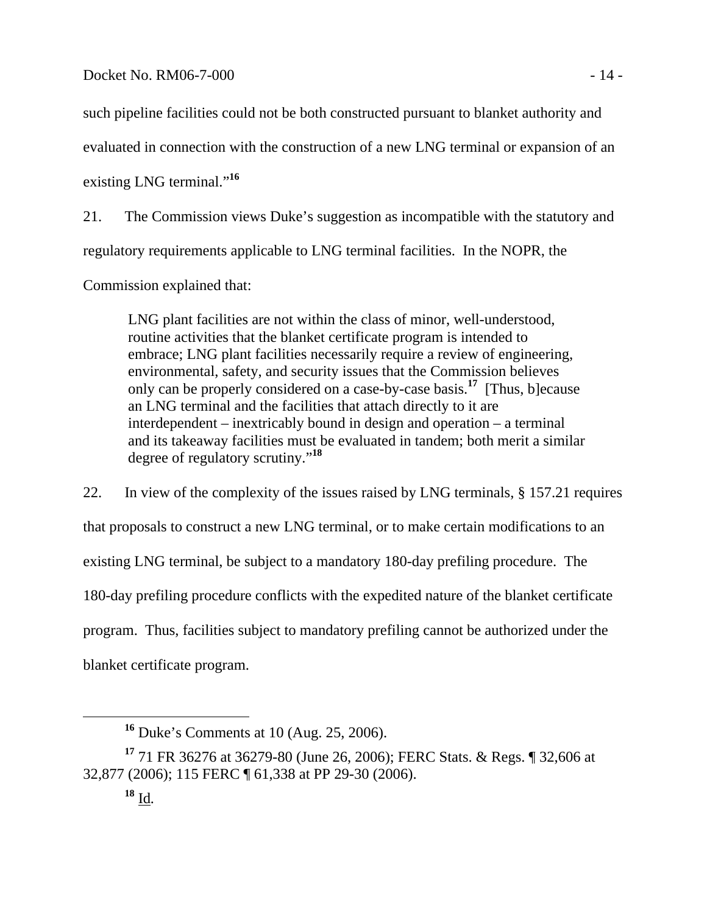such pipeline facilities could not be both constructed pursuant to blanket authority and evaluated in connection with the construction of a new LNG terminal or expansion of an existing LNG terminal."[16]

21. The Commission views Duke's suggestion as incompatible with the statutory and regulatory requirements applicable to LNG terminal facilities. In the NOPR, the Commission explained that:

> LNG plant facilities are not within the class of minor, well-understood, routine activities that the blanket certificate program is intended to embrace; LNG plant facilities necessarily require a review of engineering, environmental, safety, and security issues that the Commission believes only can be properly considered on a case-by-case basis.[17] [Thus, b]ecause an LNG terminal and the facilities that attach directly to it are interdependent – inextricably bound in design and operation – a terminal and its takeaway facilities must be evaluated in tandem; both merit a similar degree of regulatory scrutiny."[18]

22. In view of the complexity of the issues raised by LNG terminals, § 157.21 requires that proposals to construct a new LNG terminal, or to make certain modifications to an existing LNG terminal, be subject to a mandatory 180-day prefiling procedure. The 180-day prefiling procedure conflicts with the expedited nature of the blanket certificate program. Thus, facilities subject to mandatory prefiling cannot be authorized under the blanket certificate program.

---

[16] Duke's Comments at 10 (Aug. 25, 2006).

[17] 71 FR 36276 at 36279-80 (June 26, 2006); FERC Stats. & Regs. ¶ 32,606 at 32,877 (2006); 115 FERC ¶ 61,338 at PP 29-30 (2006).

[18] Id.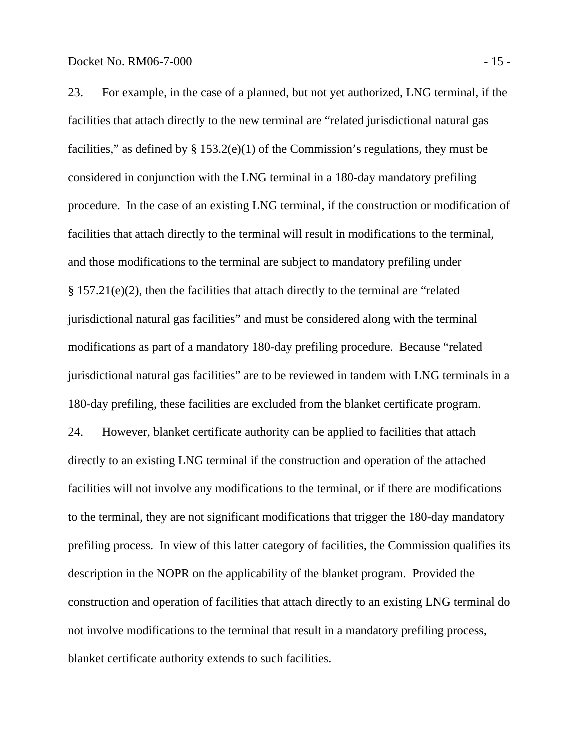23. For example, in the case of a planned, but not yet authorized, LNG terminal, if the facilities that attach directly to the new terminal are "related jurisdictional natural gas facilities," as defined by § 153.2(e)(1) of the Commission's regulations, they must be considered in conjunction with the LNG terminal in a 180-day mandatory prefiling procedure. In the case of an existing LNG terminal, if the construction or modification of facilities that attach directly to the terminal will result in modifications to the terminal, and those modifications to the terminal are subject to mandatory prefiling under § 157.21(e)(2), then the facilities that attach directly to the terminal are "related jurisdictional natural gas facilities" and must be considered along with the terminal modifications as part of a mandatory 180-day prefiling procedure. Because "related jurisdictional natural gas facilities" are to be reviewed in tandem with LNG terminals in a 180-day prefiling, these facilities are excluded from the blanket certificate program.

24. However, blanket certificate authority can be applied to facilities that attach directly to an existing LNG terminal if the construction and operation of the attached facilities will not involve any modifications to the terminal, or if there are modifications to the terminal, they are not significant modifications that trigger the 180-day mandatory prefiling process. In view of this latter category of facilities, the Commission qualifies its description in the NOPR on the applicability of the blanket program. Provided the construction and operation of facilities that attach directly to an existing LNG terminal do not involve modifications to the terminal that result in a mandatory prefiling process, blanket certificate authority extends to such facilities.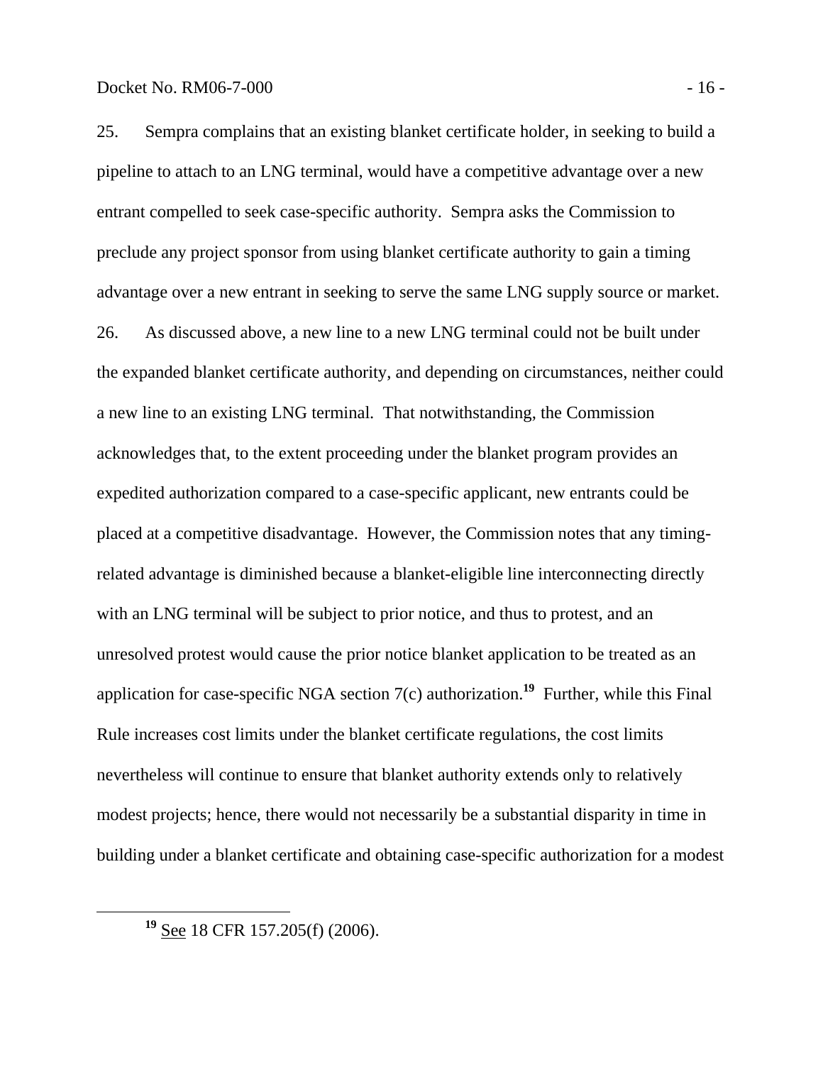25. Sempra complains that an existing blanket certificate holder, in seeking to build a pipeline to attach to an LNG terminal, would have a competitive advantage over a new entrant compelled to seek case-specific authority. Sempra asks the Commission to preclude any project sponsor from using blanket certificate authority to gain a timing advantage over a new entrant in seeking to serve the same LNG supply source or market.

26. As discussed above, a new line to a new LNG terminal could not be built under the expanded blanket certificate authority, and depending on circumstances, neither could a new line to an existing LNG terminal. That notwithstanding, the Commission acknowledges that, to the extent proceeding under the blanket program provides an expedited authorization compared to a case-specific applicant, new entrants could be placed at a competitive disadvantage. However, the Commission notes that any timing-related advantage is diminished because a blanket-eligible line interconnecting directly with an LNG terminal will be subject to prior notice, and thus to protest, and an unresolved protest would cause the prior notice blanket application to be treated as an application for case-specific NGA section 7(c) authorization.[19] Further, while this Final Rule increases cost limits under the blanket certificate regulations, the cost limits nevertheless will continue to ensure that blanket authority extends only to relatively modest projects; hence, there would not necessarily be a substantial disparity in time in building under a blanket certificate and obtaining case-specific authorization for a modest

[19] See 18 CFR 157.205(f) (2006).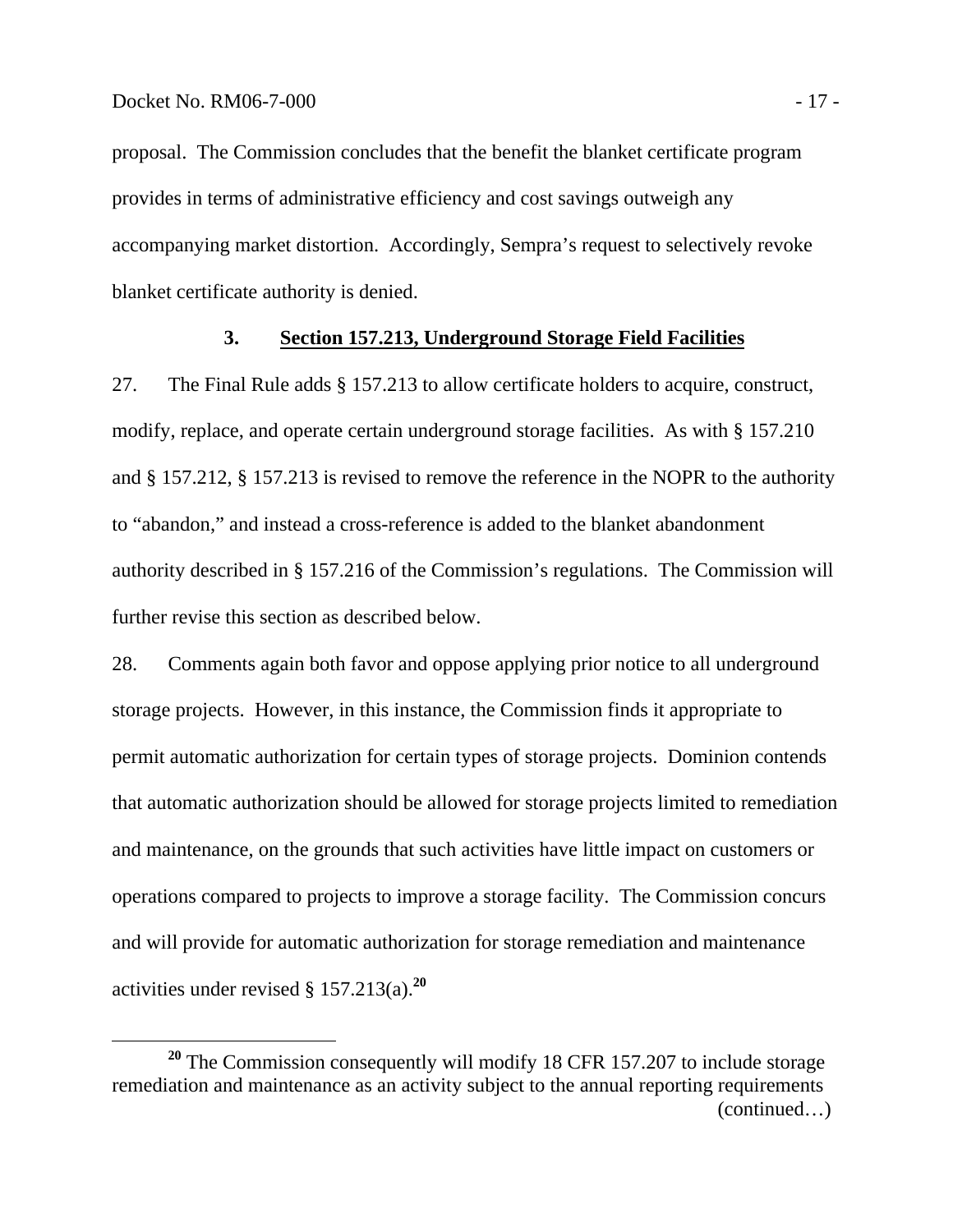proposal. The Commission concludes that the benefit the blanket certificate program provides in terms of administrative efficiency and cost savings outweigh any accompanying market distortion. Accordingly, Sempra's request to selectively revoke blanket certificate authority is denied.

### 3. **Section 157.213, Underground Storage Field Facilities**

27. The Final Rule adds § 157.213 to allow certificate holders to acquire, construct, modify, replace, and operate certain underground storage facilities. As with § 157.210 and § 157.212, § 157.213 is revised to remove the reference in the NOPR to the authority to "abandon," and instead a cross-reference is added to the blanket abandonment authority described in § 157.216 of the Commission's regulations. The Commission will further revise this section as described below.

28. Comments again both favor and oppose applying prior notice to all underground storage projects. However, in this instance, the Commission finds it appropriate to permit automatic authorization for certain types of storage projects. Dominion contends that automatic authorization should be allowed for storage projects limited to remediation and maintenance, on the grounds that such activities have little impact on customers or operations compared to projects to improve a storage facility. The Commission concurs and will provide for automatic authorization for storage remediation and maintenance activities under revised § 157.213(a).[20]

---

[20] The Commission consequently will modify 18 CFR 157.207 to include storage remediation and maintenance as an activity subject to the annual reporting requirements (continued…)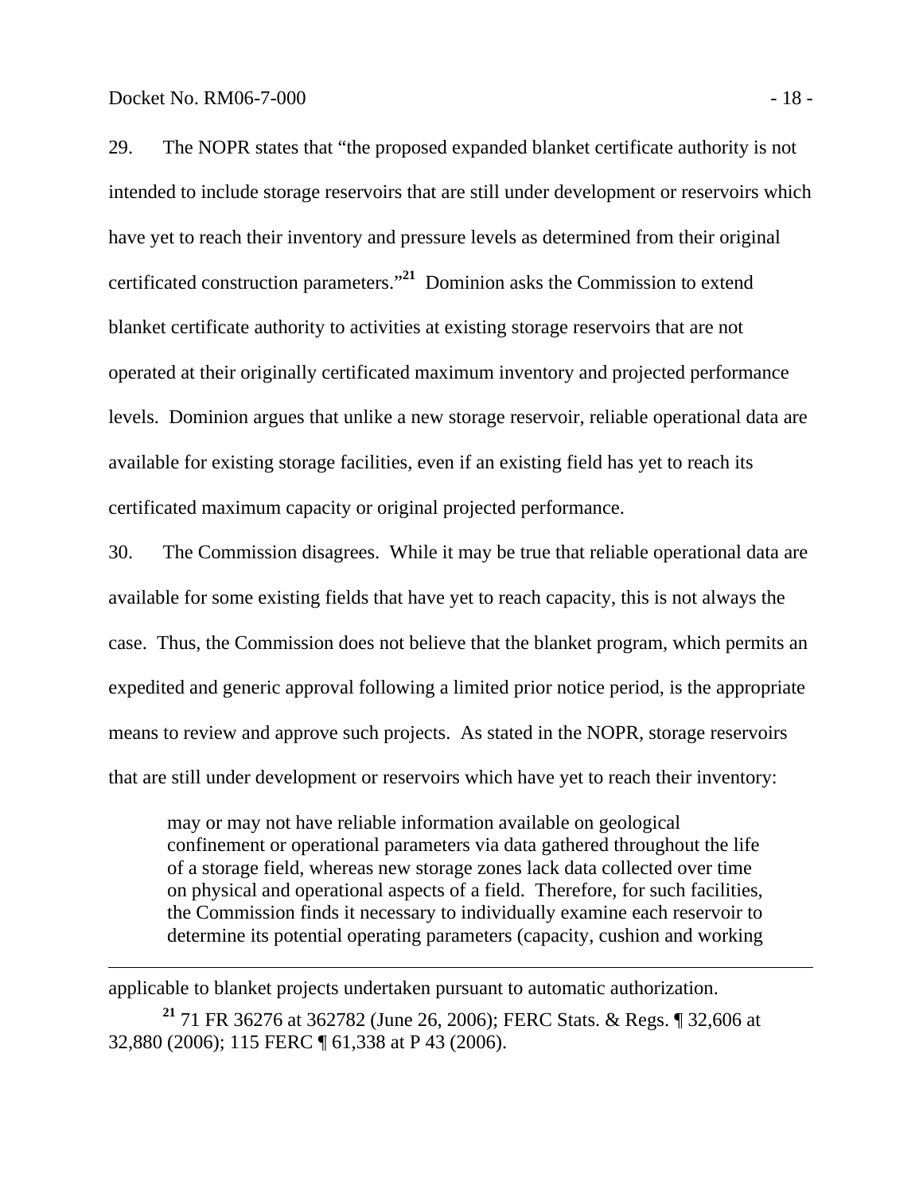29. The NOPR states that "the proposed expanded blanket certificate authority is not intended to include storage reservoirs that are still under development or reservoirs which have yet to reach their inventory and pressure levels as determined from their original certificated construction parameters."[21] Dominion asks the Commission to extend blanket certificate authority to activities at existing storage reservoirs that are not operated at their originally certificated maximum inventory and projected performance levels. Dominion argues that unlike a new storage reservoir, reliable operational data are available for existing storage facilities, even if an existing field has yet to reach its certificated maximum capacity or original projected performance.

30. The Commission disagrees. While it may be true that reliable operational data are available for some existing fields that have yet to reach capacity, this is not always the case. Thus, the Commission does not believe that the blanket program, which permits an expedited and generic approval following a limited prior notice period, is the appropriate means to review and approve such projects. As stated in the NOPR, storage reservoirs that are still under development or reservoirs which have yet to reach their inventory:

> may or may not have reliable information available on geological confinement or operational parameters via data gathered throughout the life of a storage field, whereas new storage zones lack data collected over time on physical and operational aspects of a field. Therefore, for such facilities, the Commission finds it necessary to individually examine each reservoir to determine its potential operating parameters (capacity, cushion and working

---

applicable to blanket projects undertaken pursuant to automatic authorization.

[21] 71 FR 36276 at 362782 (June 26, 2006); FERC Stats. & Regs. ¶ 32,606 at 32,880 (2006); 115 FERC ¶ 61,338 at P 43 (2006).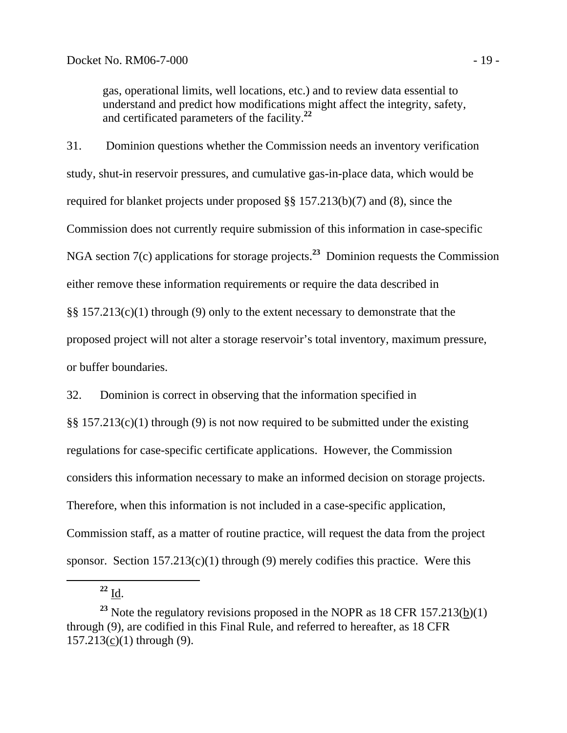> gas, operational limits, well locations, etc.) and to review data essential to understand and predict how modifications might affect the integrity, safety, and certificated parameters of the facility.[22]

31. Dominion questions whether the Commission needs an inventory verification study, shut-in reservoir pressures, and cumulative gas-in-place data, which would be required for blanket projects under proposed §§ 157.213(b)(7) and (8), since the Commission does not currently require submission of this information in case-specific NGA section 7(c) applications for storage projects.[23] Dominion requests the Commission either remove these information requirements or require the data described in §§ 157.213(c)(1) through (9) only to the extent necessary to demonstrate that the proposed project will not alter a storage reservoir's total inventory, maximum pressure, or buffer boundaries.

32. Dominion is correct in observing that the information specified in §§ 157.213(c)(1) through (9) is not now required to be submitted under the existing regulations for case-specific certificate applications. However, the Commission considers this information necessary to make an informed decision on storage projects. Therefore, when this information is not included in a case-specific application, Commission staff, as a matter of routine practice, will request the data from the project sponsor. Section 157.213(c)(1) through (9) merely codifies this practice. Were this

---

[22] Id.

[23] Note the regulatory revisions proposed in the NOPR as 18 CFR 157.213(b)(1) through (9), are codified in this Final Rule, and referred to hereafter, as 18 CFR 157.213(c)(1) through (9).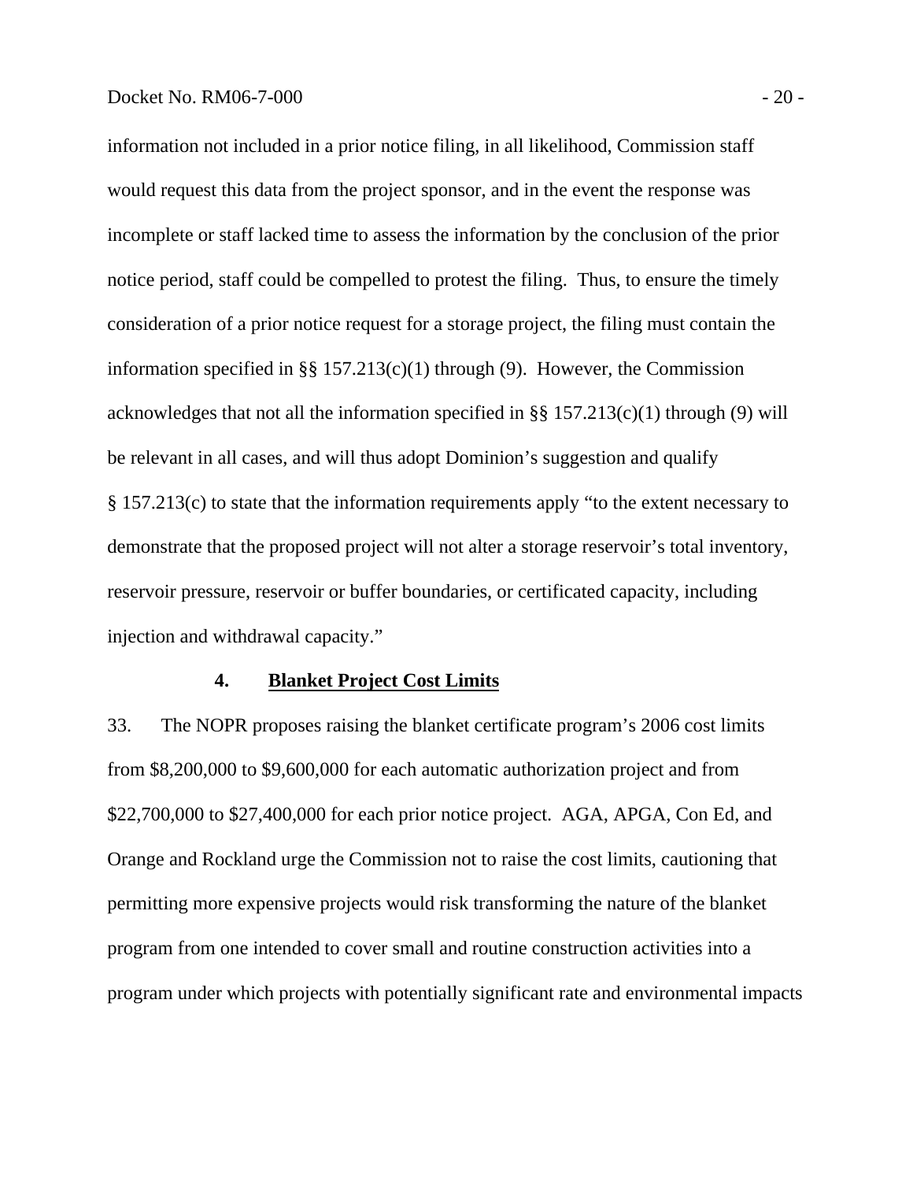information not included in a prior notice filing, in all likelihood, Commission staff would request this data from the project sponsor, and in the event the response was incomplete or staff lacked time to assess the information by the conclusion of the prior notice period, staff could be compelled to protest the filing. Thus, to ensure the timely consideration of a prior notice request for a storage project, the filing must contain the information specified in §§ 157.213(c)(1) through (9). However, the Commission acknowledges that not all the information specified in §§ 157.213(c)(1) through (9) will be relevant in all cases, and will thus adopt Dominion's suggestion and qualify § 157.213(c) to state that the information requirements apply "to the extent necessary to demonstrate that the proposed project will not alter a storage reservoir's total inventory, reservoir pressure, reservoir or buffer boundaries, or certificated capacity, including injection and withdrawal capacity."

### 4. **Blanket Project Cost Limits**

33. The NOPR proposes raising the blanket certificate program's 2006 cost limits from $8,200,000 to $9,600,000 for each automatic authorization project and from $22,700,000 to $27,400,000 for each prior notice project. AGA, APGA, Con Ed, and Orange and Rockland urge the Commission not to raise the cost limits, cautioning that permitting more expensive projects would risk transforming the nature of the blanket program from one intended to cover small and routine construction activities into a program under which projects with potentially significant rate and environmental impacts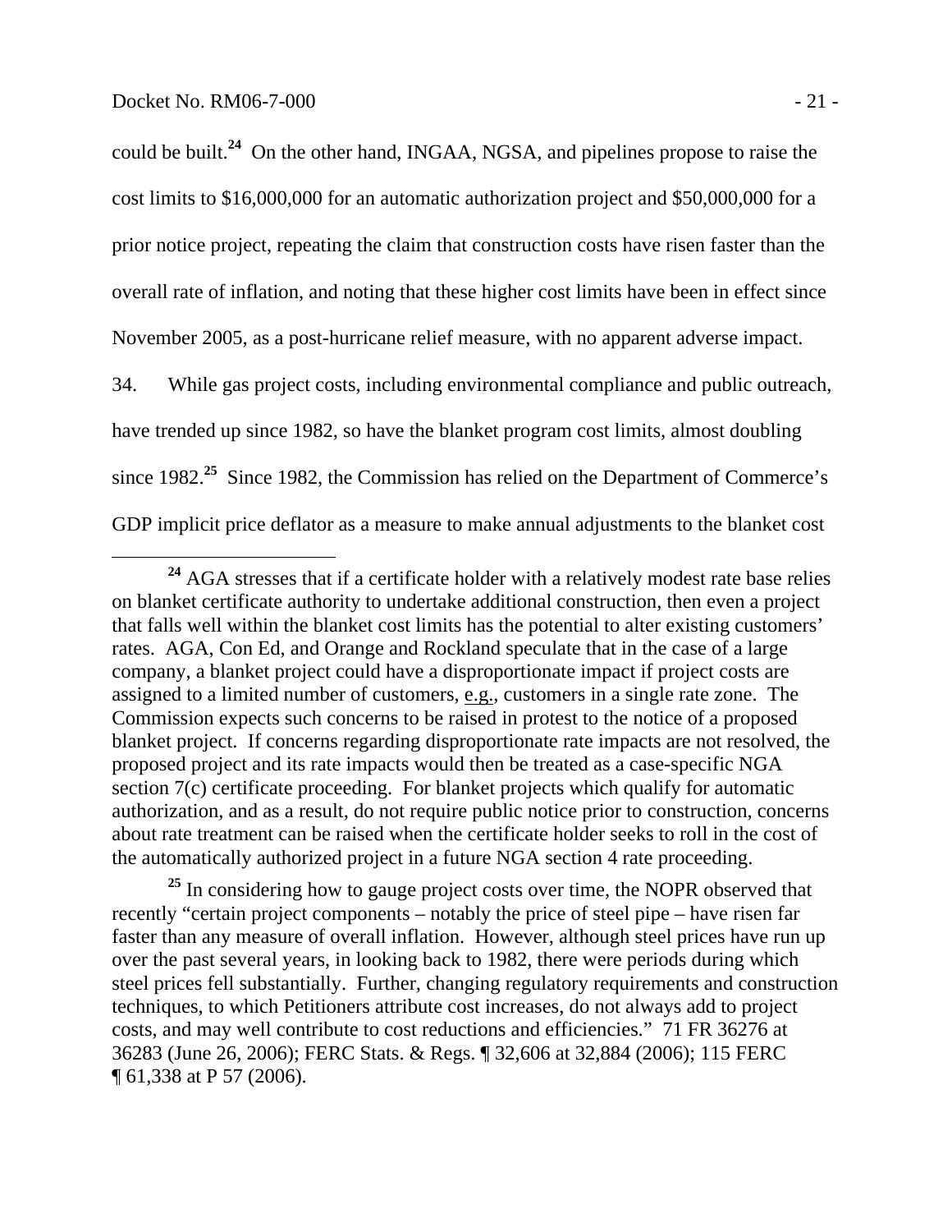could be built.[24] On the other hand, INGAA, NGSA, and pipelines propose to raise the cost limits to $16,000,000 for an automatic authorization project and $50,000,000 for a prior notice project, repeating the claim that construction costs have risen faster than the overall rate of inflation, and noting that these higher cost limits have been in effect since November 2005, as a post-hurricane relief measure, with no apparent adverse impact.

34. While gas project costs, including environmental compliance and public outreach, have trended up since 1982, so have the blanket program cost limits, almost doubling since 1982.[25] Since 1982, the Commission has relied on the Department of Commerce's GDP implicit price deflator as a measure to make annual adjustments to the blanket cost

[24] AGA stresses that if a certificate holder with a relatively modest rate base relies on blanket certificate authority to undertake additional construction, then even a project that falls well within the blanket cost limits has the potential to alter existing customers' rates. AGA, Con Ed, and Orange and Rockland speculate that in the case of a large company, a blanket project could have a disproportionate impact if project costs are assigned to a limited number of customers, e.g., customers in a single rate zone. The Commission expects such concerns to be raised in protest to the notice of a proposed blanket project. If concerns regarding disproportionate rate impacts are not resolved, the proposed project and its rate impacts would then be treated as a case-specific NGA section 7(c) certificate proceeding. For blanket projects which qualify for automatic authorization, and as a result, do not require public notice prior to construction, concerns about rate treatment can be raised when the certificate holder seeks to roll in the cost of the automatically authorized project in a future NGA section 4 rate proceeding.

[25] In considering how to gauge project costs over time, the NOPR observed that recently "certain project components – notably the price of steel pipe – have risen far faster than any measure of overall inflation. However, although steel prices have run up over the past several years, in looking back to 1982, there were periods during which steel prices fell substantially. Further, changing regulatory requirements and construction techniques, to which Petitioners attribute cost increases, do not always add to project costs, and may well contribute to cost reductions and efficiencies." 71 FR 36276 at 36283 (June 26, 2006); FERC Stats. & Regs. ¶ 32,606 at 32,884 (2006); 115 FERC ¶ 61,338 at P 57 (2006).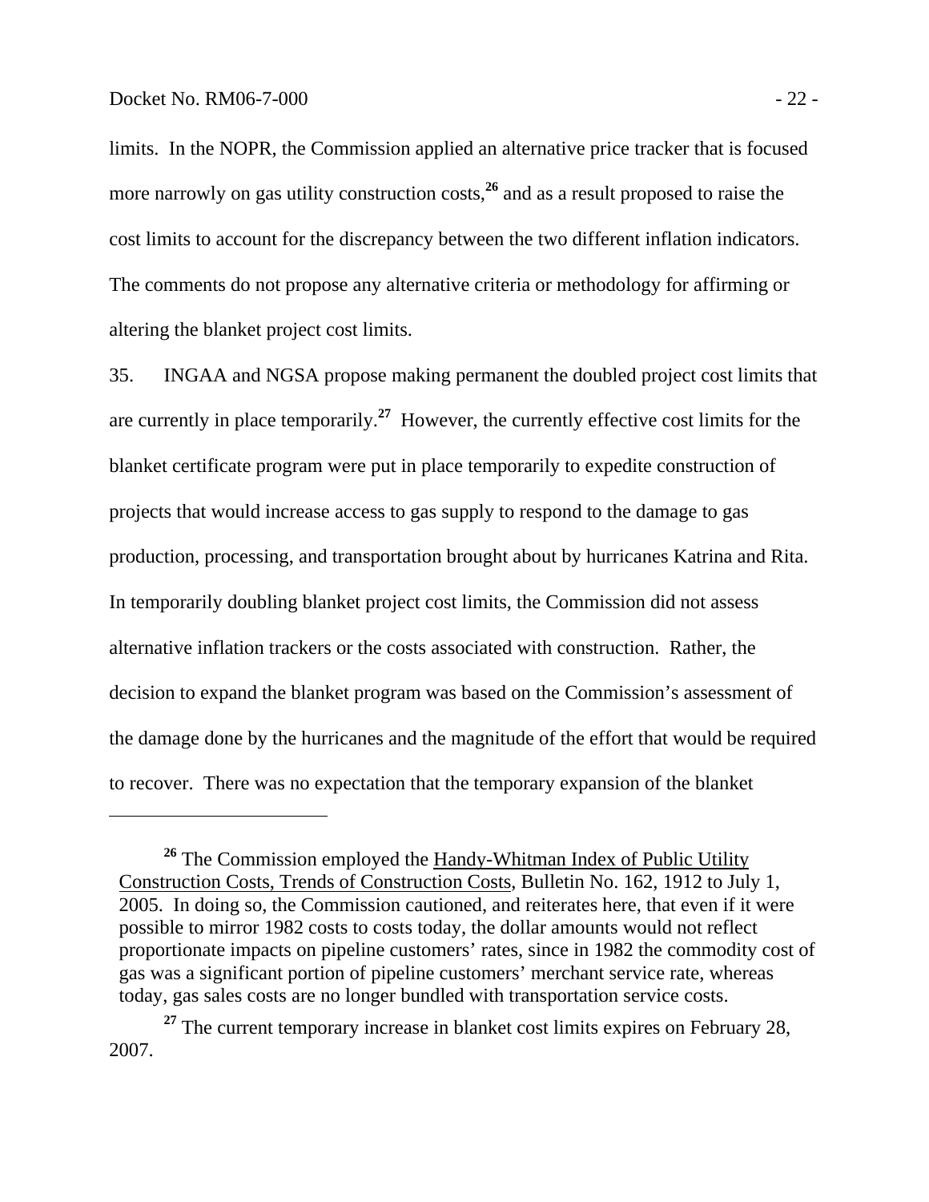limits. In the NOPR, the Commission applied an alternative price tracker that is focused more narrowly on gas utility construction costs,[26] and as a result proposed to raise the cost limits to account for the discrepancy between the two different inflation indicators. The comments do not propose any alternative criteria or methodology for affirming or altering the blanket project cost limits.

35. INGAA and NGSA propose making permanent the doubled project cost limits that are currently in place temporarily.[27] However, the currently effective cost limits for the blanket certificate program were put in place temporarily to expedite construction of projects that would increase access to gas supply to respond to the damage to gas production, processing, and transportation brought about by hurricanes Katrina and Rita. In temporarily doubling blanket project cost limits, the Commission did not assess alternative inflation trackers or the costs associated with construction. Rather, the decision to expand the blanket program was based on the Commission's assessment of the damage done by the hurricanes and the magnitude of the effort that would be required to recover. There was no expectation that the temporary expansion of the blanket

---

[26] The Commission employed the Handy-Whitman Index of Public Utility Construction Costs, Trends of Construction Costs, Bulletin No. 162, 1912 to July 1, 2005. In doing so, the Commission cautioned, and reiterates here, that even if it were possible to mirror 1982 costs to costs today, the dollar amounts would not reflect proportionate impacts on pipeline customers' rates, since in 1982 the commodity cost of gas was a significant portion of pipeline customers' merchant service rate, whereas today, gas sales costs are no longer bundled with transportation service costs.

[27] The current temporary increase in blanket cost limits expires on February 28, 2007.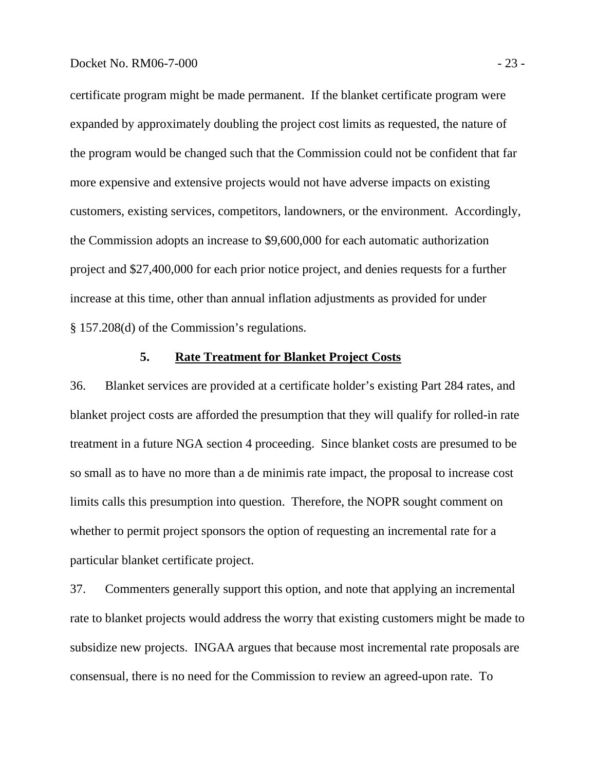certificate program might be made permanent. If the blanket certificate program were expanded by approximately doubling the project cost limits as requested, the nature of the program would be changed such that the Commission could not be confident that far more expensive and extensive projects would not have adverse impacts on existing customers, existing services, competitors, landowners, or the environment. Accordingly, the Commission adopts an increase to $9,600,000 for each automatic authorization project and $27,400,000 for each prior notice project, and denies requests for a further increase at this time, other than annual inflation adjustments as provided for under § 157.208(d) of the Commission's regulations.

### 5. Rate Treatment for Blanket Project Costs

36. Blanket services are provided at a certificate holder's existing Part 284 rates, and blanket project costs are afforded the presumption that they will qualify for rolled-in rate treatment in a future NGA section 4 proceeding. Since blanket costs are presumed to be so small as to have no more than a de minimis rate impact, the proposal to increase cost limits calls this presumption into question. Therefore, the NOPR sought comment on whether to permit project sponsors the option of requesting an incremental rate for a particular blanket certificate project.

37. Commenters generally support this option, and note that applying an incremental rate to blanket projects would address the worry that existing customers might be made to subsidize new projects. INGAA argues that because most incremental rate proposals are consensual, there is no need for the Commission to review an agreed-upon rate. To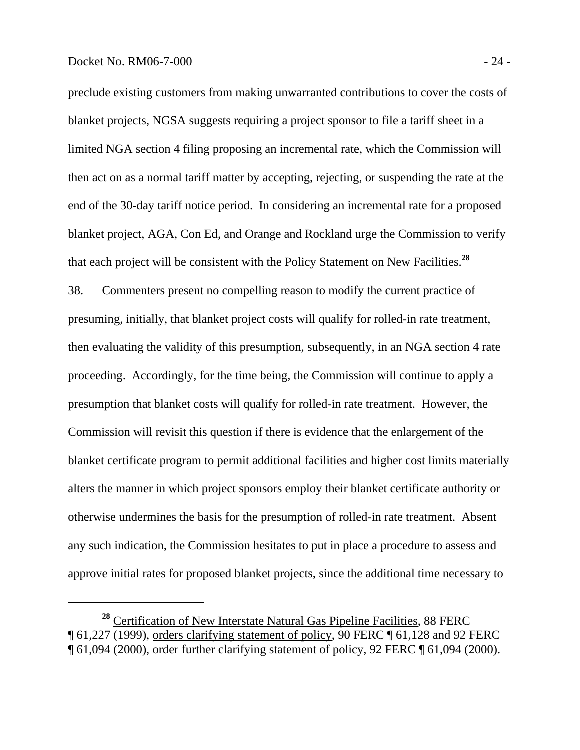preclude existing customers from making unwarranted contributions to cover the costs of blanket projects, NGSA suggests requiring a project sponsor to file a tariff sheet in a limited NGA section 4 filing proposing an incremental rate, which the Commission will then act on as a normal tariff matter by accepting, rejecting, or suspending the rate at the end of the 30-day tariff notice period. In considering an incremental rate for a proposed blanket project, AGA, Con Ed, and Orange and Rockland urge the Commission to verify that each project will be consistent with the Policy Statement on New Facilities.[28]

38. Commenters present no compelling reason to modify the current practice of presuming, initially, that blanket project costs will qualify for rolled-in rate treatment, then evaluating the validity of this presumption, subsequently, in an NGA section 4 rate proceeding. Accordingly, for the time being, the Commission will continue to apply a presumption that blanket costs will qualify for rolled-in rate treatment. However, the Commission will revisit this question if there is evidence that the enlargement of the blanket certificate program to permit additional facilities and higher cost limits materially alters the manner in which project sponsors employ their blanket certificate authority or otherwise undermines the basis for the presumption of rolled-in rate treatment. Absent any such indication, the Commission hesitates to put in place a procedure to assess and approve initial rates for proposed blanket projects, since the additional time necessary to

---

[28] Certification of New Interstate Natural Gas Pipeline Facilities, 88 FERC ¶ 61,227 (1999), orders clarifying statement of policy, 90 FERC ¶ 61,128 and 92 FERC ¶ 61,094 (2000), order further clarifying statement of policy, 92 FERC ¶ 61,094 (2000).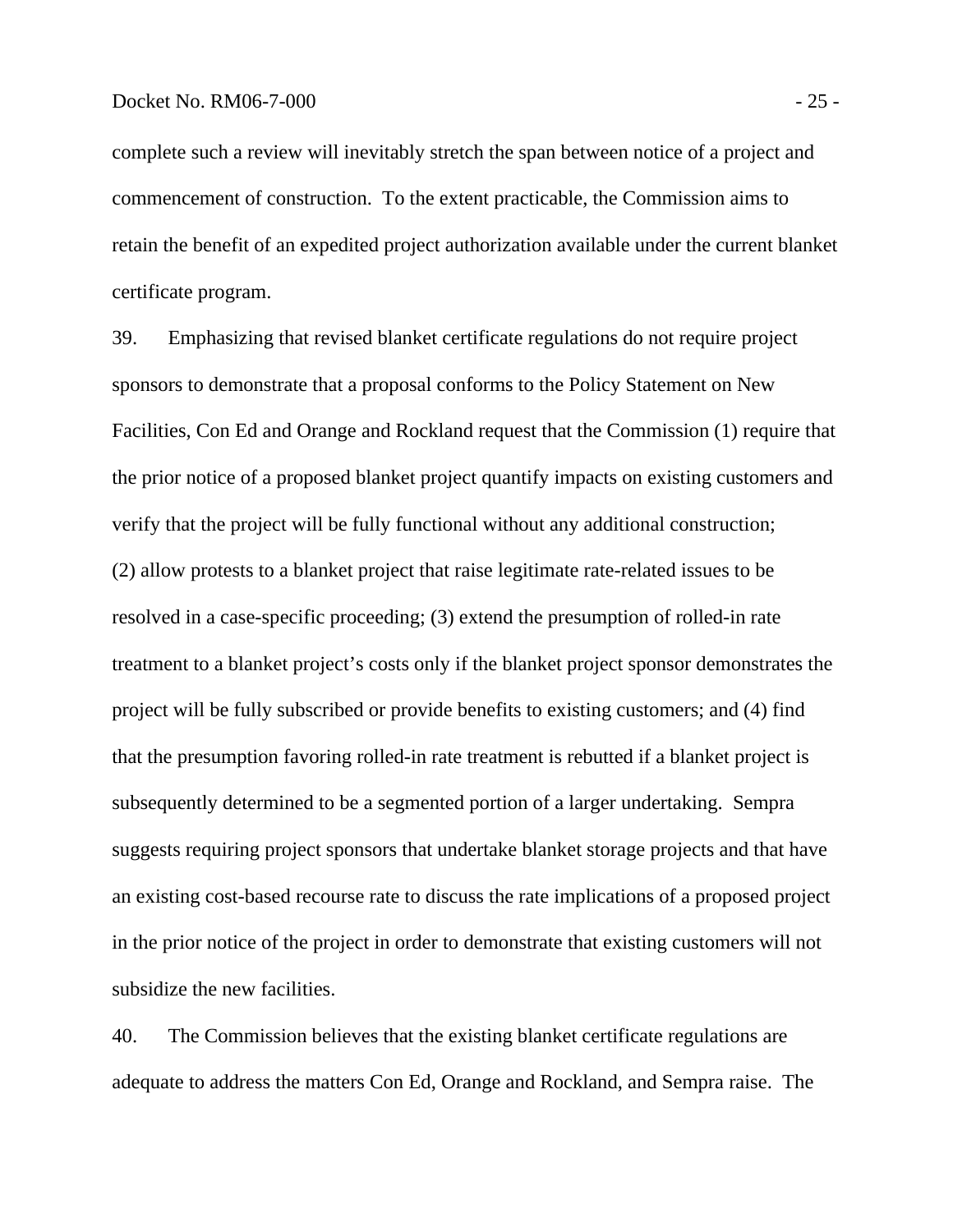complete such a review will inevitably stretch the span between notice of a project and commencement of construction. To the extent practicable, the Commission aims to retain the benefit of an expedited project authorization available under the current blanket certificate program.

39. Emphasizing that revised blanket certificate regulations do not require project sponsors to demonstrate that a proposal conforms to the Policy Statement on New Facilities, Con Ed and Orange and Rockland request that the Commission (1) require that the prior notice of a proposed blanket project quantify impacts on existing customers and verify that the project will be fully functional without any additional construction; (2) allow protests to a blanket project that raise legitimate rate-related issues to be resolved in a case-specific proceeding; (3) extend the presumption of rolled-in rate treatment to a blanket project's costs only if the blanket project sponsor demonstrates the project will be fully subscribed or provide benefits to existing customers; and (4) find that the presumption favoring rolled-in rate treatment is rebutted if a blanket project is subsequently determined to be a segmented portion of a larger undertaking. Sempra suggests requiring project sponsors that undertake blanket storage projects and that have an existing cost-based recourse rate to discuss the rate implications of a proposed project in the prior notice of the project in order to demonstrate that existing customers will not subsidize the new facilities.

40. The Commission believes that the existing blanket certificate regulations are adequate to address the matters Con Ed, Orange and Rockland, and Sempra raise. The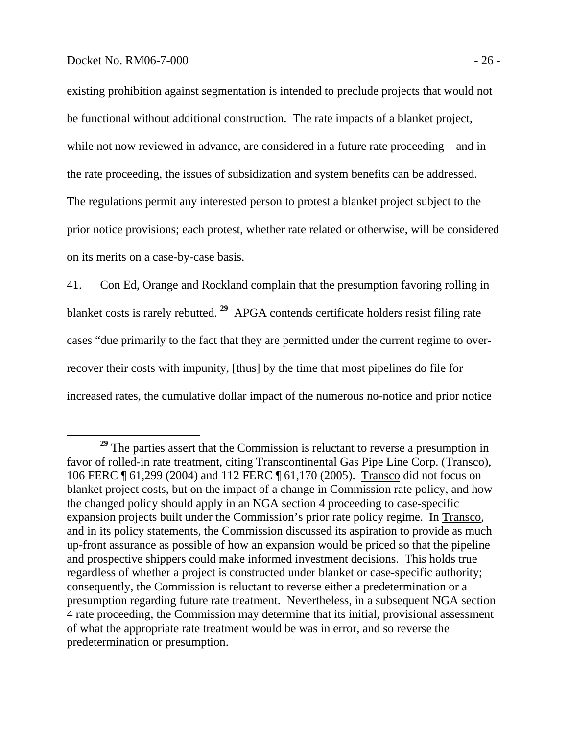existing prohibition against segmentation is intended to preclude projects that would not be functional without additional construction. The rate impacts of a blanket project, while not now reviewed in advance, are considered in a future rate proceeding – and in the rate proceeding, the issues of subsidization and system benefits can be addressed. The regulations permit any interested person to protest a blanket project subject to the prior notice provisions; each protest, whether rate related or otherwise, will be considered on its merits on a case-by-case basis.

41. Con Ed, Orange and Rockland complain that the presumption favoring rolling in blanket costs is rarely rebutted. [29] APGA contends certificate holders resist filing rate cases "due primarily to the fact that they are permitted under the current regime to over-recover their costs with impunity, [thus] by the time that most pipelines do file for increased rates, the cumulative dollar impact of the numerous no-notice and prior notice

---

[29] The parties assert that the Commission is reluctant to reverse a presumption in favor of rolled-in rate treatment, citing Transcontinental Gas Pipe Line Corp. (Transco), 106 FERC ¶ 61,299 (2004) and 112 FERC ¶ 61,170 (2005). Transco did not focus on blanket project costs, but on the impact of a change in Commission rate policy, and how the changed policy should apply in an NGA section 4 proceeding to case-specific expansion projects built under the Commission's prior rate policy regime. In Transco, and in its policy statements, the Commission discussed its aspiration to provide as much up-front assurance as possible of how an expansion would be priced so that the pipeline and prospective shippers could make informed investment decisions. This holds true regardless of whether a project is constructed under blanket or case-specific authority; consequently, the Commission is reluctant to reverse either a predetermination or a presumption regarding future rate treatment. Nevertheless, in a subsequent NGA section 4 rate proceeding, the Commission may determine that its initial, provisional assessment of what the appropriate rate treatment would be was in error, and so reverse the predetermination or presumption.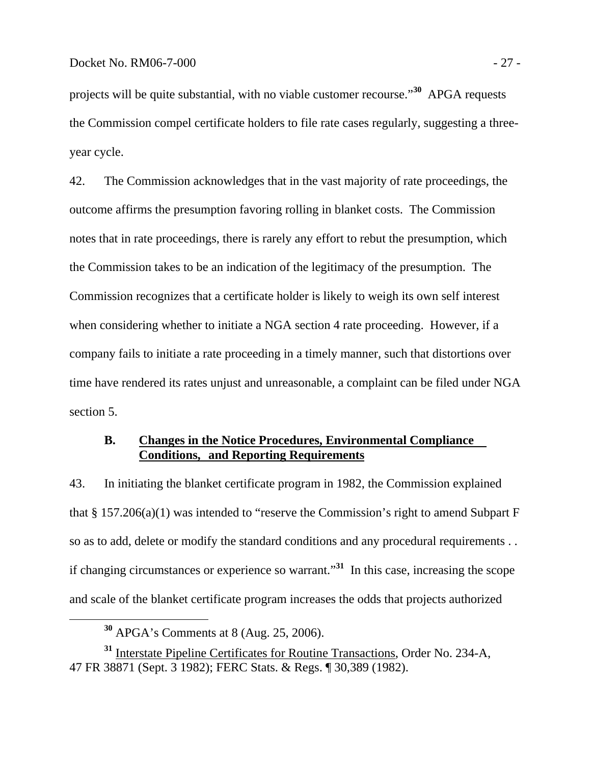projects will be quite substantial, with no viable customer recourse."[30] APGA requests the Commission compel certificate holders to file rate cases regularly, suggesting a three-year cycle.

42. The Commission acknowledges that in the vast majority of rate proceedings, the outcome affirms the presumption favoring rolling in blanket costs. The Commission notes that in rate proceedings, there is rarely any effort to rebut the presumption, which the Commission takes to be an indication of the legitimacy of the presumption. The Commission recognizes that a certificate holder is likely to weigh its own self interest when considering whether to initiate a NGA section 4 rate proceeding. However, if a company fails to initiate a rate proceeding in a timely manner, such that distortions over time have rendered its rates unjust and unreasonable, a complaint can be filed under NGA section 5.

### B. Changes in the Notice Procedures, Environmental Compliance Conditions, and Reporting Requirements

43. In initiating the blanket certificate program in 1982, the Commission explained that § 157.206(a)(1) was intended to "reserve the Commission's right to amend Subpart F so as to add, delete or modify the standard conditions and any procedural requirements . . if changing circumstances or experience so warrant."[31] In this case, increasing the scope and scale of the blanket certificate program increases the odds that projects authorized

---

[30] APGA's Comments at 8 (Aug. 25, 2006).

[31] Interstate Pipeline Certificates for Routine Transactions, Order No. 234-A, 47 FR 38871 (Sept. 3 1982); FERC Stats. & Regs. ¶ 30,389 (1982).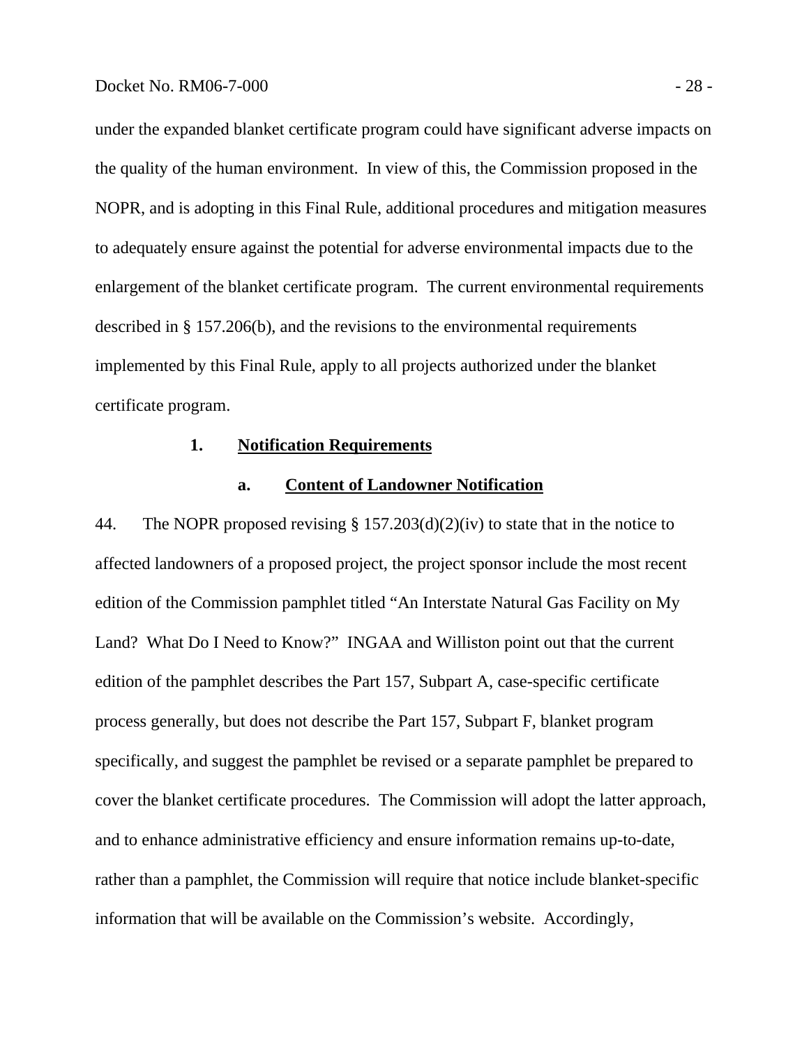under the expanded blanket certificate program could have significant adverse impacts on the quality of the human environment. In view of this, the Commission proposed in the NOPR, and is adopting in this Final Rule, additional procedures and mitigation measures to adequately ensure against the potential for adverse environmental impacts due to the enlargement of the blanket certificate program. The current environmental requirements described in § 157.206(b), and the revisions to the environmental requirements implemented by this Final Rule, apply to all projects authorized under the blanket certificate program.

### 1. Notification Requirements

#### a. Content of Landowner Notification

44. The NOPR proposed revising § 157.203(d)(2)(iv) to state that in the notice to affected landowners of a proposed project, the project sponsor include the most recent edition of the Commission pamphlet titled "An Interstate Natural Gas Facility on My Land? What Do I Need to Know?" INGAA and Williston point out that the current edition of the pamphlet describes the Part 157, Subpart A, case-specific certificate process generally, but does not describe the Part 157, Subpart F, blanket program specifically, and suggest the pamphlet be revised or a separate pamphlet be prepared to cover the blanket certificate procedures. The Commission will adopt the latter approach, and to enhance administrative efficiency and ensure information remains up-to-date, rather than a pamphlet, the Commission will require that notice include blanket-specific information that will be available on the Commission's website. Accordingly,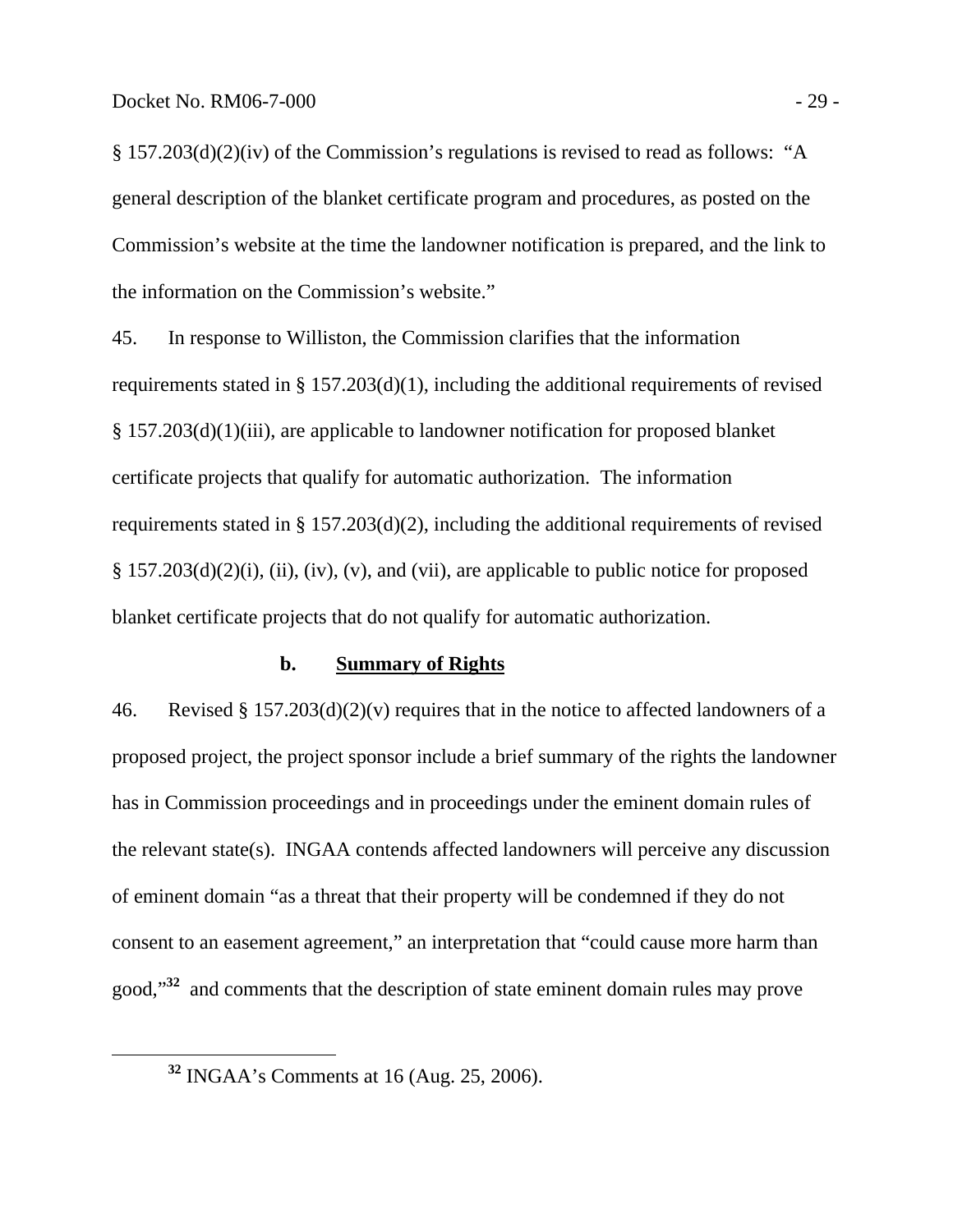§ 157.203(d)(2)(iv) of the Commission's regulations is revised to read as follows: "A general description of the blanket certificate program and procedures, as posted on the Commission's website at the time the landowner notification is prepared, and the link to the information on the Commission's website."

45. In response to Williston, the Commission clarifies that the information requirements stated in § 157.203(d)(1), including the additional requirements of revised § 157.203(d)(1)(iii), are applicable to landowner notification for proposed blanket certificate projects that qualify for automatic authorization. The information requirements stated in § 157.203(d)(2), including the additional requirements of revised § 157.203(d)(2)(i), (ii), (iv), (v), and (vii), are applicable to public notice for proposed blanket certificate projects that do not qualify for automatic authorization.

### b. Summary of Rights

46. Revised § 157.203(d)(2)(v) requires that in the notice to affected landowners of a proposed project, the project sponsor include a brief summary of the rights the landowner has in Commission proceedings and in proceedings under the eminent domain rules of the relevant state(s). INGAA contends affected landowners will perceive any discussion of eminent domain "as a threat that their property will be condemned if they do not consent to an easement agreement," an interpretation that "could cause more harm than good,"[32] and comments that the description of state eminent domain rules may prove

[32] INGAA's Comments at 16 (Aug. 25, 2006).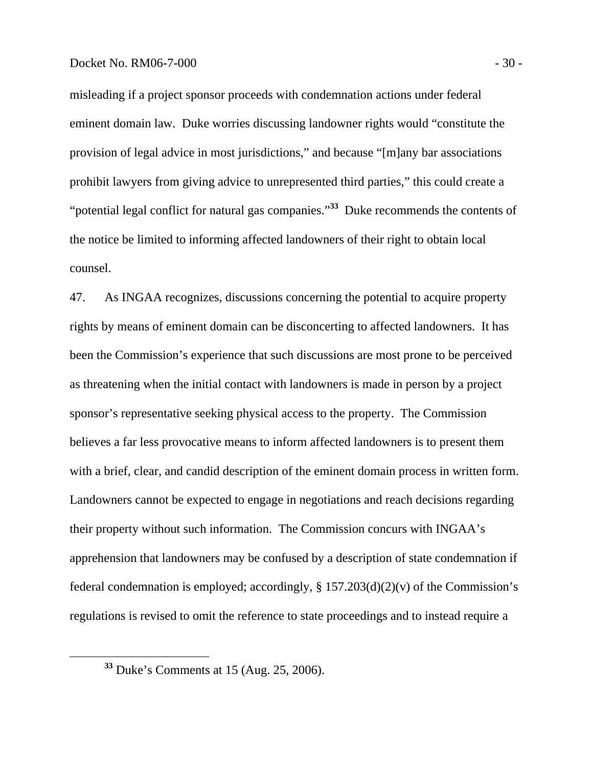misleading if a project sponsor proceeds with condemnation actions under federal eminent domain law. Duke worries discussing landowner rights would "constitute the provision of legal advice in most jurisdictions," and because "[m]any bar associations prohibit lawyers from giving advice to unrepresented third parties," this could create a "potential legal conflict for natural gas companies."[33] Duke recommends the contents of the notice be limited to informing affected landowners of their right to obtain local counsel.

47. As INGAA recognizes, discussions concerning the potential to acquire property rights by means of eminent domain can be disconcerting to affected landowners. It has been the Commission's experience that such discussions are most prone to be perceived as threatening when the initial contact with landowners is made in person by a project sponsor's representative seeking physical access to the property. The Commission believes a far less provocative means to inform affected landowners is to present them with a brief, clear, and candid description of the eminent domain process in written form. Landowners cannot be expected to engage in negotiations and reach decisions regarding their property without such information. The Commission concurs with INGAA's apprehension that landowners may be confused by a description of state condemnation if federal condemnation is employed; accordingly, § 157.203(d)(2)(v) of the Commission's regulations is revised to omit the reference to state proceedings and to instead require a

[33] Duke's Comments at 15 (Aug. 25, 2006).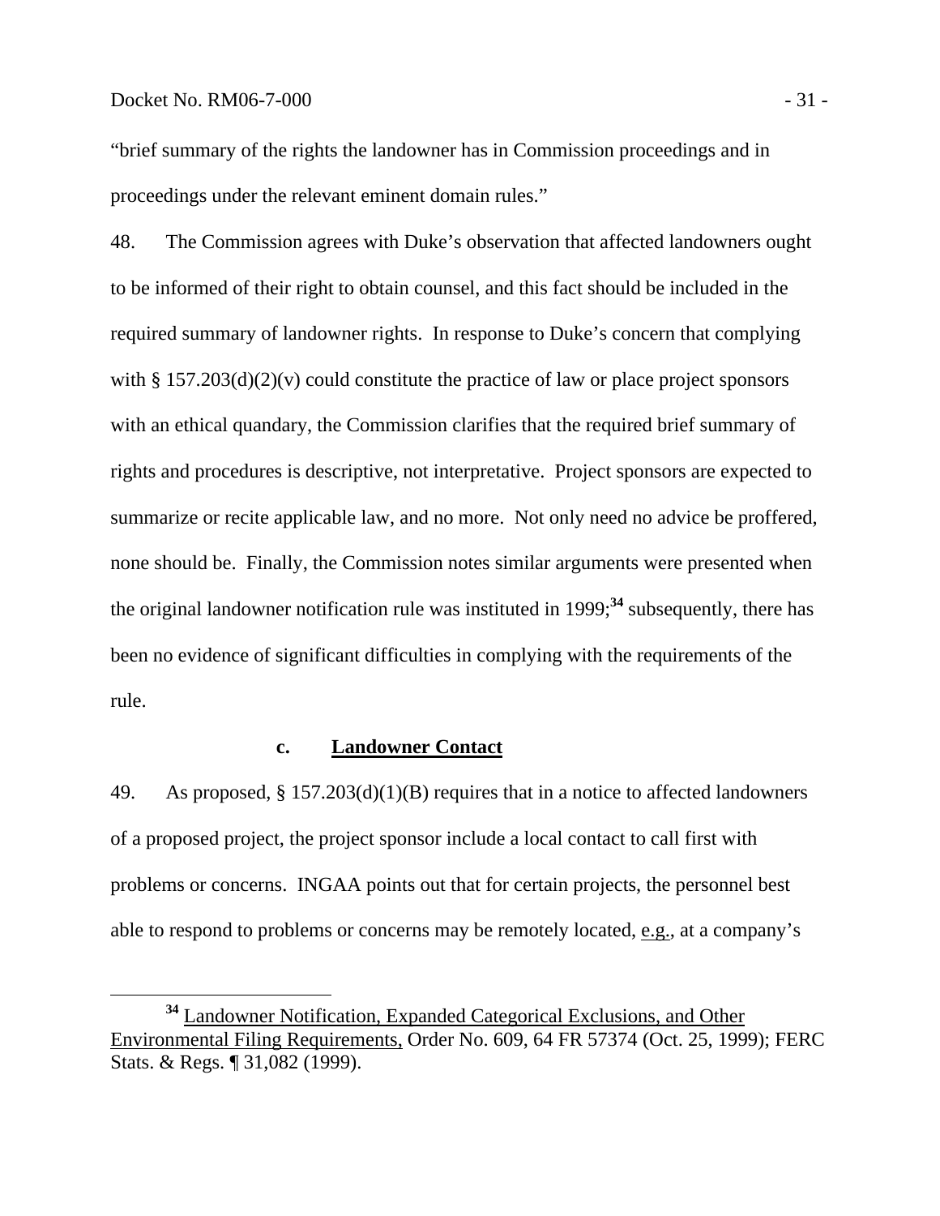"brief summary of the rights the landowner has in Commission proceedings and in proceedings under the relevant eminent domain rules."

48. The Commission agrees with Duke's observation that affected landowners ought to be informed of their right to obtain counsel, and this fact should be included in the required summary of landowner rights. In response to Duke's concern that complying with § 157.203(d)(2)(v) could constitute the practice of law or place project sponsors with an ethical quandary, the Commission clarifies that the required brief summary of rights and procedures is descriptive, not interpretative. Project sponsors are expected to summarize or recite applicable law, and no more. Not only need no advice be proffered, none should be. Finally, the Commission notes similar arguments were presented when the original landowner notification rule was instituted in 1999;[34] subsequently, there has been no evidence of significant difficulties in complying with the requirements of the rule.

### c. Landowner Contact

49. As proposed, § 157.203(d)(1)(B) requires that in a notice to affected landowners of a proposed project, the project sponsor include a local contact to call first with problems or concerns. INGAA points out that for certain projects, the personnel best able to respond to problems or concerns may be remotely located, e.g., at a company's

---

[34] Landowner Notification, Expanded Categorical Exclusions, and Other Environmental Filing Requirements, Order No. 609, 64 FR 57374 (Oct. 25, 1999); FERC Stats. & Regs. ¶ 31,082 (1999).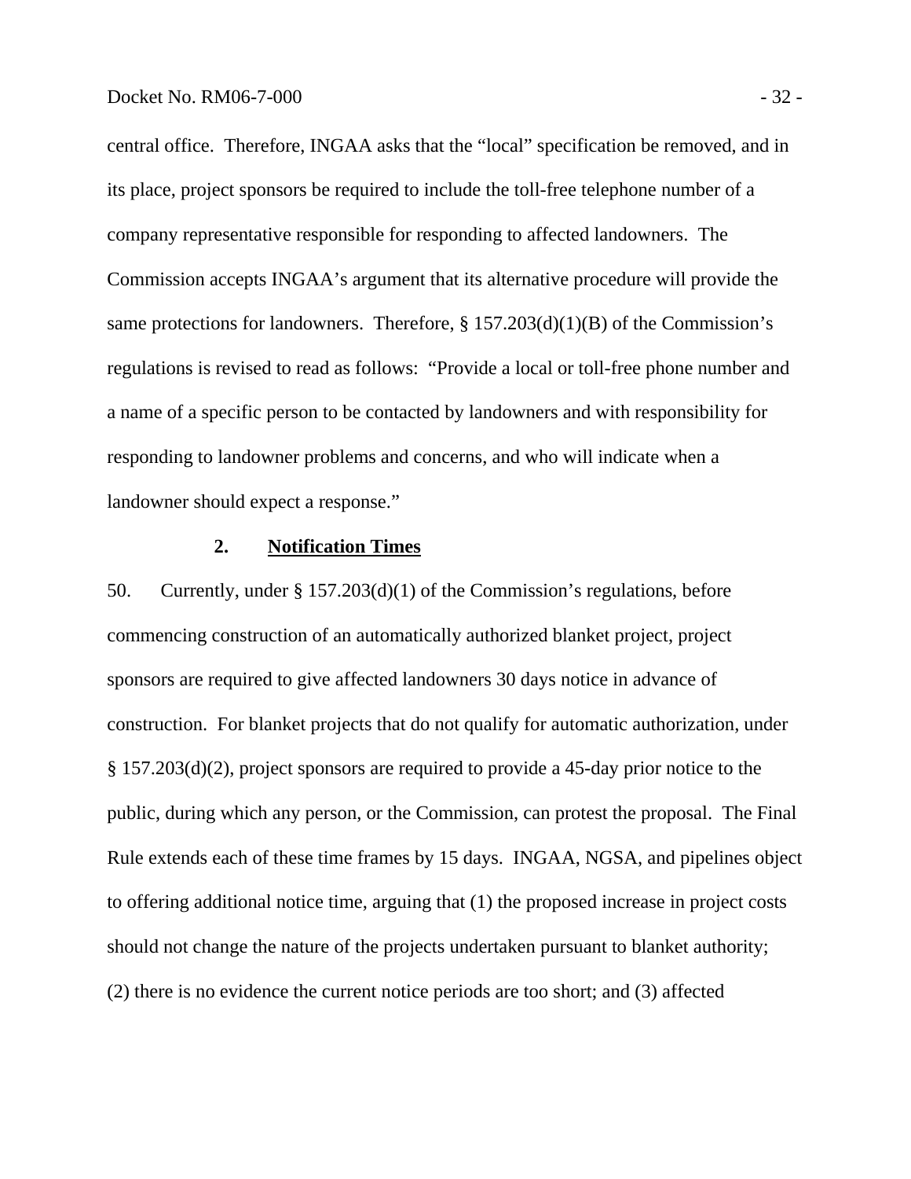central office. Therefore, INGAA asks that the "local" specification be removed, and in its place, project sponsors be required to include the toll-free telephone number of a company representative responsible for responding to affected landowners. The Commission accepts INGAA's argument that its alternative procedure will provide the same protections for landowners. Therefore, § 157.203(d)(1)(B) of the Commission's regulations is revised to read as follows: "Provide a local or toll-free phone number and a name of a specific person to be contacted by landowners and with responsibility for responding to landowner problems and concerns, and who will indicate when a landowner should expect a response."

### 2. Notification Times

50. Currently, under § 157.203(d)(1) of the Commission's regulations, before commencing construction of an automatically authorized blanket project, project sponsors are required to give affected landowners 30 days notice in advance of construction. For blanket projects that do not qualify for automatic authorization, under § 157.203(d)(2), project sponsors are required to provide a 45-day prior notice to the public, during which any person, or the Commission, can protest the proposal. The Final Rule extends each of these time frames by 15 days. INGAA, NGSA, and pipelines object to offering additional notice time, arguing that (1) the proposed increase in project costs should not change the nature of the projects undertaken pursuant to blanket authority; (2) there is no evidence the current notice periods are too short; and (3) affected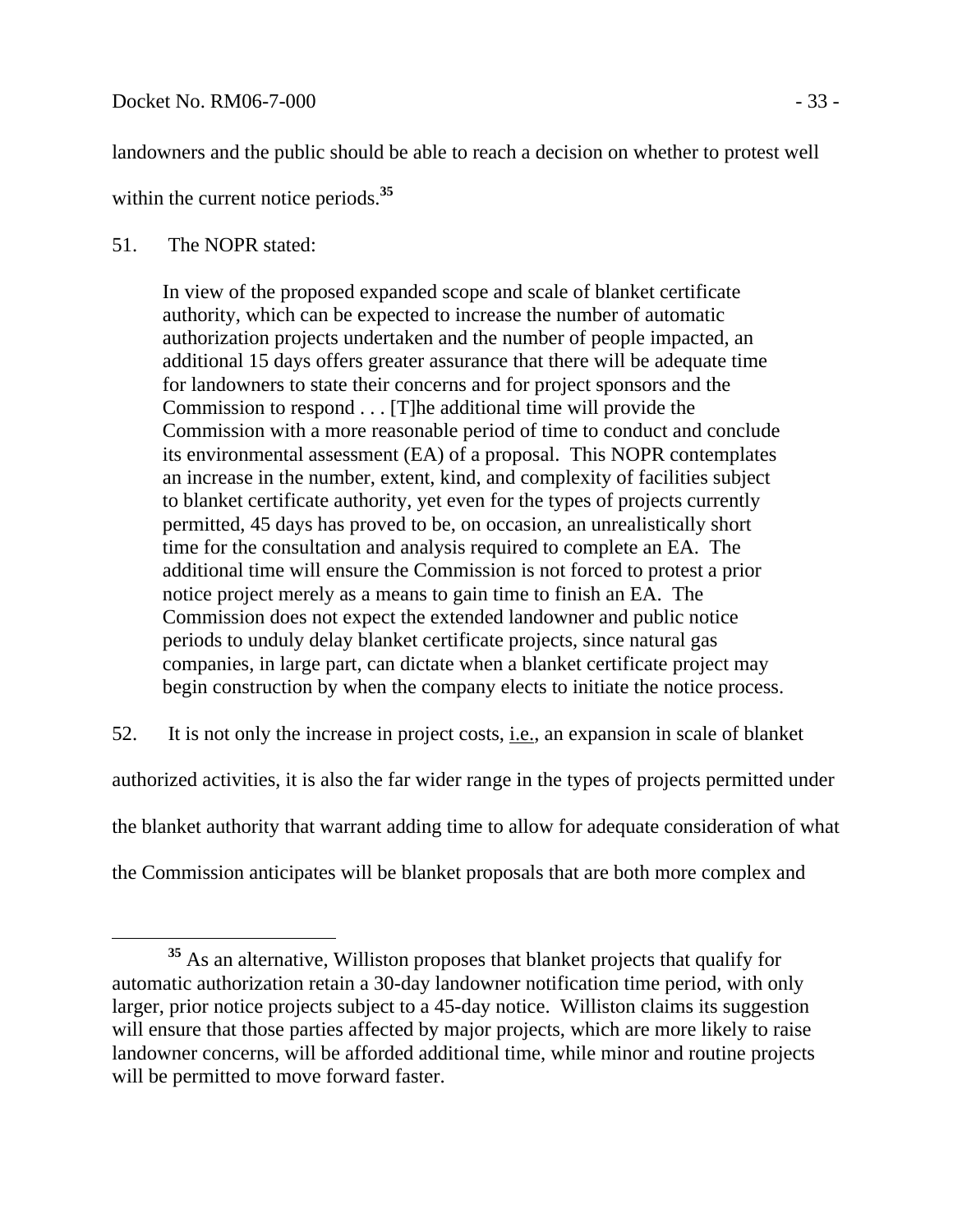landowners and the public should be able to reach a decision on whether to protest well within the current notice periods.[35]

51. The NOPR stated:

> In view of the proposed expanded scope and scale of blanket certificate authority, which can be expected to increase the number of automatic authorization projects undertaken and the number of people impacted, an additional 15 days offers greater assurance that there will be adequate time for landowners to state their concerns and for project sponsors and the Commission to respond . . . [T]he additional time will provide the Commission with a more reasonable period of time to conduct and conclude its environmental assessment (EA) of a proposal. This NOPR contemplates an increase in the number, extent, kind, and complexity of facilities subject to blanket certificate authority, yet even for the types of projects currently permitted, 45 days has proved to be, on occasion, an unrealistically short time for the consultation and analysis required to complete an EA. The additional time will ensure the Commission is not forced to protest a prior notice project merely as a means to gain time to finish an EA. The Commission does not expect the extended landowner and public notice periods to unduly delay blanket certificate projects, since natural gas companies, in large part, can dictate when a blanket certificate project may begin construction by when the company elects to initiate the notice process.

52. It is not only the increase in project costs, i.e., an expansion in scale of blanket authorized activities, it is also the far wider range in the types of projects permitted under the blanket authority that warrant adding time to allow for adequate consideration of what the Commission anticipates will be blanket proposals that are both more complex and

---

[35] As an alternative, Williston proposes that blanket projects that qualify for automatic authorization retain a 30-day landowner notification time period, with only larger, prior notice projects subject to a 45-day notice. Williston claims its suggestion will ensure that those parties affected by major projects, which are more likely to raise landowner concerns, will be afforded additional time, while minor and routine projects will be permitted to move forward faster.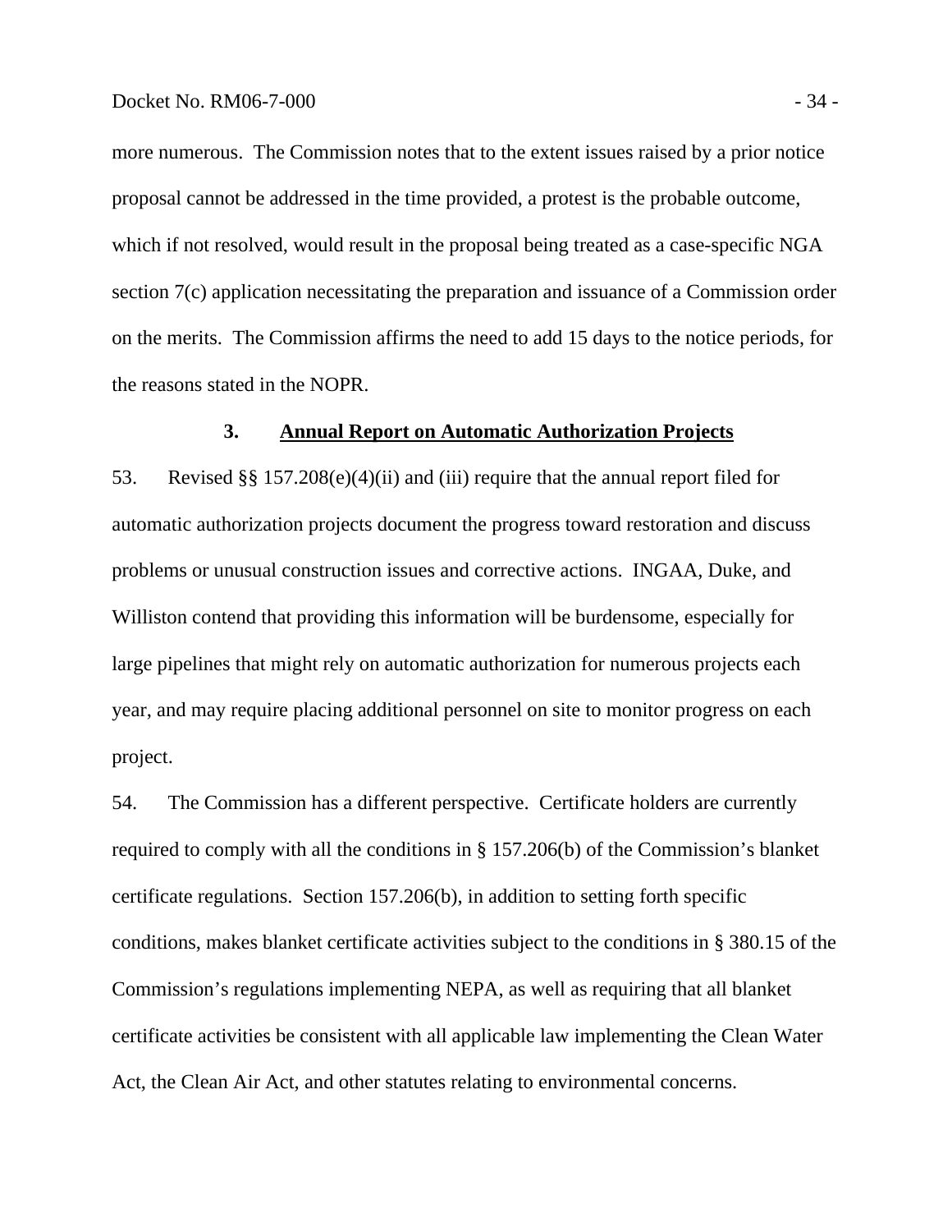more numerous. The Commission notes that to the extent issues raised by a prior notice proposal cannot be addressed in the time provided, a protest is the probable outcome, which if not resolved, would result in the proposal being treated as a case-specific NGA section 7(c) application necessitating the preparation and issuance of a Commission order on the merits. The Commission affirms the need to add 15 days to the notice periods, for the reasons stated in the NOPR.

### 3. Annual Report on Automatic Authorization Projects

53. Revised §§ 157.208(e)(4)(ii) and (iii) require that the annual report filed for automatic authorization projects document the progress toward restoration and discuss problems or unusual construction issues and corrective actions. INGAA, Duke, and Williston contend that providing this information will be burdensome, especially for large pipelines that might rely on automatic authorization for numerous projects each year, and may require placing additional personnel on site to monitor progress on each project.

54. The Commission has a different perspective. Certificate holders are currently required to comply with all the conditions in § 157.206(b) of the Commission's blanket certificate regulations. Section 157.206(b), in addition to setting forth specific conditions, makes blanket certificate activities subject to the conditions in § 380.15 of the Commission's regulations implementing NEPA, as well as requiring that all blanket certificate activities be consistent with all applicable law implementing the Clean Water Act, the Clean Air Act, and other statutes relating to environmental concerns.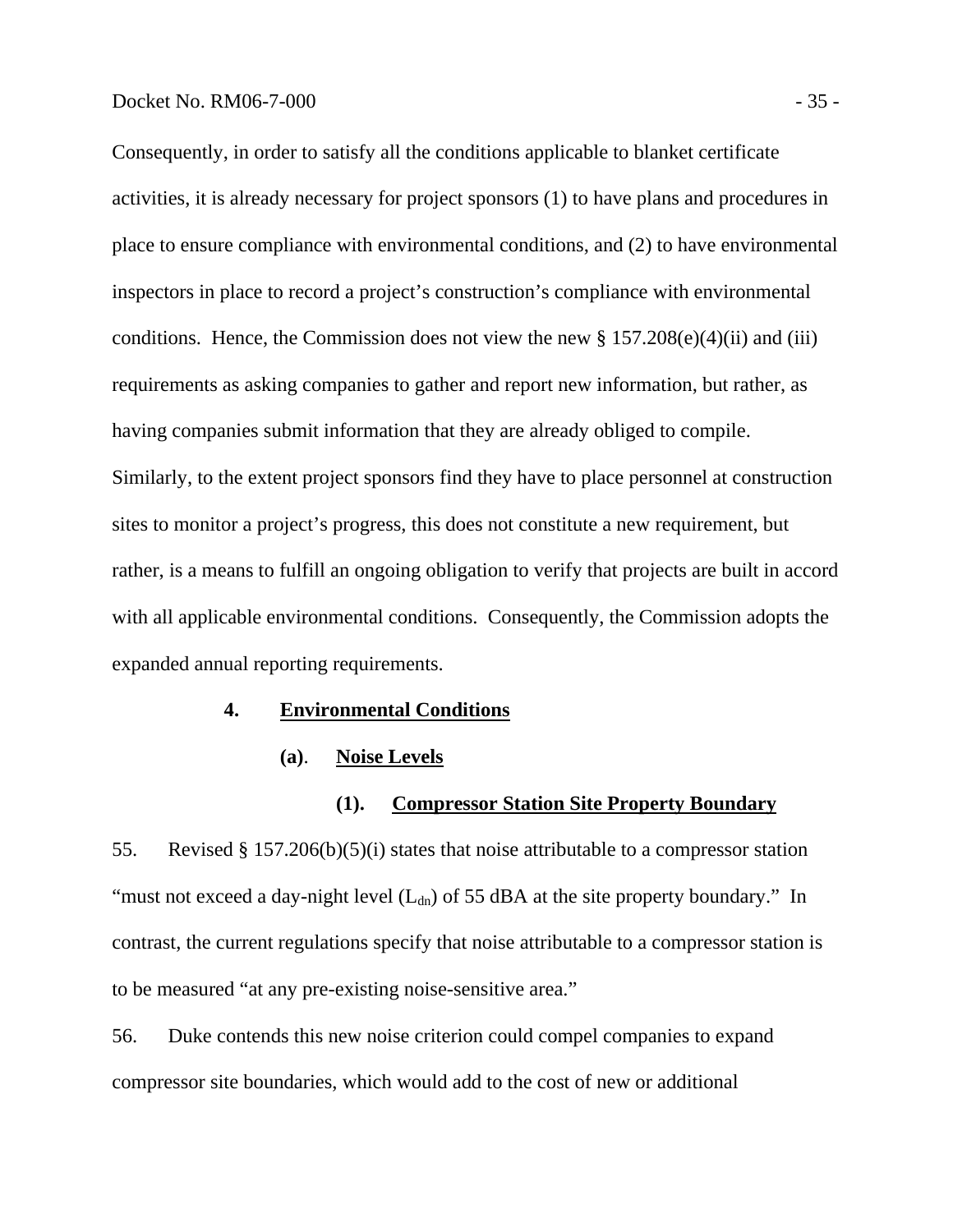Consequently, in order to satisfy all the conditions applicable to blanket certificate activities, it is already necessary for project sponsors (1) to have plans and procedures in place to ensure compliance with environmental conditions, and (2) to have environmental inspectors in place to record a project's construction's compliance with environmental conditions. Hence, the Commission does not view the new § 157.208(e)(4)(ii) and (iii) requirements as asking companies to gather and report new information, but rather, as having companies submit information that they are already obliged to compile. Similarly, to the extent project sponsors find they have to place personnel at construction sites to monitor a project's progress, this does not constitute a new requirement, but rather, is a means to fulfill an ongoing obligation to verify that projects are built in accord with all applicable environmental conditions. Consequently, the Commission adopts the expanded annual reporting requirements.

### 4. Environmental Conditions

#### (a). Noise Levels

##### (1). Compressor Station Site Property Boundary

55. Revised § 157.206(b)(5)(i) states that noise attributable to a compressor station "must not exceed a day-night level ($L_{dn}$) of 55 dBA at the site property boundary." In contrast, the current regulations specify that noise attributable to a compressor station is to be measured "at any pre-existing noise-sensitive area."

56. Duke contends this new noise criterion could compel companies to expand compressor site boundaries, which would add to the cost of new or additional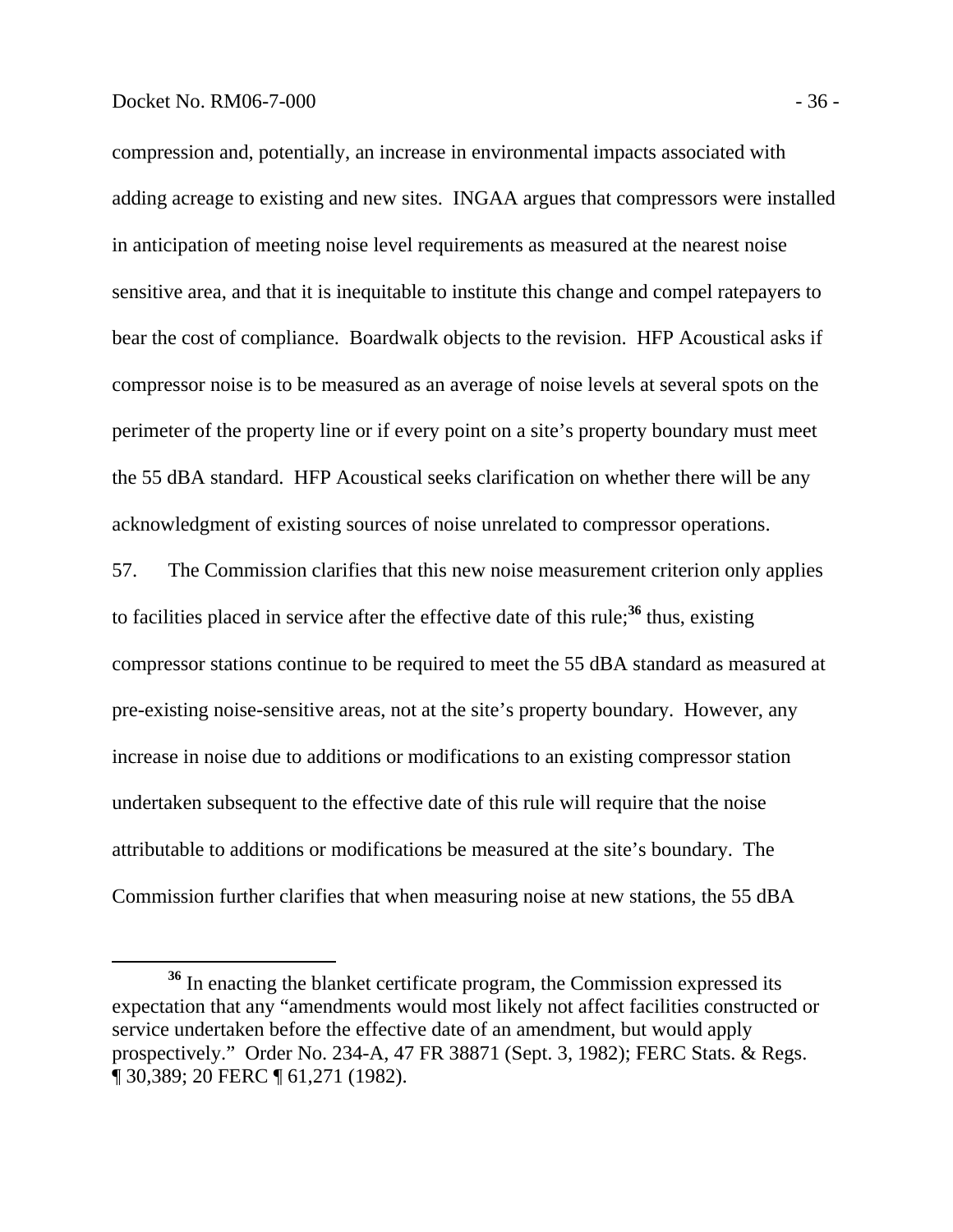compression and, potentially, an increase in environmental impacts associated with adding acreage to existing and new sites. INGAA argues that compressors were installed in anticipation of meeting noise level requirements as measured at the nearest noise sensitive area, and that it is inequitable to institute this change and compel ratepayers to bear the cost of compliance. Boardwalk objects to the revision. HFP Acoustical asks if compressor noise is to be measured as an average of noise levels at several spots on the perimeter of the property line or if every point on a site's property boundary must meet the 55 dBA standard. HFP Acoustical seeks clarification on whether there will be any acknowledgment of existing sources of noise unrelated to compressor operations.

57. The Commission clarifies that this new noise measurement criterion only applies to facilities placed in service after the effective date of this rule;[36] thus, existing compressor stations continue to be required to meet the 55 dBA standard as measured at pre-existing noise-sensitive areas, not at the site's property boundary. However, any increase in noise due to additions or modifications to an existing compressor station undertaken subsequent to the effective date of this rule will require that the noise attributable to additions or modifications be measured at the site's boundary. The Commission further clarifies that when measuring noise at new stations, the 55 dBA

[36] In enacting the blanket certificate program, the Commission expressed its expectation that any "amendments would most likely not affect facilities constructed or service undertaken before the effective date of an amendment, but would apply prospectively." Order No. 234-A, 47 FR 38871 (Sept. 3, 1982); FERC Stats. & Regs. ¶ 30,389; 20 FERC ¶ 61,271 (1982).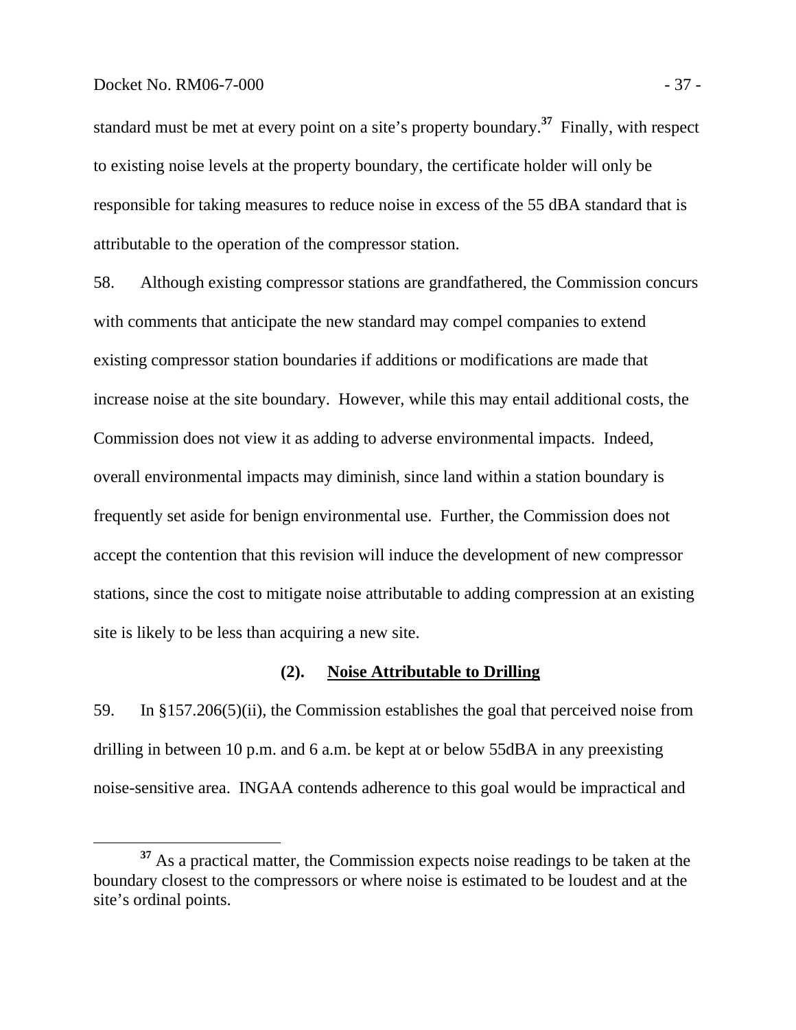standard must be met at every point on a site's property boundary.[37] Finally, with respect to existing noise levels at the property boundary, the certificate holder will only be responsible for taking measures to reduce noise in excess of the 55 dBA standard that is attributable to the operation of the compressor station.

58. Although existing compressor stations are grandfathered, the Commission concurs with comments that anticipate the new standard may compel companies to extend existing compressor station boundaries if additions or modifications are made that increase noise at the site boundary. However, while this may entail additional costs, the Commission does not view it as adding to adverse environmental impacts. Indeed, overall environmental impacts may diminish, since land within a station boundary is frequently set aside for benign environmental use. Further, the Commission does not accept the contention that this revision will induce the development of new compressor stations, since the cost to mitigate noise attributable to adding compression at an existing site is likely to be less than acquiring a new site.

### (2). Noise Attributable to Drilling

59. In §157.206(5)(ii), the Commission establishes the goal that perceived noise from drilling in between 10 p.m. and 6 a.m. be kept at or below 55dBA in any preexisting noise-sensitive area. INGAA contends adherence to this goal would be impractical and

---

[37] As a practical matter, the Commission expects noise readings to be taken at the boundary closest to the compressors or where noise is estimated to be loudest and at the site's ordinal points.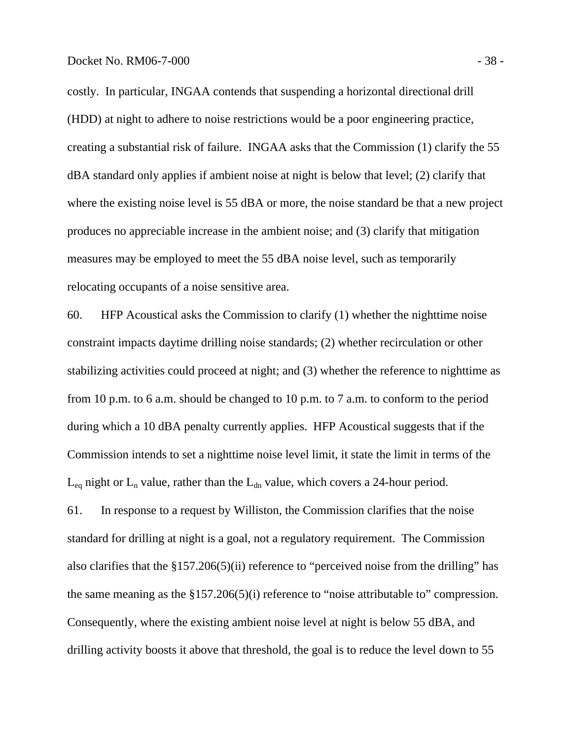costly. In particular, INGAA contends that suspending a horizontal directional drill (HDD) at night to adhere to noise restrictions would be a poor engineering practice, creating a substantial risk of failure. INGAA asks that the Commission (1) clarify the 55 dBA standard only applies if ambient noise at night is below that level; (2) clarify that where the existing noise level is 55 dBA or more, the noise standard be that a new project produces no appreciable increase in the ambient noise; and (3) clarify that mitigation measures may be employed to meet the 55 dBA noise level, such as temporarily relocating occupants of a noise sensitive area.

60. HFP Acoustical asks the Commission to clarify (1) whether the nighttime noise constraint impacts daytime drilling noise standards; (2) whether recirculation or other stabilizing activities could proceed at night; and (3) whether the reference to nighttime as from 10 p.m. to 6 a.m. should be changed to 10 p.m. to 7 a.m. to conform to the period during which a 10 dBA penalty currently applies. HFP Acoustical suggests that if the Commission intends to set a nighttime noise level limit, it state the limit in terms of the $L_{eq}$ night or $L_n$ value, rather than the $L_{dn}$ value, which covers a 24-hour period.

61. In response to a request by Williston, the Commission clarifies that the noise standard for drilling at night is a goal, not a regulatory requirement. The Commission also clarifies that the §157.206(5)(ii) reference to "perceived noise from the drilling" has the same meaning as the §157.206(5)(i) reference to "noise attributable to" compression. Consequently, where the existing ambient noise level at night is below 55 dBA, and drilling activity boosts it above that threshold, the goal is to reduce the level down to 55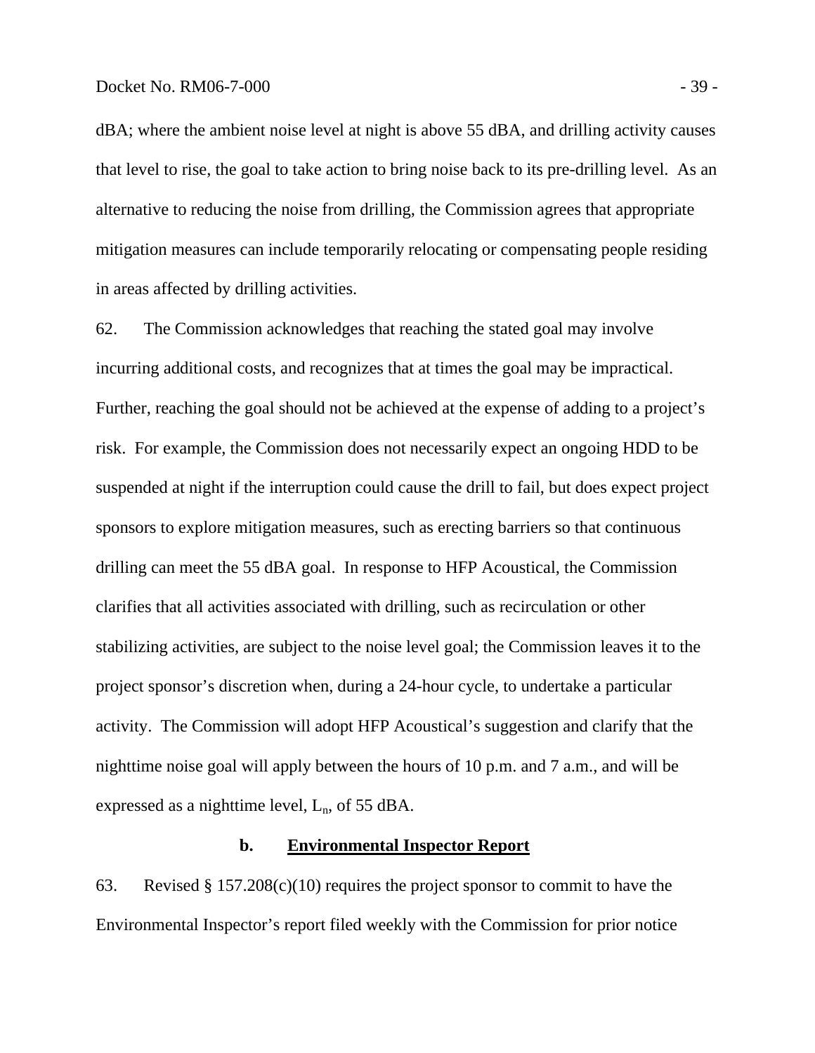dBA; where the ambient noise level at night is above 55 dBA, and drilling activity causes that level to rise, the goal to take action to bring noise back to its pre-drilling level. As an alternative to reducing the noise from drilling, the Commission agrees that appropriate mitigation measures can include temporarily relocating or compensating people residing in areas affected by drilling activities.

62. The Commission acknowledges that reaching the stated goal may involve incurring additional costs, and recognizes that at times the goal may be impractical. Further, reaching the goal should not be achieved at the expense of adding to a project's risk. For example, the Commission does not necessarily expect an ongoing HDD to be suspended at night if the interruption could cause the drill to fail, but does expect project sponsors to explore mitigation measures, such as erecting barriers so that continuous drilling can meet the 55 dBA goal. In response to HFP Acoustical, the Commission clarifies that all activities associated with drilling, such as recirculation or other stabilizing activities, are subject to the noise level goal; the Commission leaves it to the project sponsor's discretion when, during a 24-hour cycle, to undertake a particular activity. The Commission will adopt HFP Acoustical's suggestion and clarify that the nighttime noise goal will apply between the hours of 10 p.m. and 7 a.m., and will be expressed as a nighttime level, $L_n$, of 55 dBA.

### b. Environmental Inspector Report

63. Revised § 157.208(c)(10) requires the project sponsor to commit to have the Environmental Inspector's report filed weekly with the Commission for prior notice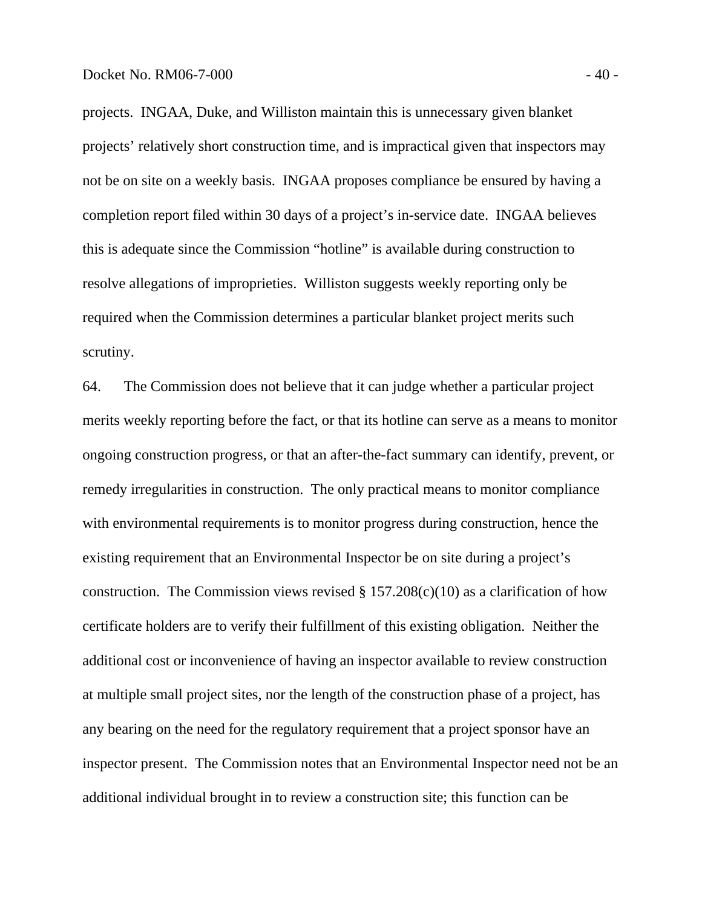projects. INGAA, Duke, and Williston maintain this is unnecessary given blanket projects' relatively short construction time, and is impractical given that inspectors may not be on site on a weekly basis. INGAA proposes compliance be ensured by having a completion report filed within 30 days of a project's in-service date. INGAA believes this is adequate since the Commission "hotline" is available during construction to resolve allegations of improprieties. Williston suggests weekly reporting only be required when the Commission determines a particular blanket project merits such scrutiny.

64. The Commission does not believe that it can judge whether a particular project merits weekly reporting before the fact, or that its hotline can serve as a means to monitor ongoing construction progress, or that an after-the-fact summary can identify, prevent, or remedy irregularities in construction. The only practical means to monitor compliance with environmental requirements is to monitor progress during construction, hence the existing requirement that an Environmental Inspector be on site during a project's construction. The Commission views revised § 157.208(c)(10) as a clarification of how certificate holders are to verify their fulfillment of this existing obligation. Neither the additional cost or inconvenience of having an inspector available to review construction at multiple small project sites, nor the length of the construction phase of a project, has any bearing on the need for the regulatory requirement that a project sponsor have an inspector present. The Commission notes that an Environmental Inspector need not be an additional individual brought in to review a construction site; this function can be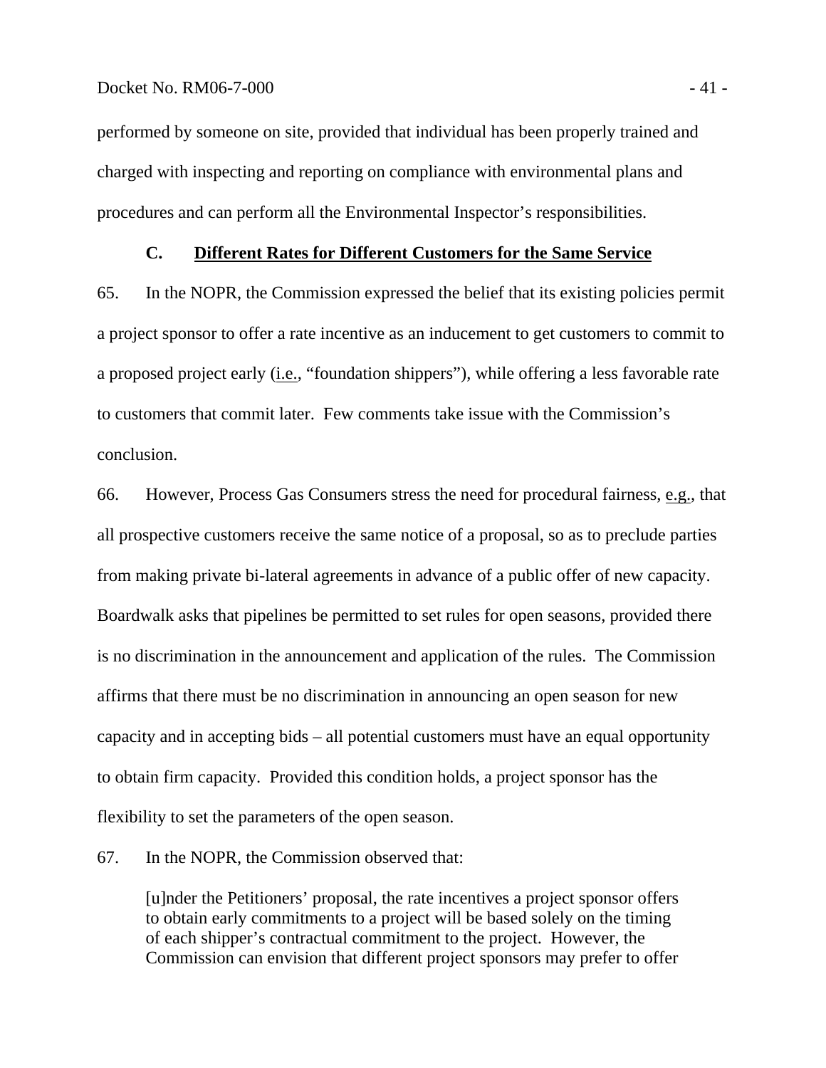performed by someone on site, provided that individual has been properly trained and charged with inspecting and reporting on compliance with environmental plans and procedures and can perform all the Environmental Inspector's responsibilities.

### C. Different Rates for Different Customers for the Same Service

65. In the NOPR, the Commission expressed the belief that its existing policies permit a project sponsor to offer a rate incentive as an inducement to get customers to commit to a proposed project early (i.e., "foundation shippers"), while offering a less favorable rate to customers that commit later. Few comments take issue with the Commission's conclusion.

66. However, Process Gas Consumers stress the need for procedural fairness, e.g., that all prospective customers receive the same notice of a proposal, so as to preclude parties from making private bi-lateral agreements in advance of a public offer of new capacity. Boardwalk asks that pipelines be permitted to set rules for open seasons, provided there is no discrimination in the announcement and application of the rules. The Commission affirms that there must be no discrimination in announcing an open season for new capacity and in accepting bids – all potential customers must have an equal opportunity to obtain firm capacity. Provided this condition holds, a project sponsor has the flexibility to set the parameters of the open season.

67. In the NOPR, the Commission observed that:

> [u]nder the Petitioners' proposal, the rate incentives a project sponsor offers to obtain early commitments to a project will be based solely on the timing of each shipper's contractual commitment to the project. However, the Commission can envision that different project sponsors may prefer to offer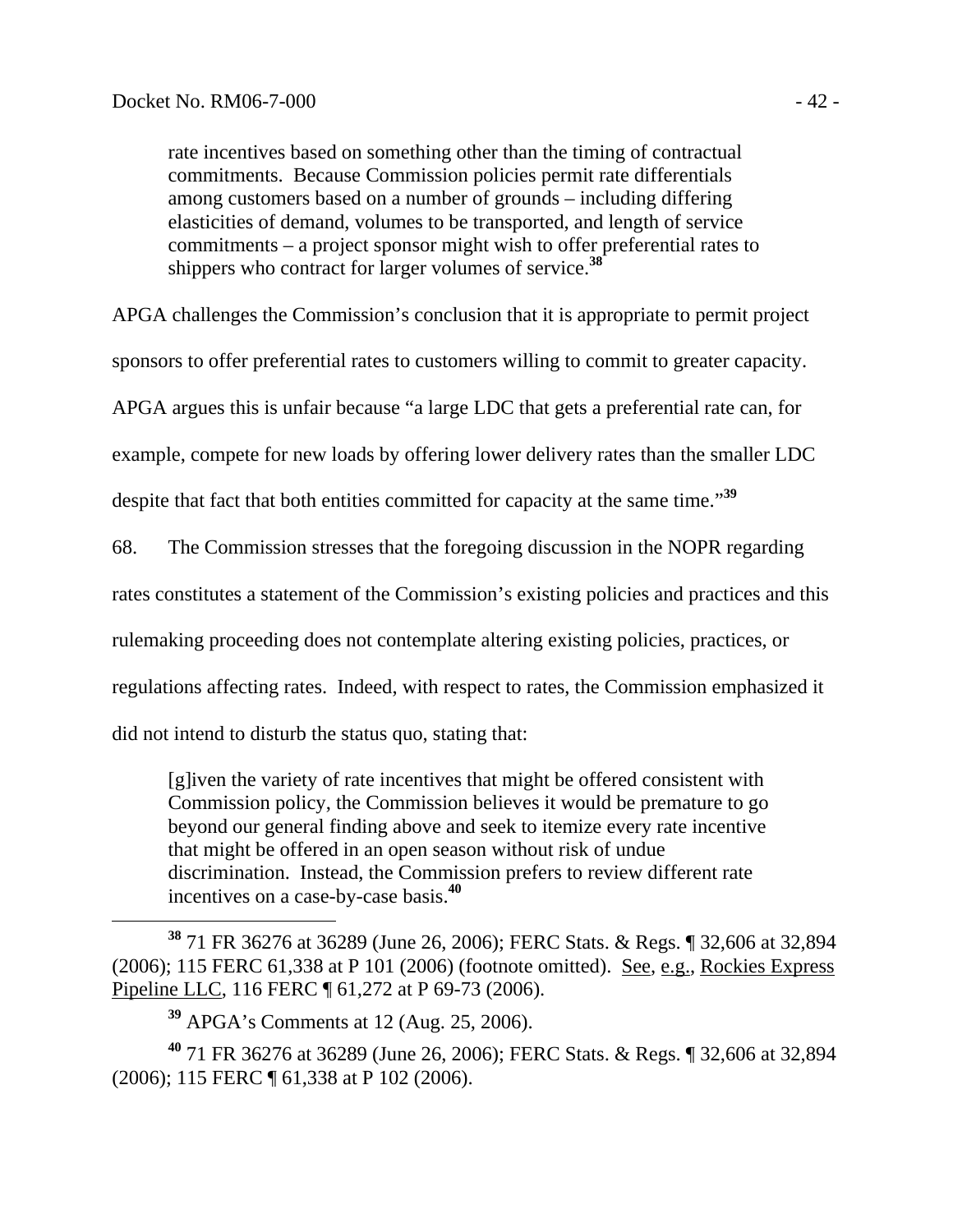> rate incentives based on something other than the timing of contractual commitments. Because Commission policies permit rate differentials among customers based on a number of grounds – including differing elasticities of demand, volumes to be transported, and length of service commitments – a project sponsor might wish to offer preferential rates to shippers who contract for larger volumes of service.[38]

APGA challenges the Commission's conclusion that it is appropriate to permit project sponsors to offer preferential rates to customers willing to commit to greater capacity. APGA argues this is unfair because "a large LDC that gets a preferential rate can, for example, compete for new loads by offering lower delivery rates than the smaller LDC despite that fact that both entities committed for capacity at the same time."[39]

68. The Commission stresses that the foregoing discussion in the NOPR regarding rates constitutes a statement of the Commission's existing policies and practices and this rulemaking proceeding does not contemplate altering existing policies, practices, or regulations affecting rates. Indeed, with respect to rates, the Commission emphasized it did not intend to disturb the status quo, stating that:

> [g]iven the variety of rate incentives that might be offered consistent with Commission policy, the Commission believes it would be premature to go beyond our general finding above and seek to itemize every rate incentive that might be offered in an open season without risk of undue discrimination. Instead, the Commission prefers to review different rate incentives on a case-by-case basis.[40]

---

[38] 71 FR 36276 at 36289 (June 26, 2006); FERC Stats. & Regs. ¶ 32,606 at 32,894 (2006); 115 FERC 61,338 at P 101 (2006) (footnote omitted). See, e.g., Rockies Express Pipeline LLC, 116 FERC ¶ 61,272 at P 69-73 (2006).

[39] APGA's Comments at 12 (Aug. 25, 2006).

[40] 71 FR 36276 at 36289 (June 26, 2006); FERC Stats. & Regs. ¶ 32,606 at 32,894 (2006); 115 FERC ¶ 61,338 at P 102 (2006).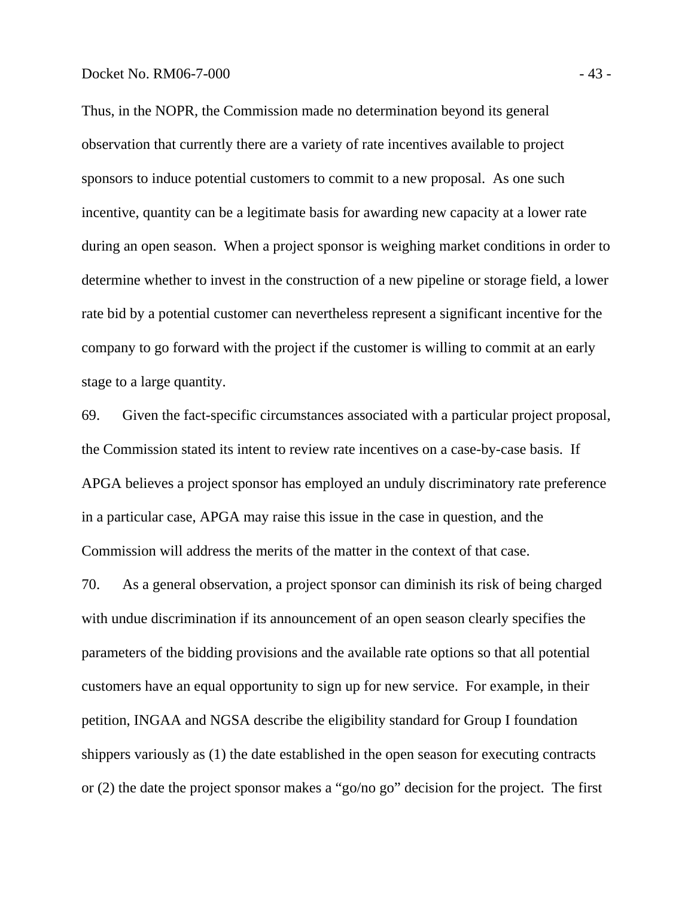Thus, in the NOPR, the Commission made no determination beyond its general observation that currently there are a variety of rate incentives available to project sponsors to induce potential customers to commit to a new proposal. As one such incentive, quantity can be a legitimate basis for awarding new capacity at a lower rate during an open season. When a project sponsor is weighing market conditions in order to determine whether to invest in the construction of a new pipeline or storage field, a lower rate bid by a potential customer can nevertheless represent a significant incentive for the company to go forward with the project if the customer is willing to commit at an early stage to a large quantity.

69. Given the fact-specific circumstances associated with a particular project proposal, the Commission stated its intent to review rate incentives on a case-by-case basis. If APGA believes a project sponsor has employed an unduly discriminatory rate preference in a particular case, APGA may raise this issue in the case in question, and the Commission will address the merits of the matter in the context of that case.

70. As a general observation, a project sponsor can diminish its risk of being charged with undue discrimination if its announcement of an open season clearly specifies the parameters of the bidding provisions and the available rate options so that all potential customers have an equal opportunity to sign up for new service. For example, in their petition, INGAA and NGSA describe the eligibility standard for Group I foundation shippers variously as (1) the date established in the open season for executing contracts or (2) the date the project sponsor makes a "go/no go" decision for the project. The first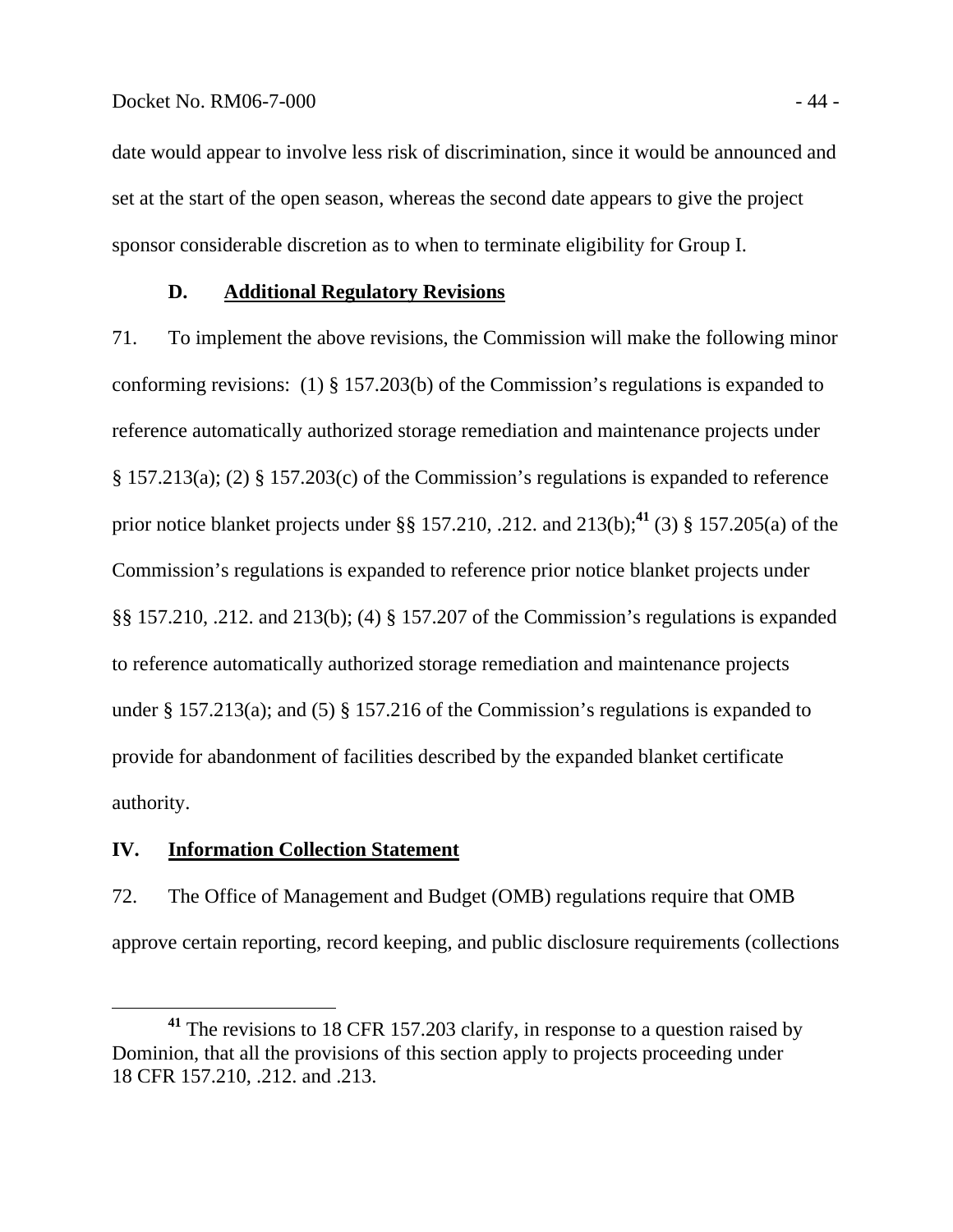date would appear to involve less risk of discrimination, since it would be announced and set at the start of the open season, whereas the second date appears to give the project sponsor considerable discretion as to when to terminate eligibility for Group I.

### D. Additional Regulatory Revisions

71. To implement the above revisions, the Commission will make the following minor conforming revisions: (1) § 157.203(b) of the Commission's regulations is expanded to reference automatically authorized storage remediation and maintenance projects under § 157.213(a); (2) § 157.203(c) of the Commission's regulations is expanded to reference prior notice blanket projects under §§ 157.210, .212. and 213(b);[41] (3) § 157.205(a) of the Commission's regulations is expanded to reference prior notice blanket projects under §§ 157.210, .212. and 213(b); (4) § 157.207 of the Commission's regulations is expanded to reference automatically authorized storage remediation and maintenance projects under § 157.213(a); and (5) § 157.216 of the Commission's regulations is expanded to provide for abandonment of facilities described by the expanded blanket certificate authority.

## IV. Information Collection Statement

72. The Office of Management and Budget (OMB) regulations require that OMB approve certain reporting, record keeping, and public disclosure requirements (collections

[41] The revisions to 18 CFR 157.203 clarify, in response to a question raised by Dominion, that all the provisions of this section apply to projects proceeding under 18 CFR 157.210, .212. and .213.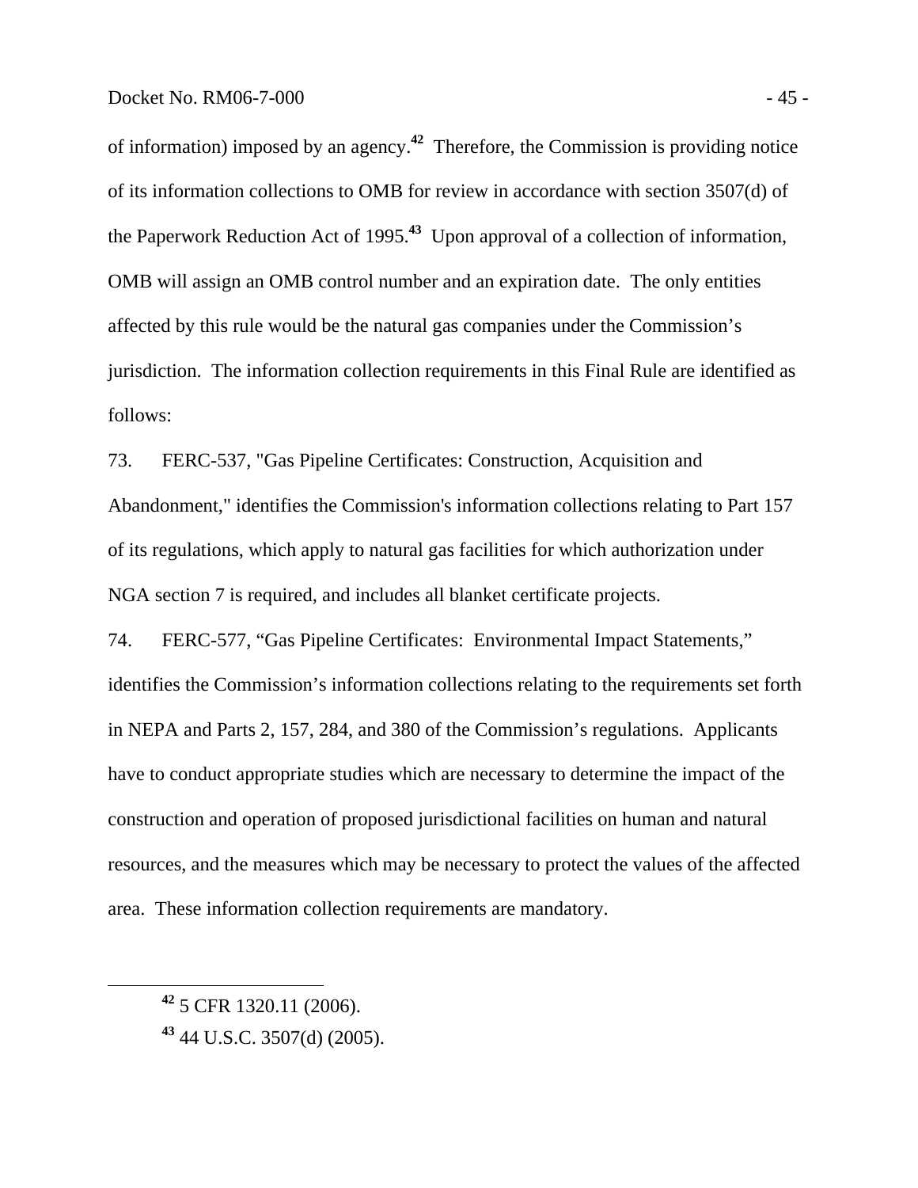of information) imposed by an agency.[42] Therefore, the Commission is providing notice of its information collections to OMB for review in accordance with section 3507(d) of the Paperwork Reduction Act of 1995.[43] Upon approval of a collection of information, OMB will assign an OMB control number and an expiration date. The only entities affected by this rule would be the natural gas companies under the Commission's jurisdiction. The information collection requirements in this Final Rule are identified as follows:

73. FERC-537, "Gas Pipeline Certificates: Construction, Acquisition and Abandonment," identifies the Commission's information collections relating to Part 157 of its regulations, which apply to natural gas facilities for which authorization under NGA section 7 is required, and includes all blanket certificate projects.

74. FERC-577, "Gas Pipeline Certificates: Environmental Impact Statements," identifies the Commission's information collections relating to the requirements set forth in NEPA and Parts 2, 157, 284, and 380 of the Commission's regulations. Applicants have to conduct appropriate studies which are necessary to determine the impact of the construction and operation of proposed jurisdictional facilities on human and natural resources, and the measures which may be necessary to protect the values of the affected area. These information collection requirements are mandatory.

---

[42] 5 CFR 1320.11 (2006).

[43] 44 U.S.C. 3507(d) (2005).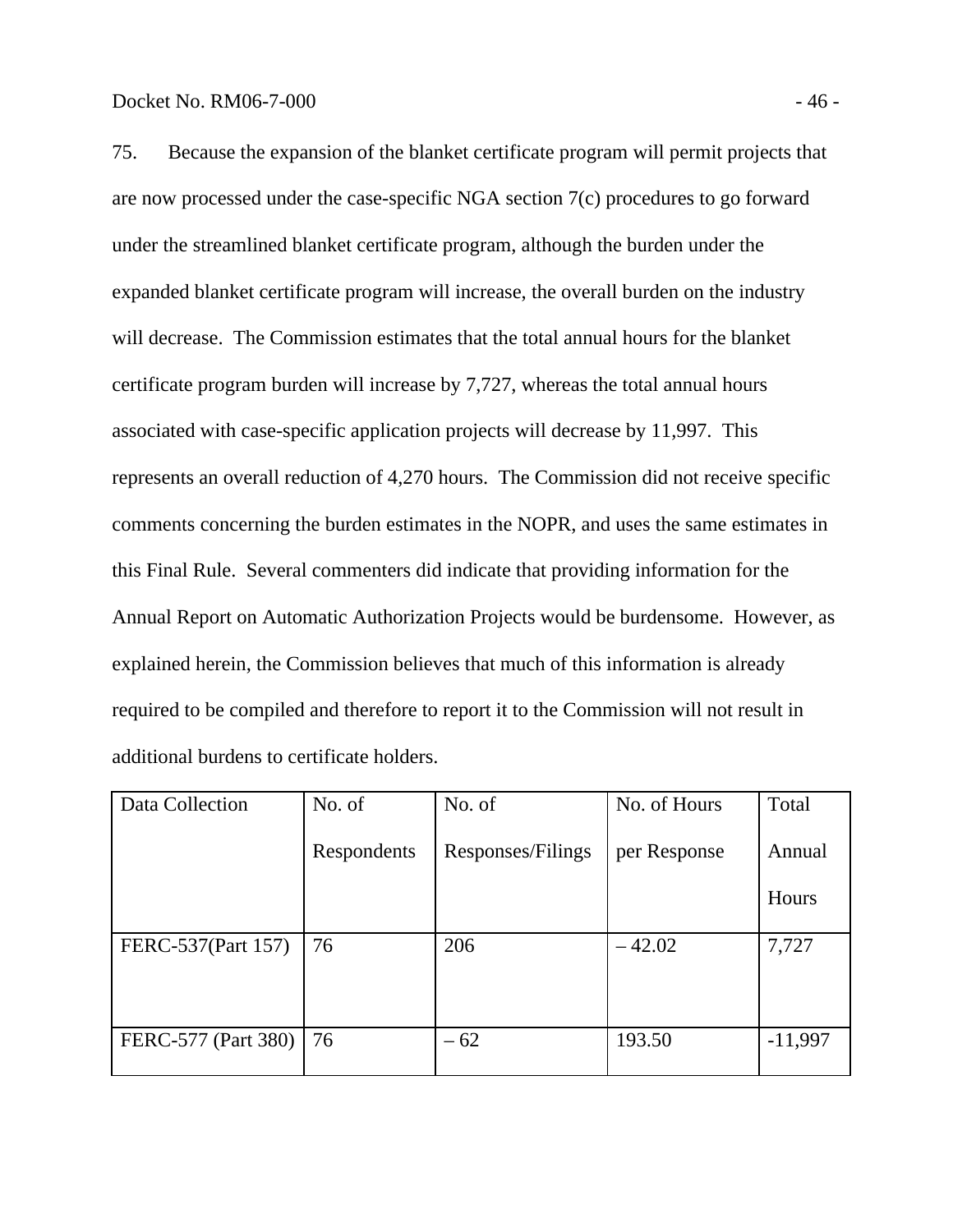75. Because the expansion of the blanket certificate program will permit projects that are now processed under the case-specific NGA section 7(c) procedures to go forward under the streamlined blanket certificate program, although the burden under the expanded blanket certificate program will increase, the overall burden on the industry will decrease. The Commission estimates that the total annual hours for the blanket certificate program burden will increase by 7,727, whereas the total annual hours associated with case-specific application projects will decrease by 11,997. This represents an overall reduction of 4,270 hours. The Commission did not receive specific comments concerning the burden estimates in the NOPR, and uses the same estimates in this Final Rule. Several commenters did indicate that providing information for the Annual Report on Automatic Authorization Projects would be burdensome. However, as explained herein, the Commission believes that much of this information is already required to be compiled and therefore to report it to the Commission will not result in additional burdens to certificate holders.

| Data Collection | No. of Respondents | No. of Responses/Filings | No. of Hours per Response | Total Annual Hours |
|---|---|---|---|---|
| FERC-537(Part 157) | 76 | 206 | – 42.02 | 7,727 |
| FERC-577 (Part 380) | 76 | – 62 | 193.50 | -11,997 |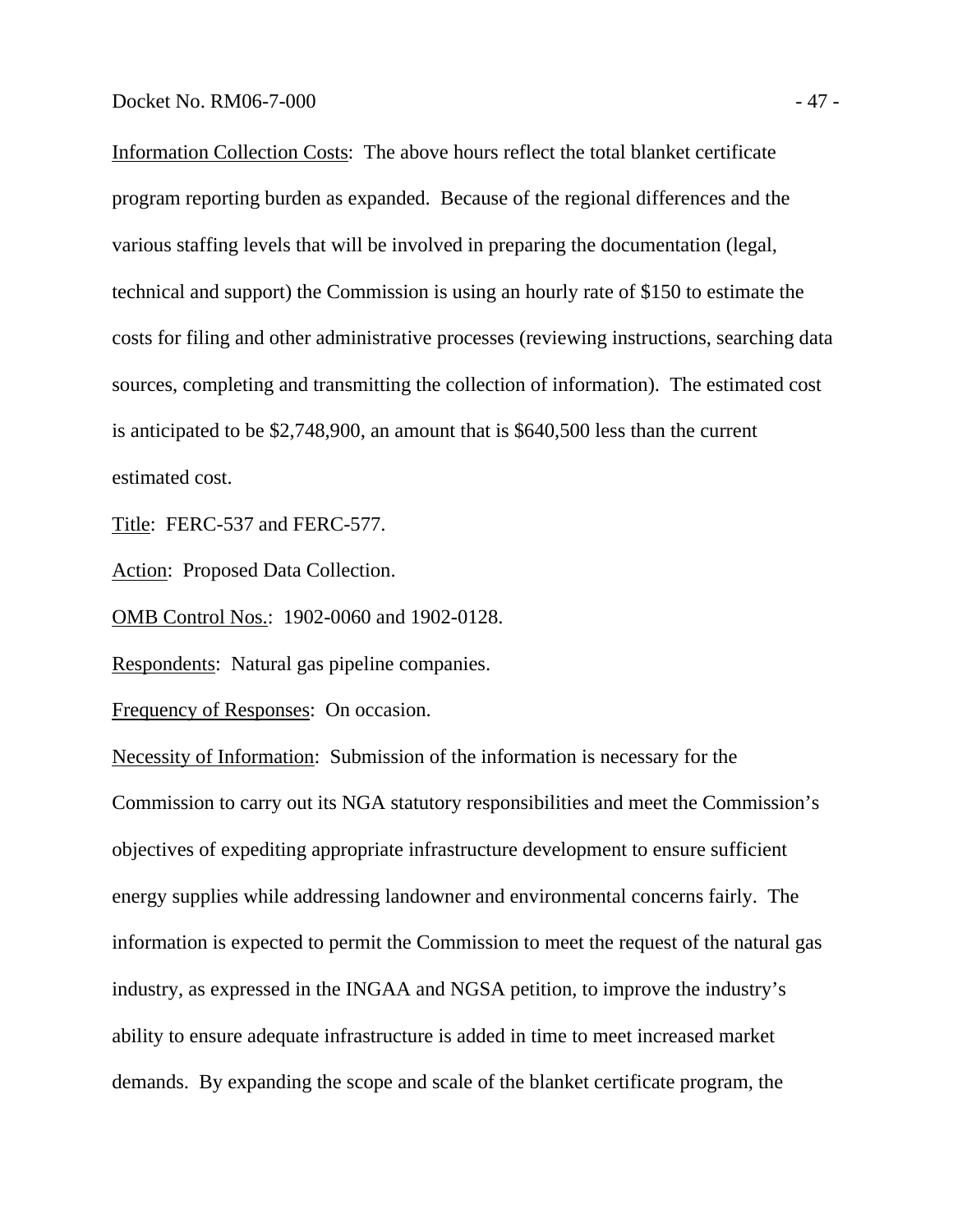Information Collection Costs: The above hours reflect the total blanket certificate program reporting burden as expanded. Because of the regional differences and the various staffing levels that will be involved in preparing the documentation (legal, technical and support) the Commission is using an hourly rate of $150 to estimate the costs for filing and other administrative processes (reviewing instructions, searching data sources, completing and transmitting the collection of information). The estimated cost is anticipated to be $2,748,900, an amount that is $640,500 less than the current estimated cost.

Title: FERC-537 and FERC-577.

Action: Proposed Data Collection.

OMB Control Nos.: 1902-0060 and 1902-0128.

Respondents: Natural gas pipeline companies.

Frequency of Responses: On occasion.

Necessity of Information: Submission of the information is necessary for the Commission to carry out its NGA statutory responsibilities and meet the Commission's objectives of expediting appropriate infrastructure development to ensure sufficient energy supplies while addressing landowner and environmental concerns fairly. The information is expected to permit the Commission to meet the request of the natural gas industry, as expressed in the INGAA and NGSA petition, to improve the industry's ability to ensure adequate infrastructure is added in time to meet increased market demands. By expanding the scope and scale of the blanket certificate program, the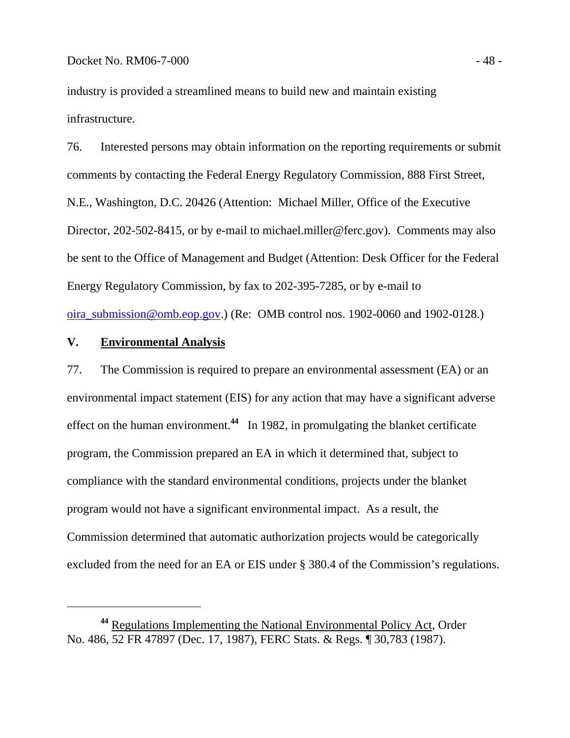industry is provided a streamlined means to build new and maintain existing infrastructure.

76. Interested persons may obtain information on the reporting requirements or submit comments by contacting the Federal Energy Regulatory Commission, 888 First Street, N.E., Washington, D.C. 20426 (Attention: Michael Miller, Office of the Executive Director, 202-502-8415, or by e-mail to michael.miller@ferc.gov). Comments may also be sent to the Office of Management and Budget (Attention: Desk Officer for the Federal Energy Regulatory Commission, by fax to 202-395-7285, or by e-mail to oira_submission@omb.eop.gov.) (Re: OMB control nos. 1902-0060 and 1902-0128.)

## V. Environmental Analysis

77. The Commission is required to prepare an environmental assessment (EA) or an environmental impact statement (EIS) for any action that may have a significant adverse effect on the human environment.[44] In 1982, in promulgating the blanket certificate program, the Commission prepared an EA in which it determined that, subject to compliance with the standard environmental conditions, projects under the blanket program would not have a significant environmental impact. As a result, the Commission determined that automatic authorization projects would be categorically excluded from the need for an EA or EIS under § 380.4 of the Commission's regulations.

---

[44] Regulations Implementing the National Environmental Policy Act, Order No. 486, 52 FR 47897 (Dec. 17, 1987), FERC Stats. & Regs. ¶ 30,783 (1987).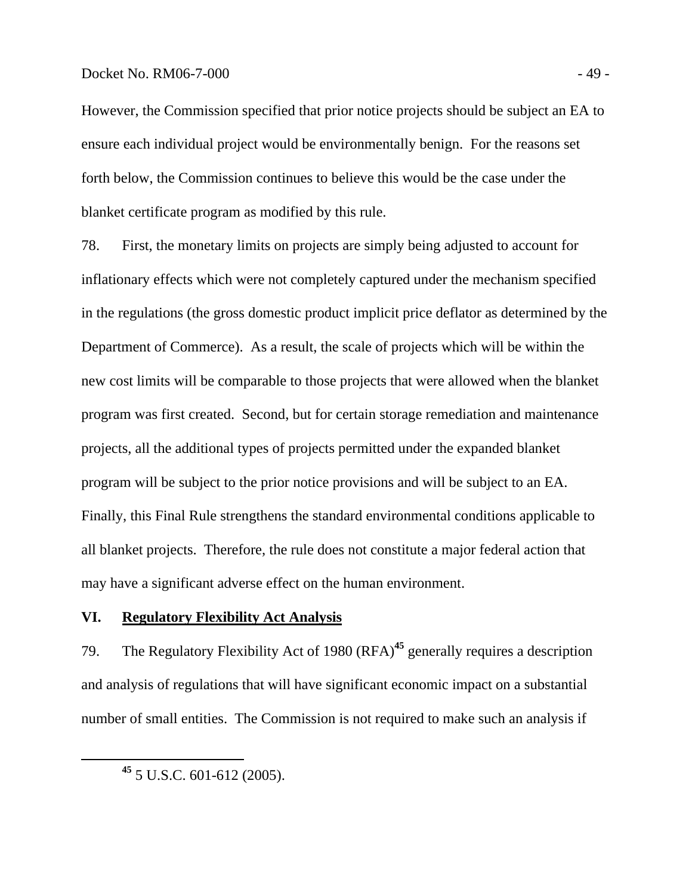However, the Commission specified that prior notice projects should be subject an EA to ensure each individual project would be environmentally benign. For the reasons set forth below, the Commission continues to believe this would be the case under the blanket certificate program as modified by this rule.

78. First, the monetary limits on projects are simply being adjusted to account for inflationary effects which were not completely captured under the mechanism specified in the regulations (the gross domestic product implicit price deflator as determined by the Department of Commerce). As a result, the scale of projects which will be within the new cost limits will be comparable to those projects that were allowed when the blanket program was first created. Second, but for certain storage remediation and maintenance projects, all the additional types of projects permitted under the expanded blanket program will be subject to the prior notice provisions and will be subject to an EA. Finally, this Final Rule strengthens the standard environmental conditions applicable to all blanket projects. Therefore, the rule does not constitute a major federal action that may have a significant adverse effect on the human environment.

## VI. <u>Regulatory Flexibility Act Analysis</u>

79. The Regulatory Flexibility Act of 1980 (RFA)[45] generally requires a description and analysis of regulations that will have significant economic impact on a substantial number of small entities. The Commission is not required to make such an analysis if

---

[45] 5 U.S.C. 601-612 (2005).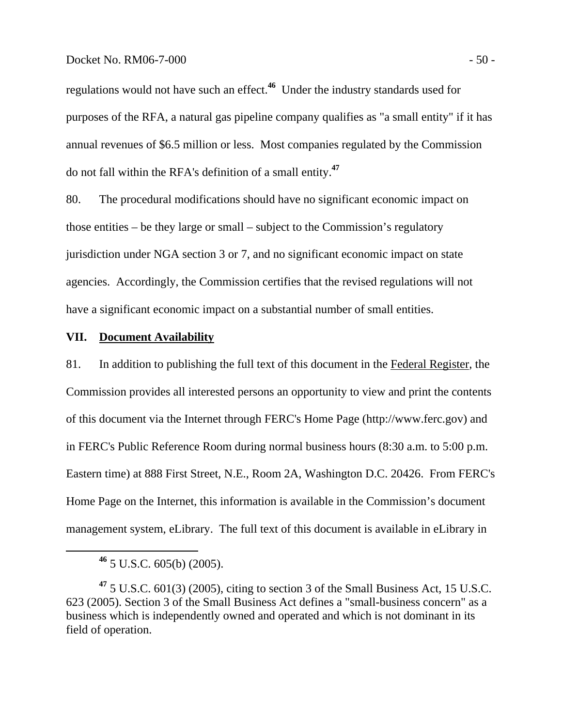regulations would not have such an effect.[46] Under the industry standards used for purposes of the RFA, a natural gas pipeline company qualifies as "a small entity" if it has annual revenues of $6.5 million or less. Most companies regulated by the Commission do not fall within the RFA's definition of a small entity.[47]

80. The procedural modifications should have no significant economic impact on those entities – be they large or small – subject to the Commission's regulatory jurisdiction under NGA section 3 or 7, and no significant economic impact on state agencies. Accordingly, the Commission certifies that the revised regulations will not have a significant economic impact on a substantial number of small entities.

## VII. Document Availability

81. In addition to publishing the full text of this document in the Federal Register, the Commission provides all interested persons an opportunity to view and print the contents of this document via the Internet through FERC's Home Page (http://www.ferc.gov) and in FERC's Public Reference Room during normal business hours (8:30 a.m. to 5:00 p.m. Eastern time) at 888 First Street, N.E., Room 2A, Washington D.C. 20426. From FERC's Home Page on the Internet, this information is available in the Commission's document management system, eLibrary. The full text of this document is available in eLibrary in

---

[46] 5 U.S.C. 605(b) (2005).

[47] 5 U.S.C. 601(3) (2005), citing to section 3 of the Small Business Act, 15 U.S.C. 623 (2005). Section 3 of the Small Business Act defines a "small-business concern" as a business which is independently owned and operated and which is not dominant in its field of operation.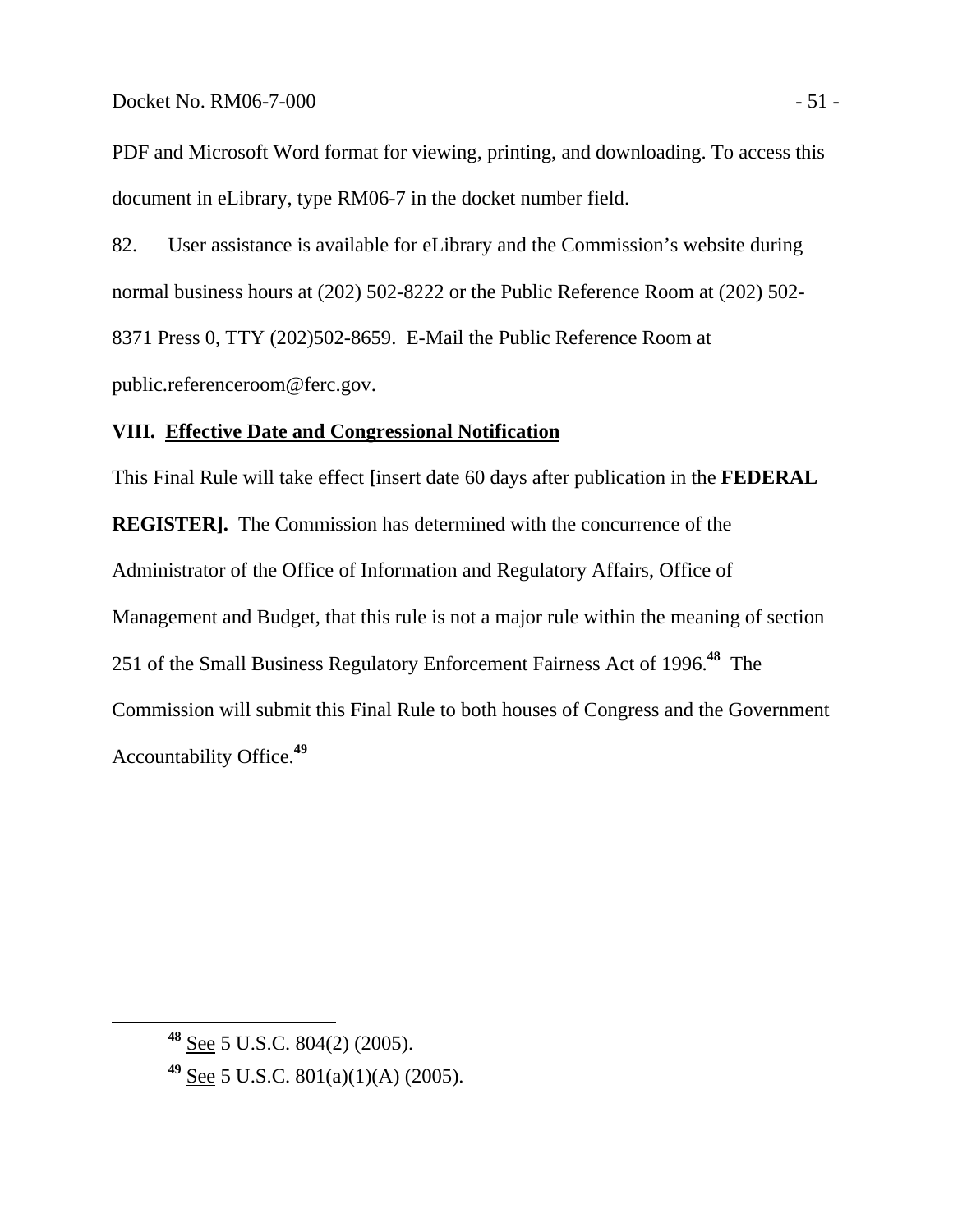PDF and Microsoft Word format for viewing, printing, and downloading. To access this document in eLibrary, type RM06-7 in the docket number field.

82. User assistance is available for eLibrary and the Commission's website during normal business hours at (202) 502-8222 or the Public Reference Room at (202) 502-8371 Press 0, TTY (202)502-8659. E-Mail the Public Reference Room at public.referenceroom@ferc.gov.

## VIII. Effective Date and Congressional Notification

This Final Rule will take effect **[**insert date 60 days after publication in the **FEDERAL REGISTER].** The Commission has determined with the concurrence of the Administrator of the Office of Information and Regulatory Affairs, Office of Management and Budget, that this rule is not a major rule within the meaning of section 251 of the Small Business Regulatory Enforcement Fairness Act of 1996.[48] The Commission will submit this Final Rule to both houses of Congress and the Government Accountability Office.[49]

---

[48] See 5 U.S.C. 804(2) (2005).

[49] See 5 U.S.C. 801(a)(1)(A) (2005).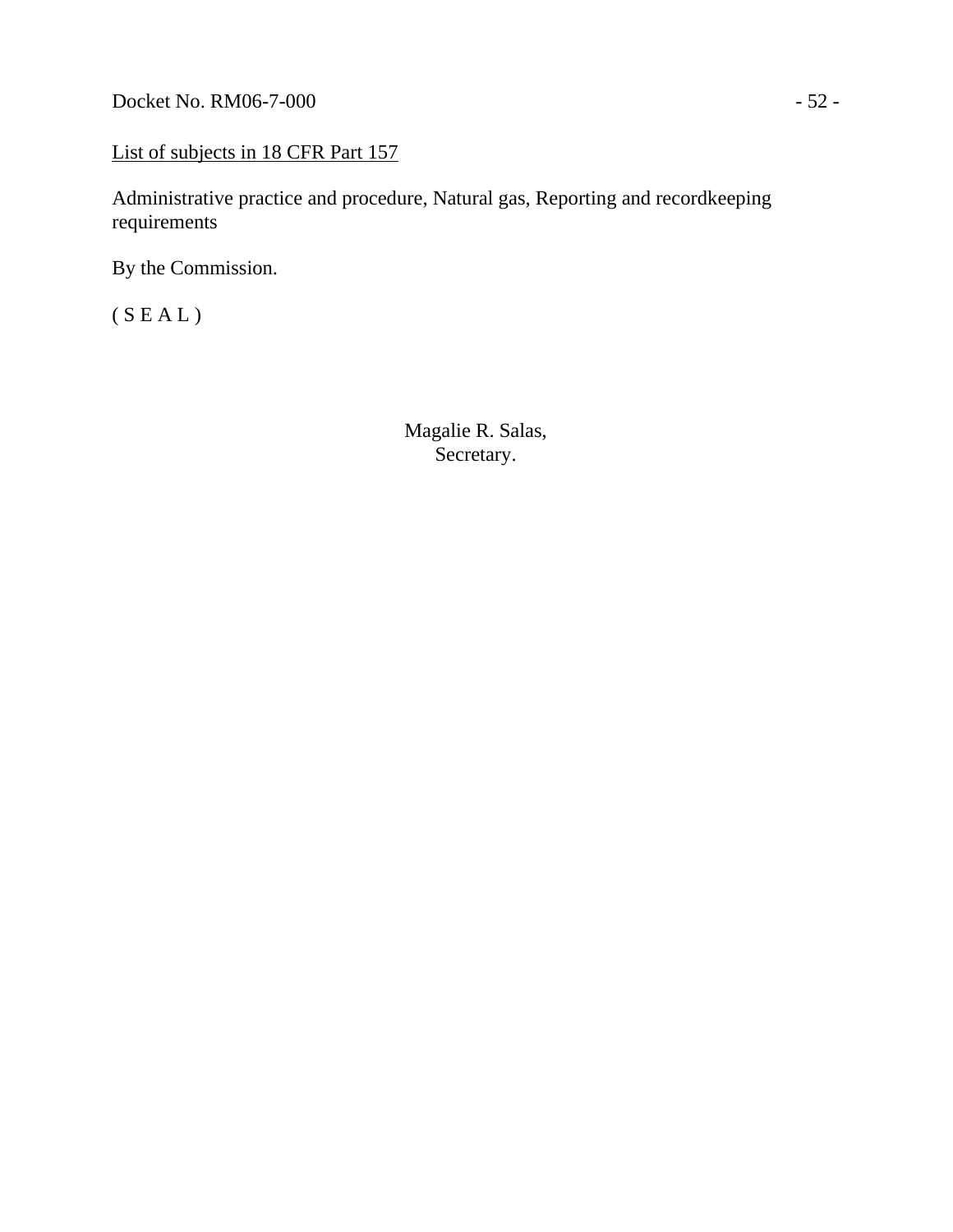List of subjects in 18 CFR Part 157

Administrative practice and procedure, Natural gas, Reporting and recordkeeping requirements

By the Commission.

( S E A L )

Magalie R. Salas,
Secretary.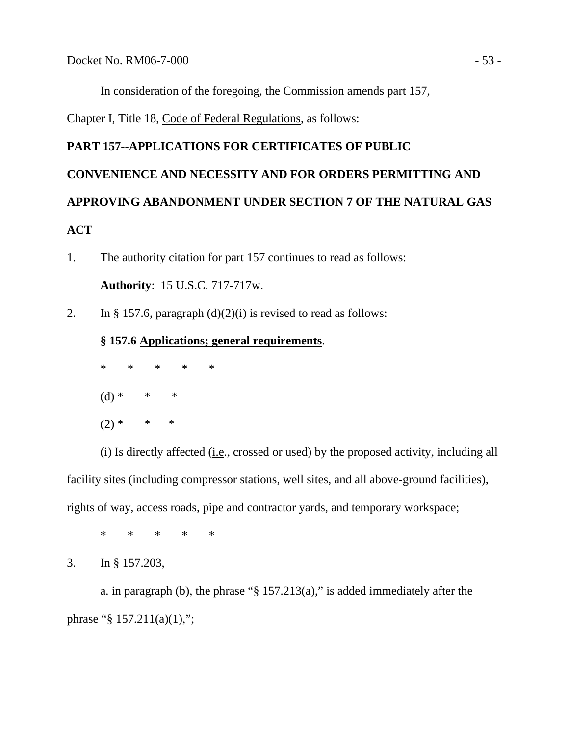In consideration of the foregoing, the Commission amends part 157, Chapter I, Title 18, Code of Federal Regulations, as follows:

**PART 157--APPLICATIONS FOR CERTIFICATES OF PUBLIC CONVENIENCE AND NECESSITY AND FOR ORDERS PERMITTING AND APPROVING ABANDONMENT UNDER SECTION 7 OF THE NATURAL GAS ACT**

1. The authority citation for part 157 continues to read as follows:

   **Authority**: 15 U.S.C. 717-717w.

2. In § 157.6, paragraph (d)(2)(i) is revised to read as follows:

   **§ 157.6 Applications; general requirements**.

   \* \* \* \* \*

   (d) \* \* \*

   (2) \* \* \*

   (i) Is directly affected (i.e., crossed or used) by the proposed activity, including all facility sites (including compressor stations, well sites, and all above-ground facilities), rights of way, access roads, pipe and contractor yards, and temporary workspace;

   \* \* \* \* \*

3. In § 157.203,

   a. in paragraph (b), the phrase "§ 157.213(a)," is added immediately after the phrase "§ 157.211(a)(1),";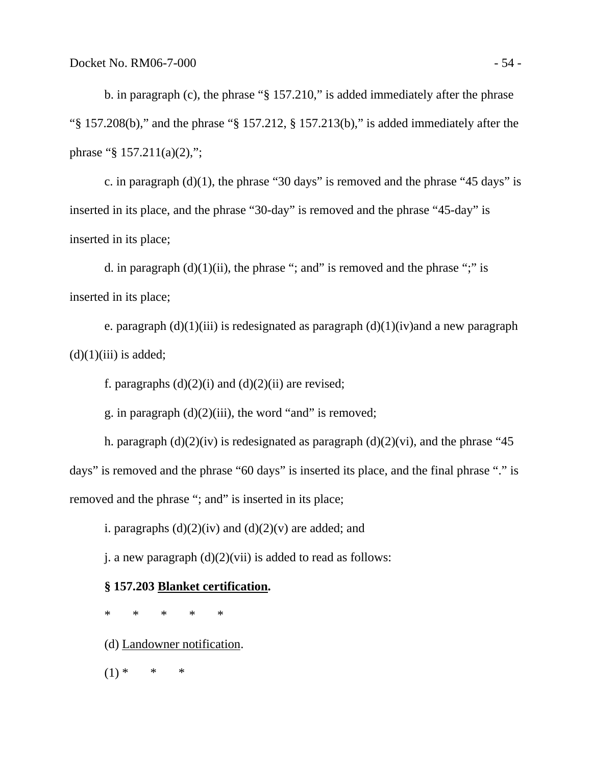b. in paragraph (c), the phrase "§ 157.210," is added immediately after the phrase "§ 157.208(b)," and the phrase "§ 157.212, § 157.213(b)," is added immediately after the phrase "§ 157.211(a)(2),";

c. in paragraph (d)(1), the phrase "30 days" is removed and the phrase "45 days" is inserted in its place, and the phrase "30-day" is removed and the phrase "45-day" is inserted in its place;

d. in paragraph (d)(1)(ii), the phrase "; and" is removed and the phrase ";" is inserted in its place;

e. paragraph (d)(1)(iii) is redesignated as paragraph (d)(1)(iv)and a new paragraph (d)(1)(iii) is added;

f. paragraphs (d)(2)(i) and (d)(2)(ii) are revised;

g. in paragraph (d)(2)(iii), the word "and" is removed;

h. paragraph (d)(2)(iv) is redesignated as paragraph (d)(2)(vi), and the phrase "45 days" is removed and the phrase "60 days" is inserted its place, and the final phrase "." is removed and the phrase "; and" is inserted in its place;

i. paragraphs (d)(2)(iv) and (d)(2)(v) are added; and

j. a new paragraph (d)(2)(vii) is added to read as follows:

**§ 157.203 Blanket certification.**

\*     \*     \*     \*     \*

(d) Landowner notification.

(1) \*     \*     \*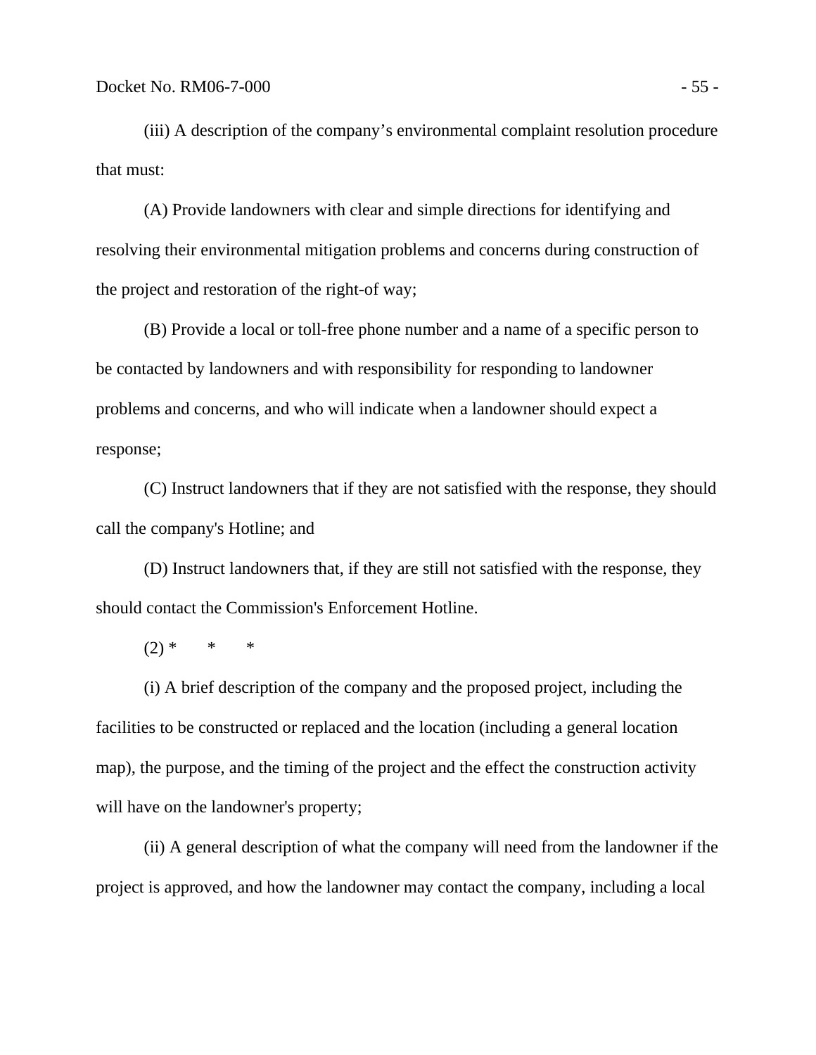(iii) A description of the company’s environmental complaint resolution procedure that must:

(A) Provide landowners with clear and simple directions for identifying and resolving their environmental mitigation problems and concerns during construction of the project and restoration of the right-of way;

(B) Provide a local or toll-free phone number and a name of a specific person to be contacted by landowners and with responsibility for responding to landowner problems and concerns, and who will indicate when a landowner should expect a response;

(C) Instruct landowners that if they are not satisfied with the response, they should call the company's Hotline; and

(D) Instruct landowners that, if they are still not satisfied with the response, they should contact the Commission's Enforcement Hotline.

(2) * * *

(i) A brief description of the company and the proposed project, including the facilities to be constructed or replaced and the location (including a general location map), the purpose, and the timing of the project and the effect the construction activity will have on the landowner's property;

(ii) A general description of what the company will need from the landowner if the project is approved, and how the landowner may contact the company, including a local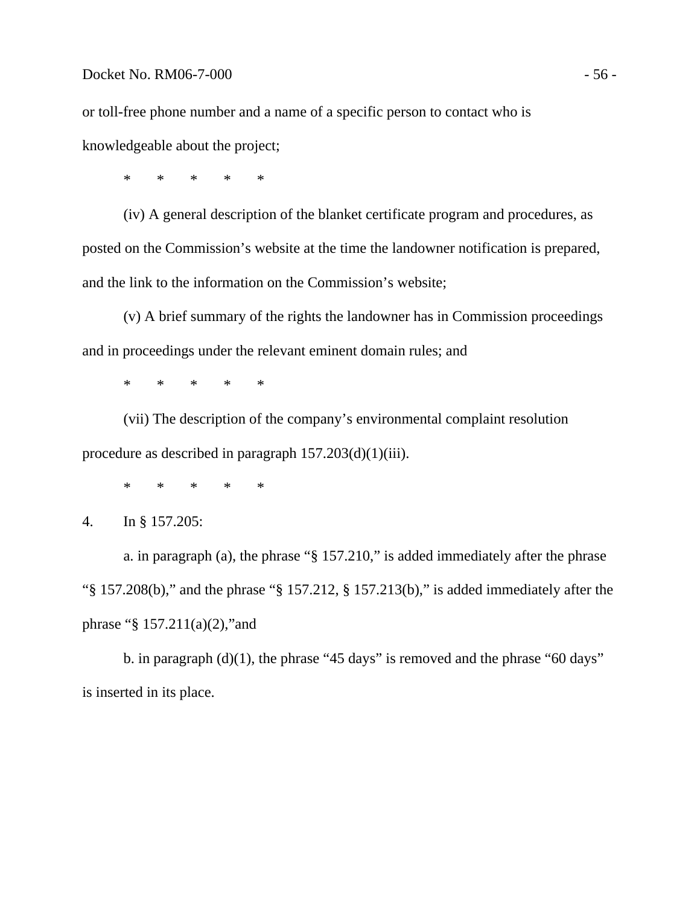or toll-free phone number and a name of a specific person to contact who is knowledgeable about the project;

\*     \*     \*     \*     \*

(iv) A general description of the blanket certificate program and procedures, as posted on the Commission's website at the time the landowner notification is prepared, and the link to the information on the Commission's website;

(v) A brief summary of the rights the landowner has in Commission proceedings and in proceedings under the relevant eminent domain rules; and

\*     \*     \*     \*     \*

(vii) The description of the company's environmental complaint resolution procedure as described in paragraph 157.203(d)(1)(iii).

\*     \*     \*     \*     \*

4. In § 157.205:

a. in paragraph (a), the phrase "§ 157.210," is added immediately after the phrase "§ 157.208(b)," and the phrase "§ 157.212, § 157.213(b)," is added immediately after the phrase "§ 157.211(a)(2),"and

b. in paragraph (d)(1), the phrase "45 days" is removed and the phrase "60 days" is inserted in its place.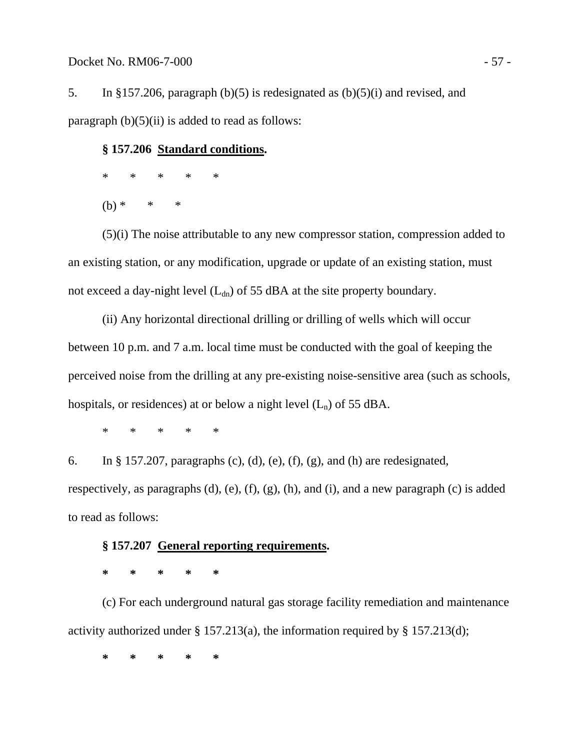5. In §157.206, paragraph (b)(5) is redesignated as (b)(5)(i) and revised, and paragraph (b)(5)(ii) is added to read as follows:

**§ 157.206 Standard conditions.**

\* \* \* \* \*

(b) \* \* \*

(5)(i) The noise attributable to any new compressor station, compression added to an existing station, or any modification, upgrade or update of an existing station, must not exceed a day-night level ($L_{dn}$) of 55 dBA at the site property boundary.

(ii) Any horizontal directional drilling or drilling of wells which will occur between 10 p.m. and 7 a.m. local time must be conducted with the goal of keeping the perceived noise from the drilling at any pre-existing noise-sensitive area (such as schools, hospitals, or residences) at or below a night level ($L_n$) of 55 dBA.

\* \* \* \* \*

6. In § 157.207, paragraphs (c), (d), (e), (f), (g), and (h) are redesignated, respectively, as paragraphs (d), (e), (f), (g), (h), and (i), and a new paragraph (c) is added to read as follows:

**§ 157.207 General reporting requirements.**

**\* \* \* \* \***

(c) For each underground natural gas storage facility remediation and maintenance activity authorized under § 157.213(a), the information required by § 157.213(d);

**\* \* \* \* \***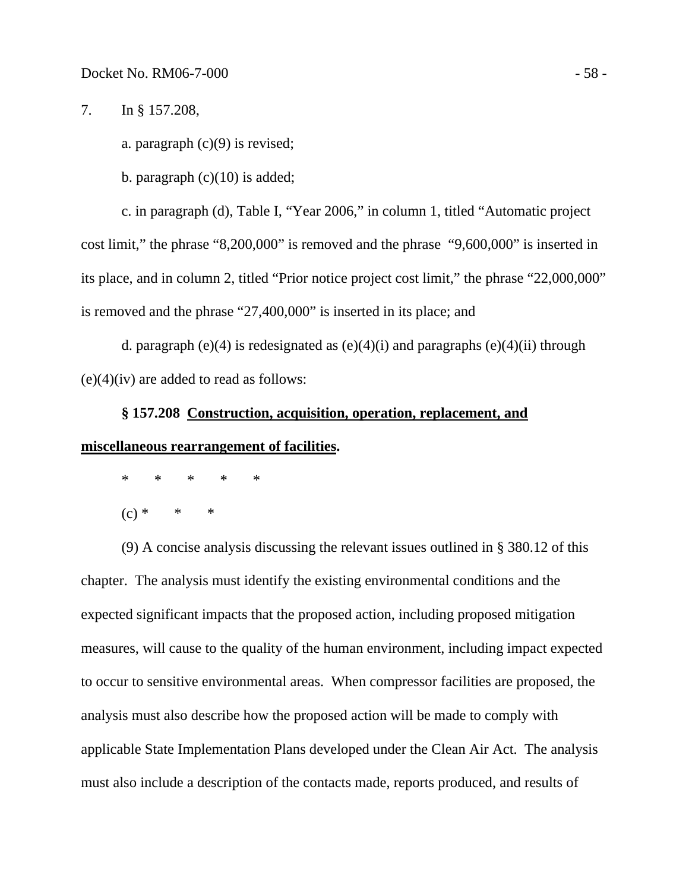7. In § 157.208,

a. paragraph (c)(9) is revised;

b. paragraph (c)(10) is added;

c. in paragraph (d), Table I, "Year 2006," in column 1, titled "Automatic project cost limit," the phrase "8,200,000" is removed and the phrase "9,600,000" is inserted in its place, and in column 2, titled "Prior notice project cost limit," the phrase "22,000,000" is removed and the phrase "27,400,000" is inserted in its place; and

d. paragraph (e)(4) is redesignated as (e)(4)(i) and paragraphs (e)(4)(ii) through (e)(4)(iv) are added to read as follows:

**§ 157.208 <u>Construction, acquisition, operation, replacement, and miscellaneous rearrangement of facilities</u>.**

\* \* \* \* \*

(c) \* \* \*

(9) A concise analysis discussing the relevant issues outlined in § 380.12 of this chapter. The analysis must identify the existing environmental conditions and the expected significant impacts that the proposed action, including proposed mitigation measures, will cause to the quality of the human environment, including impact expected to occur to sensitive environmental areas. When compressor facilities are proposed, the analysis must also describe how the proposed action will be made to comply with applicable State Implementation Plans developed under the Clean Air Act. The analysis must also include a description of the contacts made, reports produced, and results of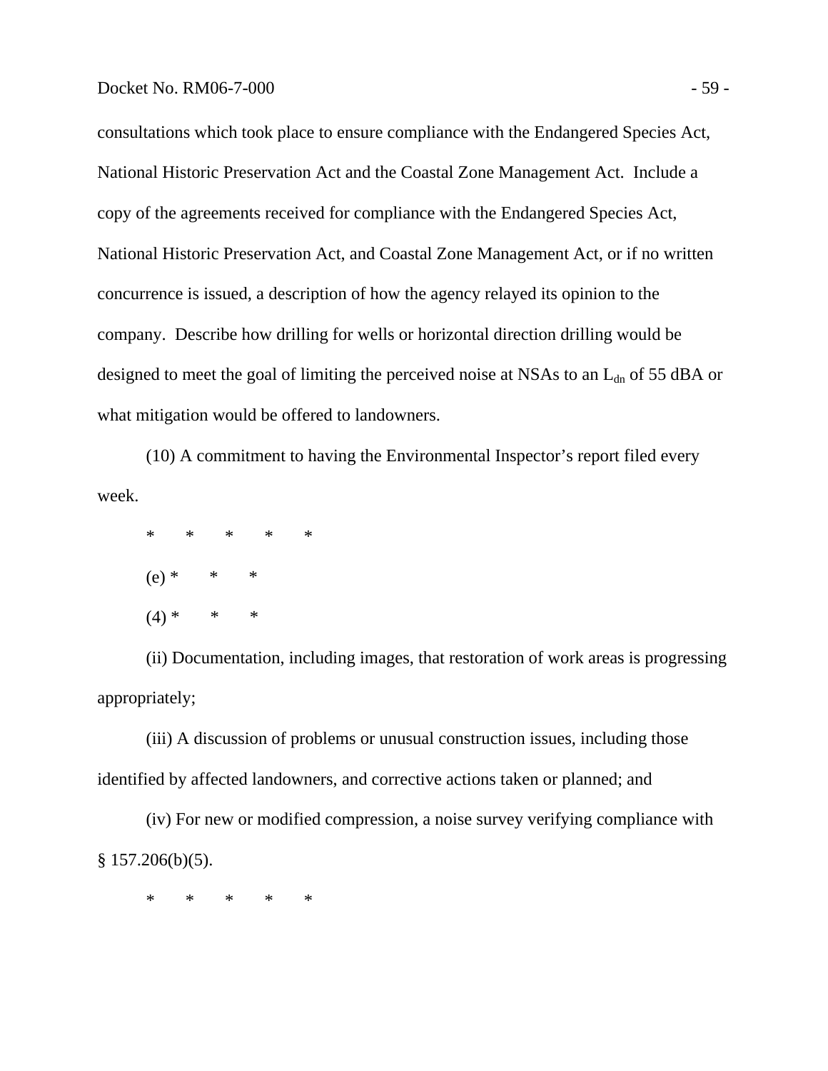consultations which took place to ensure compliance with the Endangered Species Act, National Historic Preservation Act and the Coastal Zone Management Act. Include a copy of the agreements received for compliance with the Endangered Species Act, National Historic Preservation Act, and Coastal Zone Management Act, or if no written concurrence is issued, a description of how the agency relayed its opinion to the company. Describe how drilling for wells or horizontal direction drilling would be designed to meet the goal of limiting the perceived noise at NSAs to an $L_{dn}$ of 55 dBA or what mitigation would be offered to landowners.

(10) A commitment to having the Environmental Inspector's report filed every week.

\* \* \* \* \*

(e) \* \* \*

(4) \* \* \*

(ii) Documentation, including images, that restoration of work areas is progressing appropriately;

(iii) A discussion of problems or unusual construction issues, including those identified by affected landowners, and corrective actions taken or planned; and

(iv) For new or modified compression, a noise survey verifying compliance with § 157.206(b)(5).

\* \* \* \* \*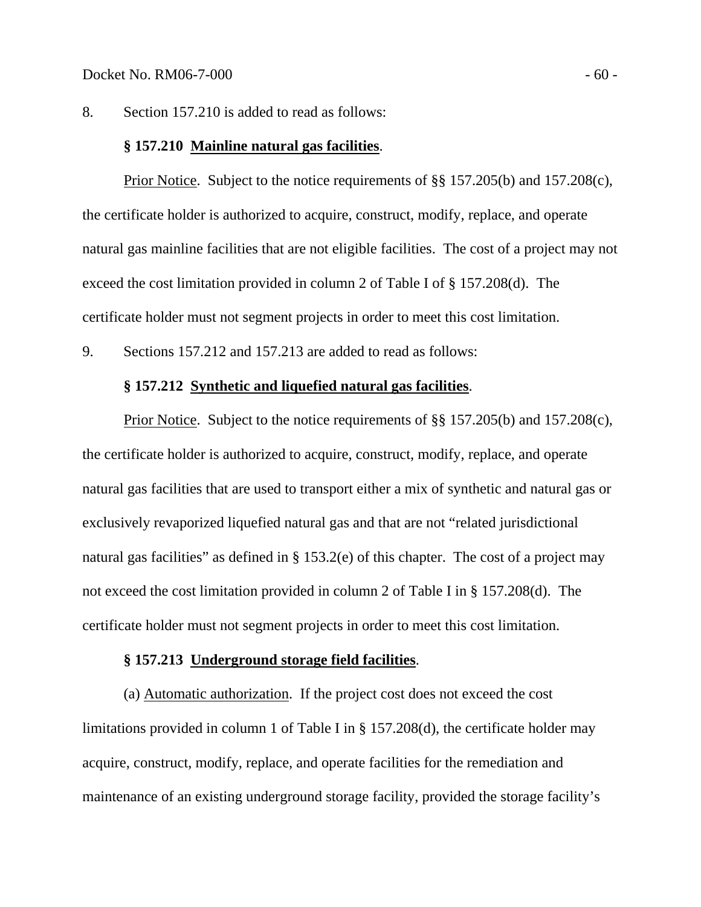8. Section 157.210 is added to read as follows:

**§ 157.210 Mainline natural gas facilities**.

Prior Notice. Subject to the notice requirements of §§ 157.205(b) and 157.208(c), the certificate holder is authorized to acquire, construct, modify, replace, and operate natural gas mainline facilities that are not eligible facilities. The cost of a project may not exceed the cost limitation provided in column 2 of Table I of § 157.208(d). The certificate holder must not segment projects in order to meet this cost limitation.

9. Sections 157.212 and 157.213 are added to read as follows:

**§ 157.212 Synthetic and liquefied natural gas facilities**.

Prior Notice. Subject to the notice requirements of §§ 157.205(b) and 157.208(c), the certificate holder is authorized to acquire, construct, modify, replace, and operate natural gas facilities that are used to transport either a mix of synthetic and natural gas or exclusively revaporized liquefied natural gas and that are not "related jurisdictional natural gas facilities" as defined in § 153.2(e) of this chapter. The cost of a project may not exceed the cost limitation provided in column 2 of Table I in § 157.208(d). The certificate holder must not segment projects in order to meet this cost limitation.

**§ 157.213 Underground storage field facilities**.

(a) Automatic authorization. If the project cost does not exceed the cost limitations provided in column 1 of Table I in § 157.208(d), the certificate holder may acquire, construct, modify, replace, and operate facilities for the remediation and maintenance of an existing underground storage facility, provided the storage facility's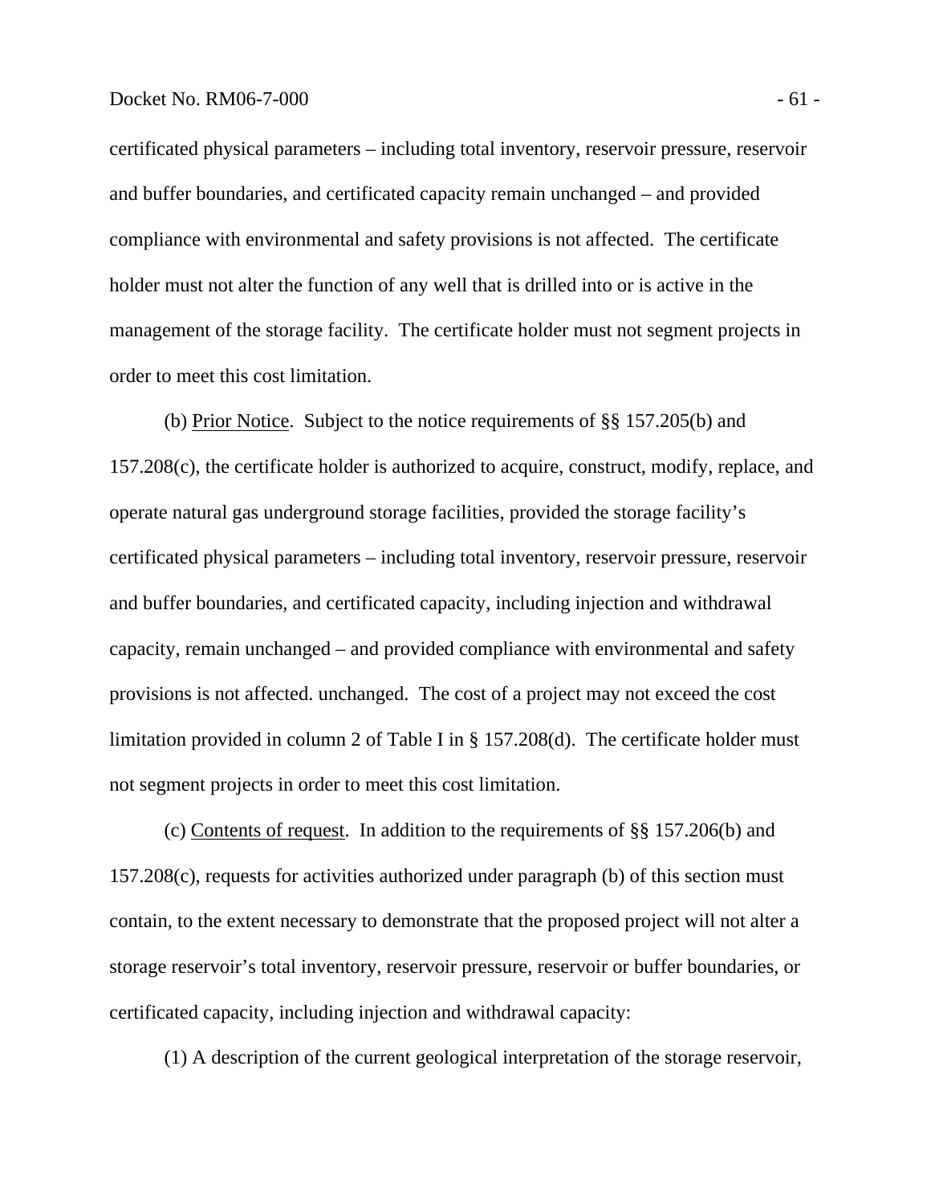certificated physical parameters – including total inventory, reservoir pressure, reservoir and buffer boundaries, and certificated capacity remain unchanged – and provided compliance with environmental and safety provisions is not affected. The certificate holder must not alter the function of any well that is drilled into or is active in the management of the storage facility. The certificate holder must not segment projects in order to meet this cost limitation.

(b) Prior Notice. Subject to the notice requirements of §§ 157.205(b) and 157.208(c), the certificate holder is authorized to acquire, construct, modify, replace, and operate natural gas underground storage facilities, provided the storage facility's certificated physical parameters – including total inventory, reservoir pressure, reservoir and buffer boundaries, and certificated capacity, including injection and withdrawal capacity, remain unchanged – and provided compliance with environmental and safety provisions is not affected. unchanged. The cost of a project may not exceed the cost limitation provided in column 2 of Table I in § 157.208(d). The certificate holder must not segment projects in order to meet this cost limitation.

(c) Contents of request. In addition to the requirements of §§ 157.206(b) and 157.208(c), requests for activities authorized under paragraph (b) of this section must contain, to the extent necessary to demonstrate that the proposed project will not alter a storage reservoir's total inventory, reservoir pressure, reservoir or buffer boundaries, or certificated capacity, including injection and withdrawal capacity:

(1) A description of the current geological interpretation of the storage reservoir,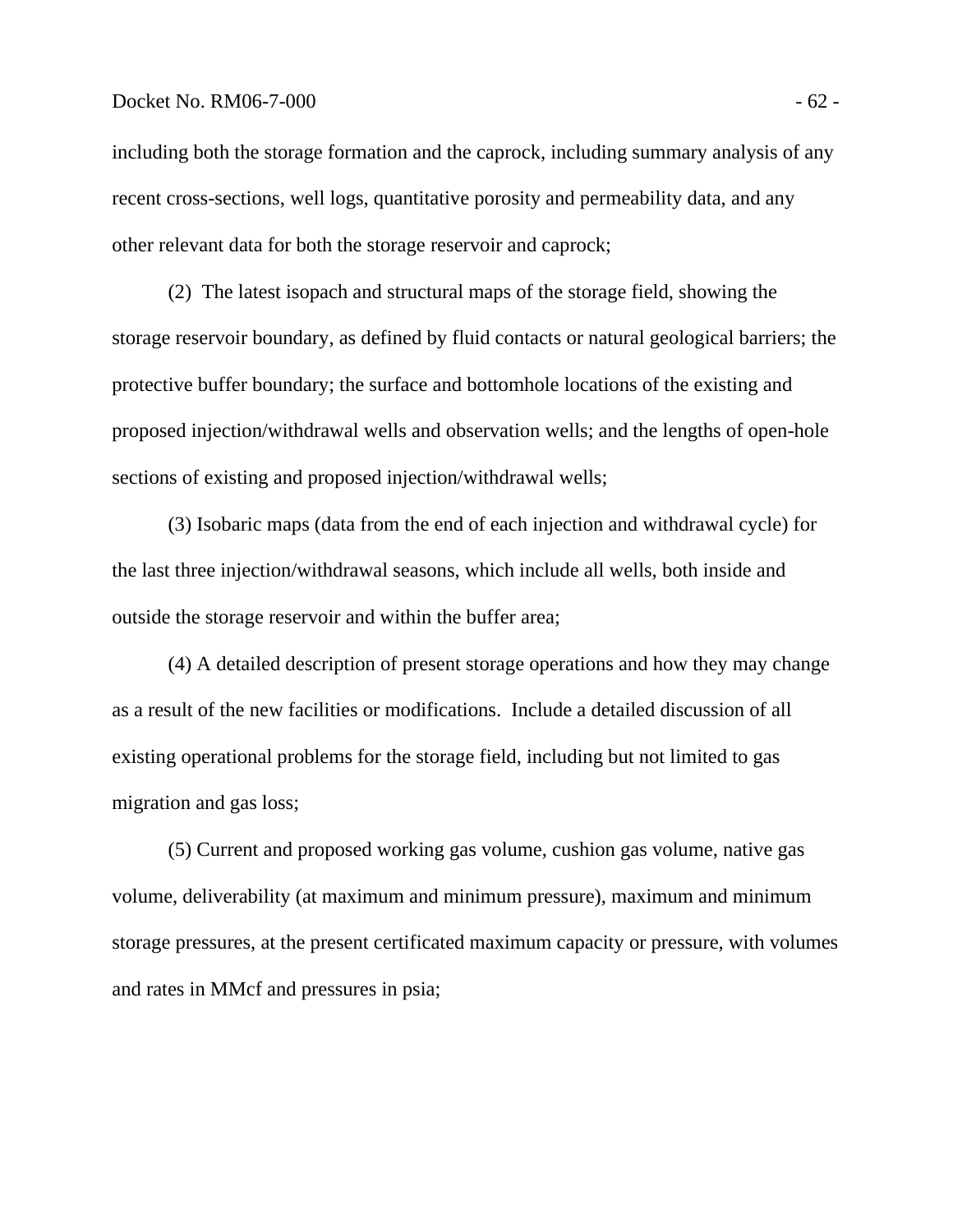including both the storage formation and the caprock, including summary analysis of any recent cross-sections, well logs, quantitative porosity and permeability data, and any other relevant data for both the storage reservoir and caprock;

(2) The latest isopach and structural maps of the storage field, showing the storage reservoir boundary, as defined by fluid contacts or natural geological barriers; the protective buffer boundary; the surface and bottomhole locations of the existing and proposed injection/withdrawal wells and observation wells; and the lengths of open-hole sections of existing and proposed injection/withdrawal wells;

(3) Isobaric maps (data from the end of each injection and withdrawal cycle) for the last three injection/withdrawal seasons, which include all wells, both inside and outside the storage reservoir and within the buffer area;

(4) A detailed description of present storage operations and how they may change as a result of the new facilities or modifications. Include a detailed discussion of all existing operational problems for the storage field, including but not limited to gas migration and gas loss;

(5) Current and proposed working gas volume, cushion gas volume, native gas volume, deliverability (at maximum and minimum pressure), maximum and minimum storage pressures, at the present certificated maximum capacity or pressure, with volumes and rates in MMcf and pressures in psia;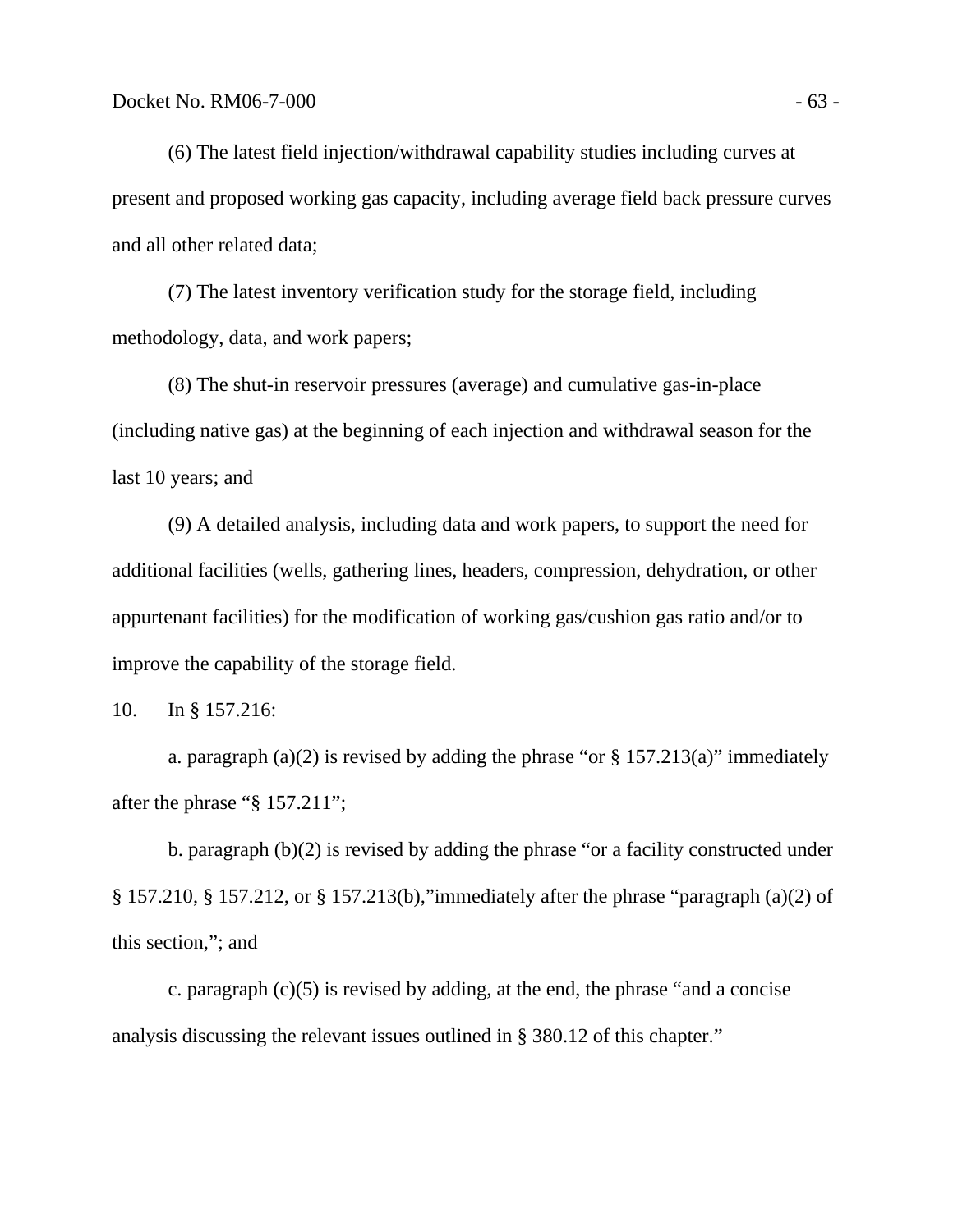(6) The latest field injection/withdrawal capability studies including curves at present and proposed working gas capacity, including average field back pressure curves and all other related data;

(7) The latest inventory verification study for the storage field, including methodology, data, and work papers;

(8) The shut-in reservoir pressures (average) and cumulative gas-in-place (including native gas) at the beginning of each injection and withdrawal season for the last 10 years; and

(9) A detailed analysis, including data and work papers, to support the need for additional facilities (wells, gathering lines, headers, compression, dehydration, or other appurtenant facilities) for the modification of working gas/cushion gas ratio and/or to improve the capability of the storage field.

10. In § 157.216:

a. paragraph (a)(2) is revised by adding the phrase "or § 157.213(a)" immediately after the phrase "§ 157.211";

b. paragraph (b)(2) is revised by adding the phrase "or a facility constructed under § 157.210, § 157.212, or § 157.213(b),"immediately after the phrase "paragraph (a)(2) of this section,"; and

c. paragraph (c)(5) is revised by adding, at the end, the phrase "and a concise analysis discussing the relevant issues outlined in § 380.12 of this chapter."